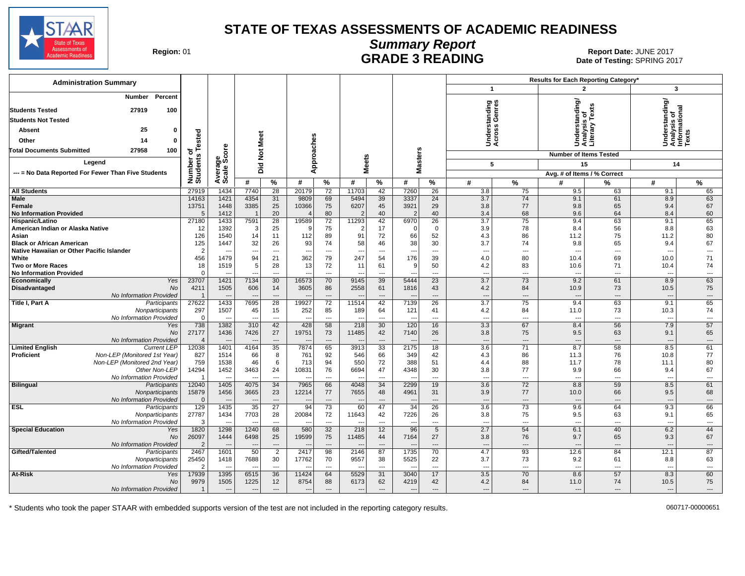# STATE OF TEXAS ASSESSMENTS OF ACADEMIC READINESS

## Summary Report

## GRADE 3 READING

**Region:** 01

**Report Date:** JUNE 2017
**Date of Testing:** SPRING 2017

### Administration Summary

| | Number | Percent |
|---|---|---|
| Students Tested | 27919 | 100 |
| Students Not Tested | | |
| Absent | 25 | 0 |
| Other | 14 | 0 |
| Total Documents Submitted | 27958 | 100 |

Legend

--- = No Data Reported For Fewer Than Five Students

Results for Each Reporting Category*: 1 = Understanding Across Genres (Number of Items Tested: 5); 2 = Understanding/Analysis of Literary Texts (Number of Items Tested: 15); 3 = Understanding/Analysis of Informational Texts (Number of Items Tested: 14). Avg. # of Items / % Correct.

| Group | Subgroup | Number of Students Tested | Average Scale Score | Did Not Meet # | Did Not Meet % | Approaches # | Approaches % | Meets # | Meets % | Masters # | Masters % | Cat. 1 # | Cat. 1 % | Cat. 2 # | Cat. 2 % | Cat. 3 # | Cat. 3 % |
|---|---|---|---|---|---|---|---|---|---|---|---|---|---|---|---|---|---|
| **All Students** | | 27919 | 1434 | 7740 | 28 | 20179 | 72 | 11703 | 42 | 7260 | 26 | 3.8 | 75 | 9.5 | 63 | 9.1 | 65 |
| **Male** | | 14163 | 1421 | 4354 | 31 | 9809 | 69 | 5494 | 39 | 3337 | 24 | 3.7 | 74 | 9.1 | 61 | 8.9 | 63 |
| **Female** | | 13751 | 1448 | 3385 | 25 | 10366 | 75 | 6207 | 45 | 3921 | 29 | 3.8 | 77 | 9.8 | 65 | 9.4 | 67 |
| **No Information Provided** | | 5 | 1412 | 1 | 20 | 4 | 80 | 2 | 40 | 2 | 40 | 3.4 | 68 | 9.6 | 64 | 8.4 | 60 |
| **Hispanic/Latino** | | 27180 | 1433 | 7591 | 28 | 19589 | 72 | 11293 | 42 | 6970 | 26 | 3.7 | 75 | 9.4 | 63 | 9.1 | 65 |
| **American Indian or Alaska Native** | | 12 | 1392 | 3 | 25 | 9 | 75 | 2 | 17 | 0 | 0 | 3.9 | 78 | 8.4 | 56 | 8.8 | 63 |
| **Asian** | | 126 | 1540 | 14 | 11 | 112 | 89 | 91 | 72 | 66 | 52 | 4.3 | 86 | 11.2 | 75 | 11.2 | 80 |
| **Black or African American** | | 125 | 1447 | 32 | 26 | 93 | 74 | 58 | 46 | 38 | 30 | 3.7 | 74 | 9.8 | 65 | 9.4 | 67 |
| **Native Hawaiian or Other Pacific Islander** | | 2 | --- | --- | --- | --- | --- | --- | --- | --- | --- | --- | --- | --- | --- | --- | --- |
| **White** | | 456 | 1479 | 94 | 21 | 362 | 79 | 247 | 54 | 176 | 39 | 4.0 | 80 | 10.4 | 69 | 10.0 | 71 |
| **Two or More Races** | | 18 | 1519 | 5 | 28 | 13 | 72 | 11 | 61 | 9 | 50 | 4.2 | 83 | 10.6 | 71 | 10.4 | 74 |
| **No Information Provided** | | 0 | --- | --- | --- | --- | --- | --- | --- | --- | --- | --- | --- | --- | --- | --- | --- |
| **Economically Disadvantaged** | Yes | 23707 | 1421 | 7134 | 30 | 16573 | 70 | 9145 | 39 | 5444 | 23 | 3.7 | 73 | 9.2 | 61 | 8.9 | 63 |
| | No | 4211 | 1505 | 606 | 14 | 3605 | 86 | 2558 | 61 | 1816 | 43 | 4.2 | 84 | 10.9 | 73 | 10.5 | 75 |
| | No Information Provided | 1 | --- | --- | --- | --- | --- | --- | --- | --- | --- | --- | --- | --- | --- | --- | --- |
| **Title I, Part A** | Participants | 27622 | 1433 | 7695 | 28 | 19927 | 72 | 11514 | 42 | 7139 | 26 | 3.7 | 75 | 9.4 | 63 | 9.1 | 65 |
| | Nonparticipants | 297 | 1507 | 45 | 15 | 252 | 85 | 189 | 64 | 121 | 41 | 4.2 | 84 | 11.0 | 73 | 10.3 | 74 |
| | No Information Provided | 0 | --- | --- | --- | --- | --- | --- | --- | --- | --- | --- | --- | --- | --- | --- | --- |
| **Migrant** | Yes | 738 | 1382 | 310 | 42 | 428 | 58 | 218 | 30 | 120 | 16 | 3.3 | 67 | 8.4 | 56 | 7.9 | 57 |
| | No | 27177 | 1436 | 7426 | 27 | 19751 | 73 | 11485 | 42 | 7140 | 26 | 3.8 | 75 | 9.5 | 63 | 9.1 | 65 |
| | No Information Provided | 4 | --- | --- | --- | --- | --- | --- | --- | --- | --- | --- | --- | --- | --- | --- | --- |
| **Limited English Proficient** | Current LEP | 12038 | 1401 | 4164 | 35 | 7874 | 65 | 3913 | 33 | 2175 | 18 | 3.6 | 71 | 8.7 | 58 | 8.5 | 61 |
| | Non-LEP (Monitored 1st Year) | 827 | 1514 | 66 | 8 | 761 | 92 | 546 | 66 | 349 | 42 | 4.3 | 86 | 11.3 | 76 | 10.8 | 77 |
| | Non-LEP (Monitored 2nd Year) | 759 | 1538 | 46 | 6 | 713 | 94 | 550 | 72 | 388 | 51 | 4.4 | 88 | 11.7 | 78 | 11.1 | 80 |
| | Other Non-LEP | 14294 | 1452 | 3463 | 24 | 10831 | 76 | 6694 | 47 | 4348 | 30 | 3.8 | 77 | 9.9 | 66 | 9.4 | 67 |
| | No Information Provided | 1 | --- | --- | --- | --- | --- | --- | --- | --- | --- | --- | --- | --- | --- | --- | --- |
| **Bilingual** | Participants | 12040 | 1405 | 4075 | 34 | 7965 | 66 | 4048 | 34 | 2299 | 19 | 3.6 | 72 | 8.8 | 59 | 8.5 | 61 |
| | Nonparticipants | 15879 | 1456 | 3665 | 23 | 12214 | 77 | 7655 | 48 | 4961 | 31 | 3.9 | 77 | 10.0 | 66 | 9.5 | 68 |
| | No Information Provided | 0 | --- | --- | --- | --- | --- | --- | --- | --- | --- | --- | --- | --- | --- | --- | --- |
| **ESL** | Participants | 129 | 1435 | 35 | 27 | 94 | 73 | 60 | 47 | 34 | 26 | 3.6 | 73 | 9.6 | 64 | 9.3 | 66 |
| | Nonparticipants | 27787 | 1434 | 7703 | 28 | 20084 | 72 | 11643 | 42 | 7226 | 26 | 3.8 | 75 | 9.5 | 63 | 9.1 | 65 |
| | No Information Provided | 3 | --- | --- | --- | --- | --- | --- | --- | --- | --- | --- | --- | --- | --- | --- | --- |
| **Special Education** | Yes | 1820 | 1298 | 1240 | 68 | 580 | 32 | 218 | 12 | 96 | 5 | 2.7 | 54 | 6.1 | 40 | 6.2 | 44 |
| | No | 26097 | 1444 | 6498 | 25 | 19599 | 75 | 11485 | 44 | 7164 | 27 | 3.8 | 76 | 9.7 | 65 | 9.3 | 67 |
| | No Information Provided | 2 | --- | --- | --- | --- | --- | --- | --- | --- | --- | --- | --- | --- | --- | --- | --- |
| **Gifted/Talented** | Participants | 2467 | 1601 | 50 | 2 | 2417 | 98 | 2146 | 87 | 1735 | 70 | 4.7 | 93 | 12.6 | 84 | 12.1 | 87 |
| | Nonparticipants | 25450 | 1418 | 7688 | 30 | 17762 | 70 | 9557 | 38 | 5525 | 22 | 3.7 | 73 | 9.2 | 61 | 8.8 | 63 |
| | No Information Provided | 2 | --- | --- | --- | --- | --- | --- | --- | --- | --- | --- | --- | --- | --- | --- | --- |
| **At-Risk** | Yes | 17939 | 1395 | 6515 | 36 | 11424 | 64 | 5529 | 31 | 3040 | 17 | 3.5 | 70 | 8.6 | 57 | 8.3 | 60 |
| | No | 9979 | 1505 | 1225 | 12 | 8754 | 88 | 6173 | 62 | 4219 | 42 | 4.2 | 84 | 11.0 | 74 | 10.5 | 75 |
| | No Information Provided | 1 | --- | --- | --- | --- | --- | --- | --- | --- | --- | --- | --- | --- | --- | --- | --- |

\* Students who took the paper STAAR with embedded supports version of the test are not included in the reporting category results.

060717-00000651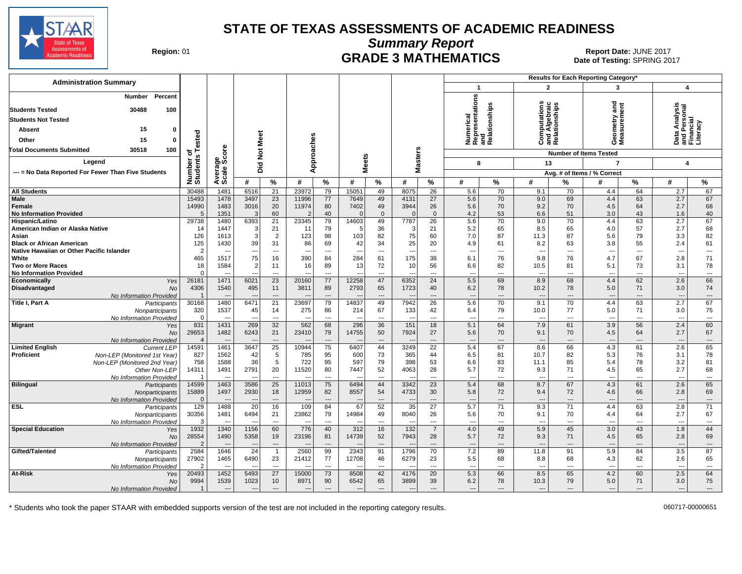# STATE OF TEXAS ASSESSMENTS OF ACADEMIC READINESS

## Summary Report

## GRADE 3 MATHEMATICS

Region: 01

Report Date: JUNE 2017
Date of Testing: SPRING 2017

**Administration Summary**

| | Number | Percent |
|---|---|---|
| Students Tested | 30488 | 100 |
| Students Not Tested | | |
| Absent | 15 | 0 |
| Other | 15 | 0 |
| Total Documents Submitted | 30518 | 100 |

Legend: --- = No Data Reported For Fewer Than Five Students

Results for Each Reporting Category*: 1 = Numerical Representations and Relationships (8 items); 2 = Computations and Algebraic Relationships (13 items); 3 = Geometry and Measurement (7 items); 4 = Data Analysis and Personal Financial Literacy (4 items). Avg. # of Items / % Correct.

| Group | | Number of Students Tested | Average Scale Score | Did Not Meet # | Did Not Meet % | Approaches # | Approaches % | Meets # | Meets % | Masters # | Masters % | Cat 1 # | Cat 1 % | Cat 2 # | Cat 2 % | Cat 3 # | Cat 3 % | Cat 4 # | Cat 4 % |
|---|---|---|---|---|---|---|---|---|---|---|---|---|---|---|---|---|---|---|---|
| All Students | | 30488 | 1481 | 6516 | 21 | 23972 | 79 | 15051 | 49 | 8075 | 26 | 5.6 | 70 | 9.1 | 70 | 4.4 | 64 | 2.7 | 67 |
| Male | | 15493 | 1478 | 3497 | 23 | 11996 | 77 | 7649 | 49 | 4131 | 27 | 5.6 | 70 | 9.0 | 69 | 4.4 | 63 | 2.7 | 67 |
| Female | | 14990 | 1483 | 3016 | 20 | 11974 | 80 | 7402 | 49 | 3944 | 26 | 5.6 | 70 | 9.2 | 70 | 4.5 | 64 | 2.7 | 68 |
| No Information Provided | | 5 | 1351 | 3 | 60 | 2 | 40 | 0 | 0 | 0 | 0 | 4.2 | 53 | 6.6 | 51 | 3.0 | 43 | 1.6 | 40 |
| Hispanic/Latino | | 29738 | 1480 | 6393 | 21 | 23345 | 79 | 14603 | 49 | 7787 | 26 | 5.6 | 70 | 9.0 | 70 | 4.4 | 63 | 2.7 | 67 |
| American Indian or Alaska Native | | 14 | 1447 | 3 | 21 | 11 | 79 | 5 | 36 | 3 | 21 | 5.2 | 65 | 8.5 | 65 | 4.0 | 57 | 2.7 | 68 |
| Asian | | 126 | 1613 | 3 | 2 | 123 | 98 | 103 | 82 | 75 | 60 | 7.0 | 87 | 11.3 | 87 | 5.6 | 79 | 3.3 | 82 |
| Black or African American | | 125 | 1430 | 39 | 31 | 86 | 69 | 42 | 34 | 25 | 20 | 4.9 | 61 | 8.2 | 63 | 3.8 | 55 | 2.4 | 61 |
| Native Hawaiian or Other Pacific Islander | | 2 | --- | --- | --- | --- | --- | --- | --- | --- | --- | --- | --- | --- | --- | --- | --- | --- | --- |
| White | | 465 | 1517 | 75 | 16 | 390 | 84 | 284 | 61 | 175 | 38 | 6.1 | 76 | 9.8 | 76 | 4.7 | 67 | 2.8 | 71 |
| Two or More Races | | 18 | 1584 | 2 | 11 | 16 | 89 | 13 | 72 | 10 | 56 | 6.6 | 82 | 10.5 | 81 | 5.1 | 73 | 3.1 | 78 |
| No Information Provided | | 0 | --- | --- | --- | --- | --- | --- | --- | --- | --- | --- | --- | --- | --- | --- | --- | --- | --- |
| Economically Disadvantaged | Yes | 26181 | 1471 | 6021 | 23 | 20160 | 77 | 12258 | 47 | 6352 | 24 | 5.5 | 69 | 8.9 | 68 | 4.4 | 62 | 2.6 | 66 |
| | No | 4306 | 1540 | 495 | 11 | 3811 | 89 | 2793 | 65 | 1723 | 40 | 6.2 | 78 | 10.2 | 78 | 5.0 | 71 | 3.0 | 74 |
| | No Information Provided | 1 | --- | --- | --- | --- | --- | --- | --- | --- | --- | --- | --- | --- | --- | --- | --- | --- | --- |
| Title I, Part A | Participants | 30168 | 1480 | 6471 | 21 | 23697 | 79 | 14837 | 49 | 7942 | 26 | 5.6 | 70 | 9.1 | 70 | 4.4 | 63 | 2.7 | 67 |
| | Nonparticipants | 320 | 1537 | 45 | 14 | 275 | 86 | 214 | 67 | 133 | 42 | 6.4 | 79 | 10.0 | 77 | 5.0 | 71 | 3.0 | 75 |
| | No Information Provided | 0 | --- | --- | --- | --- | --- | --- | --- | --- | --- | --- | --- | --- | --- | --- | --- | --- | --- |
| Migrant | Yes | 831 | 1431 | 269 | 32 | 562 | 68 | 296 | 36 | 151 | 18 | 5.1 | 64 | 7.9 | 61 | 3.9 | 56 | 2.4 | 60 |
| | No | 29653 | 1482 | 6243 | 21 | 23410 | 79 | 14755 | 50 | 7924 | 27 | 5.6 | 70 | 9.1 | 70 | 4.5 | 64 | 2.7 | 67 |
| | No Information Provided | 4 | --- | --- | --- | --- | --- | --- | --- | --- | --- | --- | --- | --- | --- | --- | --- | --- | --- |
| Limited English Proficient | Current LEP | 14591 | 1461 | 3647 | 25 | 10944 | 75 | 6407 | 44 | 3249 | 22 | 5.4 | 67 | 8.6 | 66 | 4.3 | 61 | 2.6 | 65 |
| | Non-LEP (Monitored 1st Year) | 827 | 1562 | 42 | 5 | 785 | 95 | 600 | 73 | 365 | 44 | 6.5 | 81 | 10.7 | 82 | 5.3 | 76 | 3.1 | 78 |
| | Non-LEP (Monitored 2nd Year) | 758 | 1588 | 36 | 5 | 722 | 95 | 597 | 79 | 398 | 53 | 6.6 | 83 | 11.1 | 85 | 5.4 | 78 | 3.2 | 81 |
| | Other Non-LEP | 14311 | 1491 | 2791 | 20 | 11520 | 80 | 7447 | 52 | 4063 | 28 | 5.7 | 72 | 9.3 | 71 | 4.5 | 65 | 2.7 | 68 |
| | No Information Provided | 1 | --- | --- | --- | --- | --- | --- | --- | --- | --- | --- | --- | --- | --- | --- | --- | --- | --- |
| Bilingual | Participants | 14599 | 1463 | 3586 | 25 | 11013 | 75 | 6494 | 44 | 3342 | 23 | 5.4 | 68 | 8.7 | 67 | 4.3 | 61 | 2.6 | 65 |
| | Nonparticipants | 15889 | 1497 | 2930 | 18 | 12959 | 82 | 8557 | 54 | 4733 | 30 | 5.8 | 72 | 9.4 | 72 | 4.6 | 66 | 2.8 | 69 |
| | No Information Provided | 0 | --- | --- | --- | --- | --- | --- | --- | --- | --- | --- | --- | --- | --- | --- | --- | --- | --- |
| ESL | Participants | 129 | 1488 | 20 | 16 | 109 | 84 | 67 | 52 | 35 | 27 | 5.7 | 71 | 9.3 | 71 | 4.4 | 63 | 2.8 | 71 |
| | Nonparticipants | 30356 | 1481 | 6494 | 21 | 23862 | 79 | 14984 | 49 | 8040 | 26 | 5.6 | 70 | 9.1 | 70 | 4.4 | 64 | 2.7 | 67 |
| | No Information Provided | 3 | --- | --- | --- | --- | --- | --- | --- | --- | --- | --- | --- | --- | --- | --- | --- | --- | --- |
| Special Education | Yes | 1932 | 1340 | 1156 | 60 | 776 | 40 | 312 | 16 | 132 | 7 | 4.0 | 49 | 5.9 | 45 | 3.0 | 43 | 1.8 | 44 |
| | No | 28554 | 1490 | 5358 | 19 | 23196 | 81 | 14739 | 52 | 7943 | 28 | 5.7 | 72 | 9.3 | 71 | 4.5 | 65 | 2.8 | 69 |
| | No Information Provided | 2 | --- | --- | --- | --- | --- | --- | --- | --- | --- | --- | --- | --- | --- | --- | --- | --- | --- |
| Gifted/Talented | Participants | 2584 | 1646 | 24 | 1 | 2560 | 99 | 2343 | 91 | 1796 | 70 | 7.2 | 89 | 11.8 | 91 | 5.9 | 84 | 3.5 | 87 |
| | Nonparticipants | 27902 | 1465 | 6490 | 23 | 21412 | 77 | 12708 | 46 | 6279 | 23 | 5.5 | 68 | 8.8 | 68 | 4.3 | 62 | 2.6 | 65 |
| | No Information Provided | 2 | --- | --- | --- | --- | --- | --- | --- | --- | --- | --- | --- | --- | --- | --- | --- | --- | --- |
| At-Risk | Yes | 20493 | 1452 | 5493 | 27 | 15000 | 73 | 8508 | 42 | 4176 | 20 | 5.3 | 66 | 8.5 | 65 | 4.2 | 60 | 2.5 | 64 |
| | No | 9994 | 1539 | 1023 | 10 | 8971 | 90 | 6542 | 65 | 3899 | 39 | 6.2 | 78 | 10.3 | 79 | 5.0 | 71 | 3.0 | 75 |
| | No Information Provided | 1 | --- | --- | --- | --- | --- | --- | --- | --- | --- | --- | --- | --- | --- | --- | --- | --- | --- |

\* Students who took the paper STAAR with embedded supports version of the test are not included in the reporting category results.

060717-00000651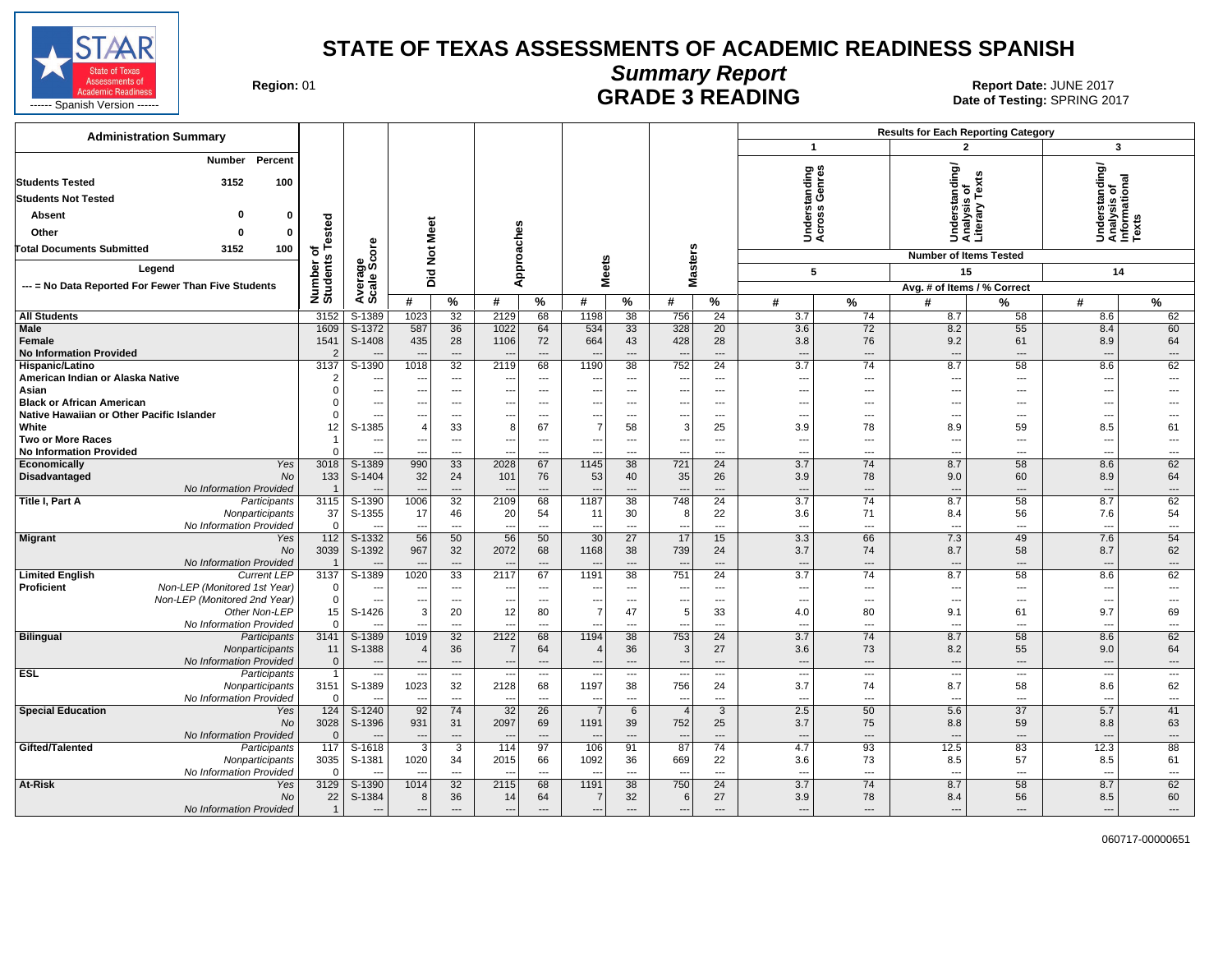# STATE OF TEXAS ASSESSMENTS OF ACADEMIC READINESS SPANISH

## Summary Report

## GRADE 3 READING

Region: 01

Report Date: JUNE 2017
Date of Testing: SPRING 2017

STAAR State of Texas Assessments of Academic Readiness ------ Spanish Version ------

| Administration Summary | Number | Percent |
|---|---|---|
| Students Tested | 3152 | 100 |
| Students Not Tested | | |
| Absent | 0 | 0 |
| Other | 0 | 0 |
| Total Documents Submitted | 3152 | 100 |

Legend
--- = No Data Reported For Fewer Than Five Students

Results for Each Reporting Category: 1 = Understanding Across Genres (Number of Items Tested: 5); 2 = Understanding/Analysis of Literary Texts (Number of Items Tested: 15); 3 = Understanding/Analysis of Informational Texts (Number of Items Tested: 14). Values are Avg. # of Items / % Correct.

| Group | Subgroup | Number of Students Tested | Average Scale Score | Did Not Meet # | Did Not Meet % | Approaches # | Approaches % | Meets # | Meets % | Masters # | Masters % | Cat 1 # | Cat 1 % | Cat 2 # | Cat 2 % | Cat 3 # | Cat 3 % |
|---|---|---|---|---|---|---|---|---|---|---|---|---|---|---|---|---|---|
| All Students | | 3152 | S-1389 | 1023 | 32 | 2129 | 68 | 1198 | 38 | 756 | 24 | 3.7 | 74 | 8.7 | 58 | 8.6 | 62 |
| Male | | 1609 | S-1372 | 587 | 36 | 1022 | 64 | 534 | 33 | 328 | 20 | 3.6 | 72 | 8.2 | 55 | 8.4 | 60 |
| Female | | 1541 | S-1408 | 435 | 28 | 1106 | 72 | 664 | 43 | 428 | 28 | 3.8 | 76 | 9.2 | 61 | 8.9 | 64 |
| No Information Provided | | 2 | --- | --- | --- | --- | --- | --- | --- | --- | --- | --- | --- | --- | --- | --- | --- |
| Hispanic/Latino | | 3137 | S-1390 | 1018 | 32 | 2119 | 68 | 1190 | 38 | 752 | 24 | 3.7 | 74 | 8.7 | 58 | 8.6 | 62 |
| American Indian or Alaska Native | | 2 | --- | --- | --- | --- | --- | --- | --- | --- | --- | --- | --- | --- | --- | --- | --- |
| Asian | | 0 | --- | --- | --- | --- | --- | --- | --- | --- | --- | --- | --- | --- | --- | --- | --- |
| Black or African American | | 0 | --- | --- | --- | --- | --- | --- | --- | --- | --- | --- | --- | --- | --- | --- | --- |
| Native Hawaiian or Other Pacific Islander | | 0 | --- | --- | --- | --- | --- | --- | --- | --- | --- | --- | --- | --- | --- | --- | --- |
| White | | 12 | S-1385 | 4 | 33 | 8 | 67 | 7 | 58 | 3 | 25 | 3.9 | 78 | 8.9 | 59 | 8.5 | 61 |
| Two or More Races | | 1 | --- | --- | --- | --- | --- | --- | --- | --- | --- | --- | --- | --- | --- | --- | --- |
| No Information Provided | | 0 | --- | --- | --- | --- | --- | --- | --- | --- | --- | --- | --- | --- | --- | --- | --- |
| Economically Disadvantaged | Yes | 3018 | S-1389 | 990 | 33 | 2028 | 67 | 1145 | 38 | 721 | 24 | 3.7 | 74 | 8.7 | 58 | 8.6 | 62 |
| | No | 133 | S-1404 | 32 | 24 | 101 | 76 | 53 | 40 | 35 | 26 | 3.9 | 78 | 9.0 | 60 | 8.9 | 64 |
| | No Information Provided | 1 | --- | --- | --- | --- | --- | --- | --- | --- | --- | --- | --- | --- | --- | --- | --- |
| Title I, Part A | Participants | 3115 | S-1390 | 1006 | 32 | 2109 | 68 | 1187 | 38 | 748 | 24 | 3.7 | 74 | 8.7 | 58 | 8.7 | 62 |
| | Nonparticipants | 37 | S-1355 | 17 | 46 | 20 | 54 | 11 | 30 | 8 | 22 | 3.6 | 71 | 8.4 | 56 | 7.6 | 54 |
| | No Information Provided | 0 | --- | --- | --- | --- | --- | --- | --- | --- | --- | --- | --- | --- | --- | --- | --- |
| Migrant | Yes | 112 | S-1332 | 56 | 50 | 56 | 50 | 30 | 27 | 17 | 15 | 3.3 | 66 | 7.3 | 49 | 7.6 | 54 |
| | No | 3039 | S-1392 | 967 | 32 | 2072 | 68 | 1168 | 38 | 739 | 24 | 3.7 | 74 | 8.7 | 58 | 8.7 | 62 |
| | No Information Provided | 1 | --- | --- | --- | --- | --- | --- | --- | --- | --- | --- | --- | --- | --- | --- | --- |
| Limited English Proficient | Current LEP | 3137 | S-1389 | 1020 | 33 | 2117 | 67 | 1191 | 38 | 751 | 24 | 3.7 | 74 | 8.7 | 58 | 8.6 | 62 |
| | Non-LEP (Monitored 1st Year) | 0 | --- | --- | --- | --- | --- | --- | --- | --- | --- | --- | --- | --- | --- | --- | --- |
| | Non-LEP (Monitored 2nd Year) | 0 | --- | --- | --- | --- | --- | --- | --- | --- | --- | --- | --- | --- | --- | --- | --- |
| | Other Non-LEP | 15 | S-1426 | 3 | 20 | 12 | 80 | 7 | 47 | 5 | 33 | 4.0 | 80 | 9.1 | 61 | 9.7 | 69 |
| | No Information Provided | 0 | --- | --- | --- | --- | --- | --- | --- | --- | --- | --- | --- | --- | --- | --- | --- |
| Bilingual | Participants | 3141 | S-1389 | 1019 | 32 | 2122 | 68 | 1194 | 38 | 753 | 24 | 3.7 | 74 | 8.7 | 58 | 8.6 | 62 |
| | Nonparticipants | 11 | S-1388 | 4 | 36 | 7 | 64 | 4 | 36 | 3 | 27 | 3.6 | 73 | 8.2 | 55 | 9.0 | 64 |
| | No Information Provided | 0 | --- | --- | --- | --- | --- | --- | --- | --- | --- | --- | --- | --- | --- | --- | --- |
| ESL | Participants | 1 | --- | --- | --- | --- | --- | --- | --- | --- | --- | --- | --- | --- | --- | --- | --- |
| | Nonparticipants | 3151 | S-1389 | 1023 | 32 | 2128 | 68 | 1197 | 38 | 756 | 24 | 3.7 | 74 | 8.7 | 58 | 8.6 | 62 |
| | No Information Provided | 0 | --- | --- | --- | --- | --- | --- | --- | --- | --- | --- | --- | --- | --- | --- | --- |
| Special Education | Yes | 124 | S-1240 | 92 | 74 | 32 | 26 | 7 | 6 | 4 | 3 | 2.5 | 50 | 5.6 | 37 | 5.7 | 41 |
| | No | 3028 | S-1396 | 931 | 31 | 2097 | 69 | 1191 | 39 | 752 | 25 | 3.7 | 75 | 8.8 | 59 | 8.8 | 63 |
| | No Information Provided | 0 | --- | --- | --- | --- | --- | --- | --- | --- | --- | --- | --- | --- | --- | --- | --- |
| Gifted/Talented | Participants | 117 | S-1618 | 3 | 3 | 114 | 97 | 106 | 91 | 87 | 74 | 4.7 | 93 | 12.5 | 83 | 12.3 | 88 |
| | Nonparticipants | 3035 | S-1381 | 1020 | 34 | 2015 | 66 | 1092 | 36 | 669 | 22 | 3.6 | 73 | 8.5 | 57 | 8.5 | 61 |
| | No Information Provided | 0 | --- | --- | --- | --- | --- | --- | --- | --- | --- | --- | --- | --- | --- | --- | --- |
| At-Risk | Yes | 3129 | S-1390 | 1014 | 32 | 2115 | 68 | 1191 | 38 | 750 | 24 | 3.7 | 74 | 8.7 | 58 | 8.7 | 62 |
| | No | 22 | S-1384 | 8 | 36 | 14 | 64 | 7 | 32 | 6 | 27 | 3.9 | 78 | 8.4 | 56 | 8.5 | 60 |
| | No Information Provided | 1 | --- | --- | --- | --- | --- | --- | --- | --- | --- | --- | --- | --- | --- | --- | --- |

060717-00000651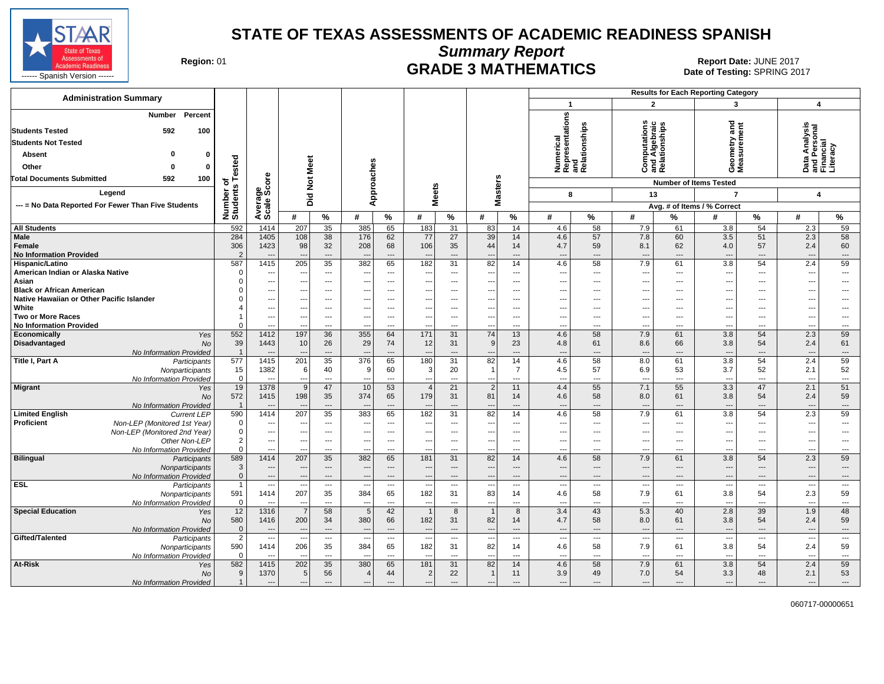# STATE OF TEXAS ASSESSMENTS OF ACADEMIC READINESS SPANISH

## Summary Report

## GRADE 3 MATHEMATICS

**Region:** 01

**Report Date:** JUNE 2017
**Date of Testing:** SPRING 2017

STAAR State of Texas Assessments of Academic Readiness ------ Spanish Version ------

### Administration Summary

| | Number | Percent |
|---|---|---|
| Students Tested | 592 | 100 |
| Students Not Tested | | |
| Absent | 0 | 0 |
| Other | 0 | 0 |
| Total Documents Submitted | 592 | 100 |

Legend

--- = No Data Reported For Fewer Than Five Students

Results for Each Reporting Category: 1 = Numerical Representations and Relationships (8 items); 2 = Computations and Algebraic Relationships (13 items); 3 = Geometry and Measurement (7 items); 4 = Data Analysis and Personal Financial Literacy (4 items). Values are Avg. # of Items / % Correct.

| Group | | Number of Students Tested | Average Scale Score | Did Not Meet # | Did Not Meet % | Approaches # | Approaches % | Meets # | Meets % | Masters # | Masters % | Cat. 1 # | Cat. 1 % | Cat. 2 # | Cat. 2 % | Cat. 3 # | Cat. 3 % | Cat. 4 # | Cat. 4 % |
|---|---|---|---|---|---|---|---|---|---|---|---|---|---|---|---|---|---|---|---|
| All Students | | 592 | 1414 | 207 | 35 | 385 | 65 | 183 | 31 | 83 | 14 | 4.6 | 58 | 7.9 | 61 | 3.8 | 54 | 2.3 | 59 |
| Male | | 284 | 1405 | 108 | 38 | 176 | 62 | 77 | 27 | 39 | 14 | 4.6 | 57 | 7.8 | 60 | 3.5 | 51 | 2.3 | 58 |
| Female | | 306 | 1423 | 98 | 32 | 208 | 68 | 106 | 35 | 44 | 14 | 4.7 | 59 | 8.1 | 62 | 4.0 | 57 | 2.4 | 60 |
| No Information Provided | | 2 | --- | --- | --- | --- | --- | --- | --- | --- | --- | --- | --- | --- | --- | --- | --- | --- | --- |
| Hispanic/Latino | | 587 | 1415 | 205 | 35 | 382 | 65 | 182 | 31 | 82 | 14 | 4.6 | 58 | 7.9 | 61 | 3.8 | 54 | 2.4 | 59 |
| American Indian or Alaska Native | | 0 | --- | --- | --- | --- | --- | --- | --- | --- | --- | --- | --- | --- | --- | --- | --- | --- | --- |
| Asian | | 0 | --- | --- | --- | --- | --- | --- | --- | --- | --- | --- | --- | --- | --- | --- | --- | --- | --- |
| Black or African American | | 0 | --- | --- | --- | --- | --- | --- | --- | --- | --- | --- | --- | --- | --- | --- | --- | --- | --- |
| Native Hawaiian or Other Pacific Islander | | 0 | --- | --- | --- | --- | --- | --- | --- | --- | --- | --- | --- | --- | --- | --- | --- | --- | --- |
| White | | 4 | --- | --- | --- | --- | --- | --- | --- | --- | --- | --- | --- | --- | --- | --- | --- | --- | --- |
| Two or More Races | | 1 | --- | --- | --- | --- | --- | --- | --- | --- | --- | --- | --- | --- | --- | --- | --- | --- | --- |
| No Information Provided | | 0 | --- | --- | --- | --- | --- | --- | --- | --- | --- | --- | --- | --- | --- | --- | --- | --- | --- |
| Economically Disadvantaged | Yes | 552 | 1412 | 197 | 36 | 355 | 64 | 171 | 31 | 74 | 13 | 4.6 | 58 | 7.9 | 61 | 3.8 | 54 | 2.3 | 59 |
| | No | 39 | 1443 | 10 | 26 | 29 | 74 | 12 | 31 | 9 | 23 | 4.8 | 61 | 8.6 | 66 | 3.8 | 54 | 2.4 | 61 |
| | No Information Provided | 1 | --- | --- | --- | --- | --- | --- | --- | --- | --- | --- | --- | --- | --- | --- | --- | --- | --- |
| Title I, Part A | Participants | 577 | 1415 | 201 | 35 | 376 | 65 | 180 | 31 | 82 | 14 | 4.6 | 58 | 8.0 | 61 | 3.8 | 54 | 2.4 | 59 |
| | Nonparticipants | 15 | 1382 | 6 | 40 | 9 | 60 | 3 | 20 | 1 | 7 | 4.5 | 57 | 6.9 | 53 | 3.7 | 52 | 2.1 | 52 |
| | No Information Provided | 0 | --- | --- | --- | --- | --- | --- | --- | --- | --- | --- | --- | --- | --- | --- | --- | --- | --- |
| Migrant | Yes | 19 | 1378 | 9 | 47 | 10 | 53 | 4 | 21 | 2 | 11 | 4.4 | 55 | 7.1 | 55 | 3.3 | 47 | 2.1 | 51 |
| | No | 572 | 1415 | 198 | 35 | 374 | 65 | 179 | 31 | 81 | 14 | 4.6 | 58 | 8.0 | 61 | 3.8 | 54 | 2.4 | 59 |
| | No Information Provided | 1 | --- | --- | --- | --- | --- | --- | --- | --- | --- | --- | --- | --- | --- | --- | --- | --- | --- |
| Limited English Proficient | Current LEP | 590 | 1414 | 207 | 35 | 383 | 65 | 182 | 31 | 82 | 14 | 4.6 | 58 | 7.9 | 61 | 3.8 | 54 | 2.3 | 59 |
| | Non-LEP (Monitored 1st Year) | 0 | --- | --- | --- | --- | --- | --- | --- | --- | --- | --- | --- | --- | --- | --- | --- | --- | --- |
| | Non-LEP (Monitored 2nd Year) | 0 | --- | --- | --- | --- | --- | --- | --- | --- | --- | --- | --- | --- | --- | --- | --- | --- | --- |
| | Other Non-LEP | 2 | --- | --- | --- | --- | --- | --- | --- | --- | --- | --- | --- | --- | --- | --- | --- | --- | --- |
| | No Information Provided | 0 | --- | --- | --- | --- | --- | --- | --- | --- | --- | --- | --- | --- | --- | --- | --- | --- | --- |
| Bilingual | Participants | 589 | 1414 | 207 | 35 | 382 | 65 | 181 | 31 | 82 | 14 | 4.6 | 58 | 7.9 | 61 | 3.8 | 54 | 2.3 | 59 |
| | Nonparticipants | 3 | --- | --- | --- | --- | --- | --- | --- | --- | --- | --- | --- | --- | --- | --- | --- | --- | --- |
| | No Information Provided | 0 | --- | --- | --- | --- | --- | --- | --- | --- | --- | --- | --- | --- | --- | --- | --- | --- | --- |
| ESL | Participants | 1 | --- | --- | --- | --- | --- | --- | --- | --- | --- | --- | --- | --- | --- | --- | --- | --- | --- |
| | Nonparticipants | 591 | 1414 | 207 | 35 | 384 | 65 | 182 | 31 | 83 | 14 | 4.6 | 58 | 7.9 | 61 | 3.8 | 54 | 2.3 | 59 |
| | No Information Provided | 0 | --- | --- | --- | --- | --- | --- | --- | --- | --- | --- | --- | --- | --- | --- | --- | --- | --- |
| Special Education | Yes | 12 | 1316 | 7 | 58 | 5 | 42 | 1 | 8 | 1 | 8 | 3.4 | 43 | 5.3 | 40 | 2.8 | 39 | 1.9 | 48 |
| | No | 580 | 1416 | 200 | 34 | 380 | 66 | 182 | 31 | 82 | 14 | 4.7 | 58 | 8.0 | 61 | 3.8 | 54 | 2.4 | 59 |
| | No Information Provided | 0 | --- | --- | --- | --- | --- | --- | --- | --- | --- | --- | --- | --- | --- | --- | --- | --- | --- |
| Gifted/Talented | Participants | 2 | --- | --- | --- | --- | --- | --- | --- | --- | --- | --- | --- | --- | --- | --- | --- | --- | --- |
| | Nonparticipants | 590 | 1414 | 206 | 35 | 384 | 65 | 182 | 31 | 82 | 14 | 4.6 | 58 | 7.9 | 61 | 3.8 | 54 | 2.4 | 59 |
| | No Information Provided | 0 | --- | --- | --- | --- | --- | --- | --- | --- | --- | --- | --- | --- | --- | --- | --- | --- | --- |
| At-Risk | Yes | 582 | 1415 | 202 | 35 | 380 | 65 | 181 | 31 | 82 | 14 | 4.6 | 58 | 7.9 | 61 | 3.8 | 54 | 2.4 | 59 |
| | No | 9 | 1370 | 5 | 56 | 4 | 44 | 2 | 22 | 1 | 11 | 3.9 | 49 | 7.0 | 54 | 3.3 | 48 | 2.1 | 53 |
| | No Information Provided | 1 | --- | --- | --- | --- | --- | --- | --- | --- | --- | --- | --- | --- | --- | --- | --- | --- | --- |

060717-00000651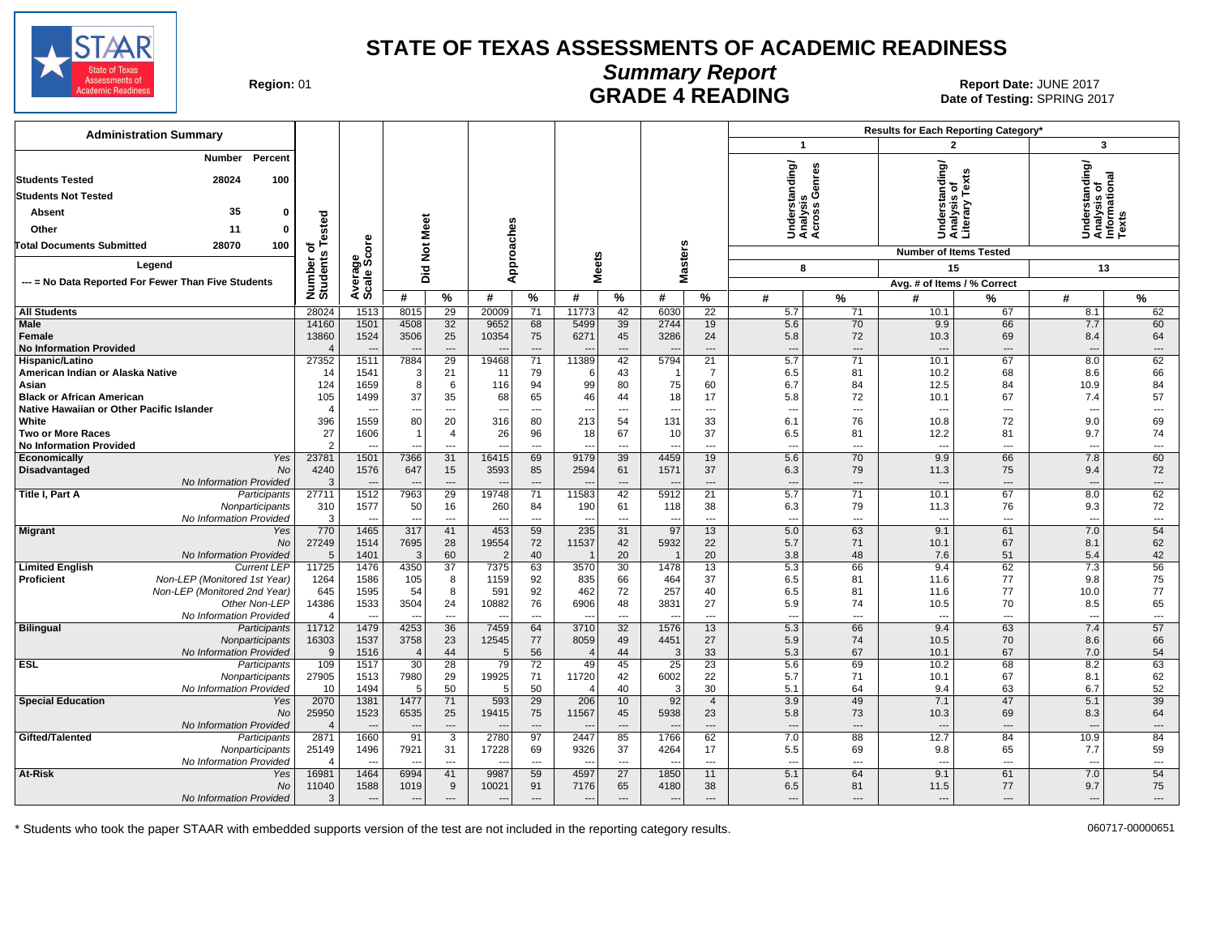# STATE OF TEXAS ASSESSMENTS OF ACADEMIC READINESS

## Summary Report

## GRADE 4 READING

**Region:** 01

**Report Date:** JUNE 2017
**Date of Testing:** SPRING 2017

**Administration Summary**

| | Number | Percent |
|---|---|---|
| Students Tested | 28024 | 100 |
| Students Not Tested | | |
| Absent | 35 | 0 |
| Other | 11 | 0 |
| Total Documents Submitted | 28070 | 100 |

**Legend**

--- = No Data Reported For Fewer Than Five Students

| | | Number of Students Tested | Average Scale Score | Did Not Meet | | Approaches | | Meets | | Masters | | 1 Understanding/ Analysis Across Genres (8 items) | | 2 Understanding/ Analysis of Literary Texts (15 items) | | 3 Understanding/ Analysis of Informational Texts (13 items) | |
|---|---|---|---|---|---|---|---|---|---|---|---|---|---|---|---|---|---|
| | | | | # | % | # | % | # | % | # | % | # | % | # | % | # | % |
| All Students | | 28024 | 1513 | 8015 | 29 | 20009 | 71 | 11773 | 42 | 6030 | 22 | 5.7 | 71 | 10.1 | 67 | 8.1 | 62 |
| Male | | 14160 | 1501 | 4508 | 32 | 9652 | 68 | 5499 | 39 | 2744 | 19 | 5.6 | 70 | 9.9 | 66 | 7.7 | 60 |
| Female | | 13860 | 1524 | 3506 | 25 | 10354 | 75 | 6271 | 45 | 3286 | 24 | 5.8 | 72 | 10.3 | 69 | 8.4 | 64 |
| No Information Provided | | 4 | --- | --- | --- | --- | --- | --- | --- | --- | --- | --- | --- | --- | --- | --- | --- |
| Hispanic/Latino | | 27352 | 1511 | 7884 | 29 | 19468 | 71 | 11389 | 42 | 5794 | 21 | 5.7 | 71 | 10.1 | 67 | 8.0 | 62 |
| American Indian or Alaska Native | | 14 | 1541 | 3 | 21 | 11 | 79 | 6 | 43 | 1 | 7 | 6.5 | 81 | 10.2 | 68 | 8.6 | 66 |
| Asian | | 124 | 1659 | 8 | 6 | 116 | 94 | 99 | 80 | 75 | 60 | 6.7 | 84 | 12.5 | 84 | 10.9 | 84 |
| Black or African American | | 105 | 1499 | 37 | 35 | 68 | 65 | 46 | 44 | 18 | 17 | 5.8 | 72 | 10.1 | 67 | 7.4 | 57 |
| Native Hawaiian or Other Pacific Islander | | 4 | --- | --- | --- | --- | --- | --- | --- | --- | --- | --- | --- | --- | --- | --- | --- |
| White | | 396 | 1559 | 80 | 20 | 316 | 80 | 213 | 54 | 131 | 33 | 6.1 | 76 | 10.8 | 72 | 9.0 | 69 |
| Two or More Races | | 27 | 1606 | 1 | 4 | 26 | 96 | 18 | 67 | 10 | 37 | 6.5 | 81 | 12.2 | 81 | 9.7 | 74 |
| No Information Provided | | 2 | --- | --- | --- | --- | --- | --- | --- | --- | --- | --- | --- | --- | --- | --- | --- |
| Economically Disadvantaged | Yes | 23781 | 1501 | 7366 | 31 | 16415 | 69 | 9179 | 39 | 4459 | 19 | 5.6 | 70 | 9.9 | 66 | 7.8 | 60 |
| | No | 4240 | 1576 | 647 | 15 | 3593 | 85 | 2594 | 61 | 1571 | 37 | 6.3 | 79 | 11.3 | 75 | 9.4 | 72 |
| | No Information Provided | 3 | --- | --- | --- | --- | --- | --- | --- | --- | --- | --- | --- | --- | --- | --- | --- |
| Title I, Part A | Participants | 27711 | 1512 | 7963 | 29 | 19748 | 71 | 11583 | 42 | 5912 | 21 | 5.7 | 71 | 10.1 | 67 | 8.0 | 62 |
| | Nonparticipants | 310 | 1577 | 50 | 16 | 260 | 84 | 190 | 61 | 118 | 38 | 6.3 | 79 | 11.3 | 76 | 9.3 | 72 |
| | No Information Provided | 3 | --- | --- | --- | --- | --- | --- | --- | --- | --- | --- | --- | --- | --- | --- | --- |
| Migrant | Yes | 770 | 1465 | 317 | 41 | 453 | 59 | 235 | 31 | 97 | 13 | 5.0 | 63 | 9.1 | 61 | 7.0 | 54 |
| | No | 27249 | 1514 | 7695 | 28 | 19554 | 72 | 11537 | 42 | 5932 | 22 | 5.7 | 71 | 10.1 | 67 | 8.1 | 62 |
| | No Information Provided | 5 | 1401 | 3 | 60 | 2 | 40 | 1 | 20 | 1 | 20 | 3.8 | 48 | 7.6 | 51 | 5.4 | 42 |
| Limited English Proficient | Current LEP | 11725 | 1476 | 4350 | 37 | 7375 | 63 | 3570 | 30 | 1478 | 13 | 5.3 | 66 | 9.4 | 62 | 7.3 | 56 |
| | Non-LEP (Monitored 1st Year) | 1264 | 1586 | 105 | 8 | 1159 | 92 | 835 | 66 | 464 | 37 | 6.5 | 81 | 11.6 | 77 | 9.8 | 75 |
| | Non-LEP (Monitored 2nd Year) | 645 | 1595 | 54 | 8 | 591 | 92 | 462 | 72 | 257 | 40 | 6.5 | 81 | 11.6 | 77 | 10.0 | 77 |
| | Other Non-LEP | 14386 | 1533 | 3504 | 24 | 10882 | 76 | 6906 | 48 | 3831 | 27 | 5.9 | 74 | 10.5 | 70 | 8.5 | 65 |
| | No Information Provided | 4 | --- | --- | --- | --- | --- | --- | --- | --- | --- | --- | --- | --- | --- | --- | --- |
| Bilingual | Participants | 11712 | 1479 | 4253 | 36 | 7459 | 64 | 3710 | 32 | 1576 | 13 | 5.3 | 66 | 9.4 | 63 | 7.4 | 57 |
| | Nonparticipants | 16303 | 1537 | 3758 | 23 | 12545 | 77 | 8059 | 49 | 4451 | 27 | 5.9 | 74 | 10.5 | 70 | 8.6 | 66 |
| | No Information Provided | 9 | 1516 | 4 | 44 | 5 | 56 | 4 | 44 | 3 | 33 | 5.3 | 67 | 10.1 | 67 | 7.0 | 54 |
| ESL | Participants | 109 | 1517 | 30 | 28 | 79 | 72 | 49 | 45 | 25 | 23 | 5.6 | 69 | 10.2 | 68 | 8.2 | 63 |
| | Nonparticipants | 27905 | 1513 | 7980 | 29 | 19925 | 71 | 11720 | 42 | 6002 | 22 | 5.7 | 71 | 10.1 | 67 | 8.1 | 62 |
| | No Information Provided | 10 | 1494 | 5 | 50 | 5 | 50 | 4 | 40 | 3 | 30 | 5.1 | 64 | 9.4 | 63 | 6.7 | 52 |
| Special Education | Yes | 2070 | 1381 | 1477 | 71 | 593 | 29 | 206 | 10 | 92 | 4 | 3.9 | 49 | 7.1 | 47 | 5.1 | 39 |
| | No | 25950 | 1523 | 6535 | 25 | 19415 | 75 | 11567 | 45 | 5938 | 23 | 5.8 | 73 | 10.3 | 69 | 8.3 | 64 |
| | No Information Provided | 4 | --- | --- | --- | --- | --- | --- | --- | --- | --- | --- | --- | --- | --- | --- | --- |
| Gifted/Talented | Participants | 2871 | 1660 | 91 | 3 | 2780 | 97 | 2447 | 85 | 1766 | 62 | 7.0 | 88 | 12.7 | 84 | 10.9 | 84 |
| | Nonparticipants | 25149 | 1496 | 7921 | 31 | 17228 | 69 | 9326 | 37 | 4264 | 17 | 5.5 | 69 | 9.8 | 65 | 7.7 | 59 |
| | No Information Provided | 4 | --- | --- | --- | --- | --- | --- | --- | --- | --- | --- | --- | --- | --- | --- | --- |
| At-Risk | Yes | 16981 | 1464 | 6994 | 41 | 9987 | 59 | 4597 | 27 | 1850 | 11 | 5.1 | 64 | 9.1 | 61 | 7.0 | 54 |
| | No | 11040 | 1588 | 1019 | 9 | 10021 | 91 | 7176 | 65 | 4180 | 38 | 6.5 | 81 | 11.5 | 77 | 9.7 | 75 |
| | No Information Provided | 3 | --- | --- | --- | --- | --- | --- | --- | --- | --- | --- | --- | --- | --- | --- | --- |

Results for Each Reporting Category*: Number of Items Tested; Avg. # of Items / % Correct

\* Students who took the paper STAAR with embedded supports version of the test are not included in the reporting category results.

060717-00000651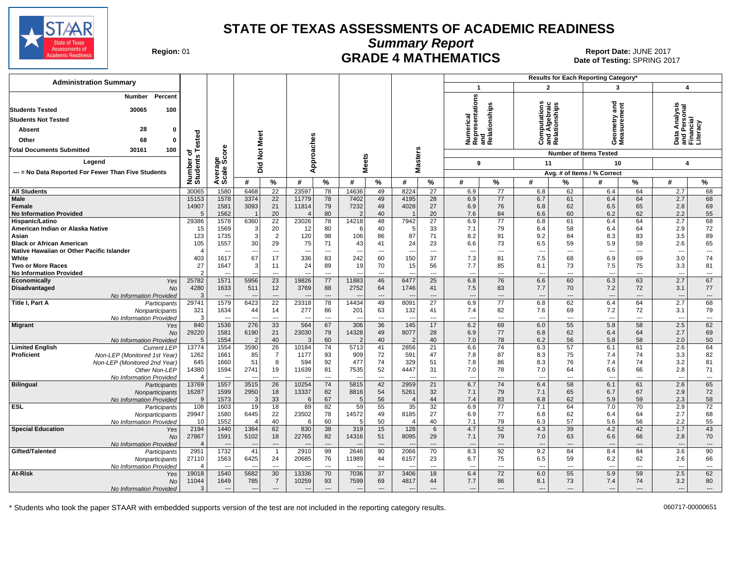# STATE OF TEXAS ASSESSMENTS OF ACADEMIC READINESS

## Summary Report

## GRADE 4 MATHEMATICS

**Region:** 01

**Report Date:** JUNE 2017
**Date of Testing:** SPRING 2017

### Administration Summary

| | Number | Percent |
|---|---|---|
| Students Tested | 30065 | 100 |
| Students Not Tested | | |
| Absent | 28 | 0 |
| Other | 68 | 0 |
| Total Documents Submitted | 30161 | 100 |

Legend

--- = No Data Reported For Fewer Than Five Students

| | | Number of Students Tested | Average Scale Score | Did Not Meet # | Did Not Meet % | Approaches # | Approaches % | Meets # | Meets % | Masters # | Masters % | 1 Numerical Representations and Relationships (9 items) # | 1 % | 2 Computations and Algebraic Relationships (11 items) # | 2 % | 3 Geometry and Measurement (10 items) # | 3 % | 4 Data Analysis and Personal Financial Literacy (4 items) # | 4 % |
|---|---|---|---|---|---|---|---|---|---|---|---|---|---|---|---|---|---|---|---|
| All Students | | 30065 | 1580 | 6468 | 22 | 23597 | 78 | 14636 | 49 | 8224 | 27 | 6.9 | 77 | 6.8 | 62 | 6.4 | 64 | 2.7 | 68 |
| Male | | 15153 | 1578 | 3374 | 22 | 11779 | 78 | 7402 | 49 | 4195 | 28 | 6.9 | 77 | 6.7 | 61 | 6.4 | 64 | 2.7 | 68 |
| Female | | 14907 | 1581 | 3093 | 21 | 11814 | 79 | 7232 | 49 | 4028 | 27 | 6.9 | 76 | 6.8 | 62 | 6.5 | 65 | 2.8 | 69 |
| No Information Provided | | 5 | 1562 | 1 | 20 | 4 | 80 | 2 | 40 | 1 | 20 | 7.6 | 84 | 6.6 | 60 | 6.2 | 62 | 2.2 | 55 |
| Hispanic/Latino | | 29386 | 1578 | 6360 | 22 | 23026 | 78 | 14218 | 48 | 7942 | 27 | 6.9 | 77 | 6.8 | 61 | 6.4 | 64 | 2.7 | 68 |
| American Indian or Alaska Native | | 15 | 1569 | 3 | 20 | 12 | 80 | 6 | 40 | 5 | 33 | 7.1 | 79 | 6.4 | 58 | 6.4 | 64 | 2.9 | 72 |
| Asian | | 123 | 1735 | 3 | 2 | 120 | 98 | 106 | 86 | 87 | 71 | 8.2 | 91 | 9.2 | 84 | 8.3 | 83 | 3.5 | 89 |
| Black or African American | | 105 | 1557 | 30 | 29 | 75 | 71 | 43 | 41 | 24 | 23 | 6.6 | 73 | 6.5 | 59 | 5.9 | 59 | 2.6 | 65 |
| Native Hawaiian or Other Pacific Islander | | 4 | --- | --- | --- | --- | --- | --- | --- | --- | --- | --- | --- | --- | --- | --- | --- | --- | --- |
| White | | 403 | 1617 | 67 | 17 | 336 | 83 | 242 | 60 | 150 | 37 | 7.3 | 81 | 7.5 | 68 | 6.9 | 69 | 3.0 | 74 |
| Two or More Races | | 27 | 1647 | 3 | 11 | 24 | 89 | 19 | 70 | 15 | 56 | 7.7 | 85 | 8.1 | 73 | 7.5 | 75 | 3.3 | 81 |
| No Information Provided | | 2 | --- | --- | --- | --- | --- | --- | --- | --- | --- | --- | --- | --- | --- | --- | --- | --- | --- |
| Economically Disadvantaged | Yes | 25782 | 1571 | 5956 | 23 | 19826 | 77 | 11883 | 46 | 6477 | 25 | 6.8 | 76 | 6.6 | 60 | 6.3 | 63 | 2.7 | 67 |
| | No | 4280 | 1633 | 511 | 12 | 3769 | 88 | 2752 | 64 | 1746 | 41 | 7.5 | 83 | 7.7 | 70 | 7.2 | 72 | 3.1 | 77 |
| | No Information Provided | 3 | --- | --- | --- | --- | --- | --- | --- | --- | --- | --- | --- | --- | --- | --- | --- | --- | --- |
| Title I, Part A | Participants | 29741 | 1579 | 6423 | 22 | 23318 | 78 | 14434 | 49 | 8091 | 27 | 6.9 | 77 | 6.8 | 62 | 6.4 | 64 | 2.7 | 68 |
| | Nonparticipants | 321 | 1634 | 44 | 14 | 277 | 86 | 201 | 63 | 132 | 41 | 7.4 | 82 | 7.6 | 69 | 7.2 | 72 | 3.1 | 79 |
| | No Information Provided | 3 | --- | --- | --- | --- | --- | --- | --- | --- | --- | --- | --- | --- | --- | --- | --- | --- | --- |
| Migrant | Yes | 840 | 1536 | 276 | 33 | 564 | 67 | 306 | 36 | 145 | 17 | 6.2 | 69 | 6.0 | 55 | 5.8 | 58 | 2.5 | 62 |
| | No | 29220 | 1581 | 6190 | 21 | 23030 | 79 | 14328 | 49 | 8077 | 28 | 6.9 | 77 | 6.8 | 62 | 6.4 | 64 | 2.7 | 69 |
| | No Information Provided | 5 | 1554 | 2 | 40 | 3 | 60 | 2 | 40 | 2 | 40 | 7.0 | 78 | 6.2 | 56 | 5.8 | 58 | 2.0 | 50 |
| Limited English Proficient | Current LEP | 13774 | 1554 | 3590 | 26 | 10184 | 74 | 5713 | 41 | 2856 | 21 | 6.6 | 74 | 6.3 | 57 | 6.1 | 61 | 2.6 | 64 |
| | Non-LEP (Monitored 1st Year) | 1262 | 1661 | 85 | 7 | 1177 | 93 | 909 | 72 | 591 | 47 | 7.8 | 87 | 8.3 | 75 | 7.4 | 74 | 3.3 | 82 |
| | Non-LEP (Monitored 2nd Year) | 645 | 1660 | 51 | 8 | 594 | 92 | 477 | 74 | 329 | 51 | 7.8 | 86 | 8.3 | 76 | 7.4 | 74 | 3.2 | 81 |
| | Other Non-LEP | 14380 | 1594 | 2741 | 19 | 11639 | 81 | 7535 | 52 | 4447 | 31 | 7.0 | 78 | 7.0 | 64 | 6.6 | 66 | 2.8 | 71 |
| | No Information Provided | 4 | --- | --- | --- | --- | --- | --- | --- | --- | --- | --- | --- | --- | --- | --- | --- | --- | --- |
| Bilingual | Participants | 13769 | 1557 | 3515 | 26 | 10254 | 74 | 5815 | 42 | 2959 | 21 | 6.7 | 74 | 6.4 | 58 | 6.1 | 61 | 2.6 | 65 |
| | Nonparticipants | 16287 | 1599 | 2950 | 18 | 13337 | 82 | 8816 | 54 | 5261 | 32 | 7.1 | 79 | 7.1 | 65 | 6.7 | 67 | 2.9 | 72 |
| | No Information Provided | 9 | 1573 | 3 | 33 | 6 | 67 | 5 | 56 | 4 | 44 | 7.4 | 83 | 6.8 | 62 | 5.9 | 59 | 2.3 | 58 |
| ESL | Participants | 108 | 1603 | 19 | 18 | 89 | 82 | 59 | 55 | 35 | 32 | 6.9 | 77 | 7.1 | 64 | 7.0 | 70 | 2.9 | 72 |
| | Nonparticipants | 29947 | 1580 | 6445 | 22 | 23502 | 78 | 14572 | 49 | 8185 | 27 | 6.9 | 77 | 6.8 | 62 | 6.4 | 64 | 2.7 | 68 |
| | No Information Provided | 10 | 1552 | 4 | 40 | 6 | 60 | 5 | 50 | 4 | 40 | 7.1 | 79 | 6.3 | 57 | 5.6 | 56 | 2.2 | 55 |
| Special Education | Yes | 2194 | 1440 | 1364 | 62 | 830 | 38 | 319 | 15 | 128 | 6 | 4.7 | 52 | 4.3 | 39 | 4.2 | 42 | 1.7 | 43 |
| | No | 27867 | 1591 | 5102 | 18 | 22765 | 82 | 14316 | 51 | 8095 | 29 | 7.1 | 79 | 7.0 | 63 | 6.6 | 66 | 2.8 | 70 |
| | No Information Provided | 4 | --- | --- | --- | --- | --- | --- | --- | --- | --- | --- | --- | --- | --- | --- | --- | --- | --- |
| Gifted/Talented | Participants | 2951 | 1732 | 41 | 1 | 2910 | 99 | 2646 | 90 | 2066 | 70 | 8.3 | 92 | 9.2 | 84 | 8.4 | 84 | 3.6 | 90 |
| | Nonparticipants | 27110 | 1563 | 6425 | 24 | 20685 | 76 | 11989 | 44 | 6157 | 23 | 6.7 | 75 | 6.5 | 59 | 6.2 | 62 | 2.6 | 66 |
| | No Information Provided | 4 | --- | --- | --- | --- | --- | --- | --- | --- | --- | --- | --- | --- | --- | --- | --- | --- | --- |
| At-Risk | Yes | 19018 | 1540 | 5682 | 30 | 13336 | 70 | 7036 | 37 | 3406 | 18 | 6.4 | 72 | 6.0 | 55 | 5.9 | 59 | 2.5 | 62 |
| | No | 11044 | 1649 | 785 | 7 | 10259 | 93 | 7599 | 69 | 4817 | 44 | 7.7 | 86 | 8.1 | 73 | 7.4 | 74 | 3.2 | 80 |
| | No Information Provided | 3 | --- | --- | --- | --- | --- | --- | --- | --- | --- | --- | --- | --- | --- | --- | --- | --- | --- |

\* Students who took the paper STAAR with embedded supports version of the test are not included in the reporting category results.

060717-00000651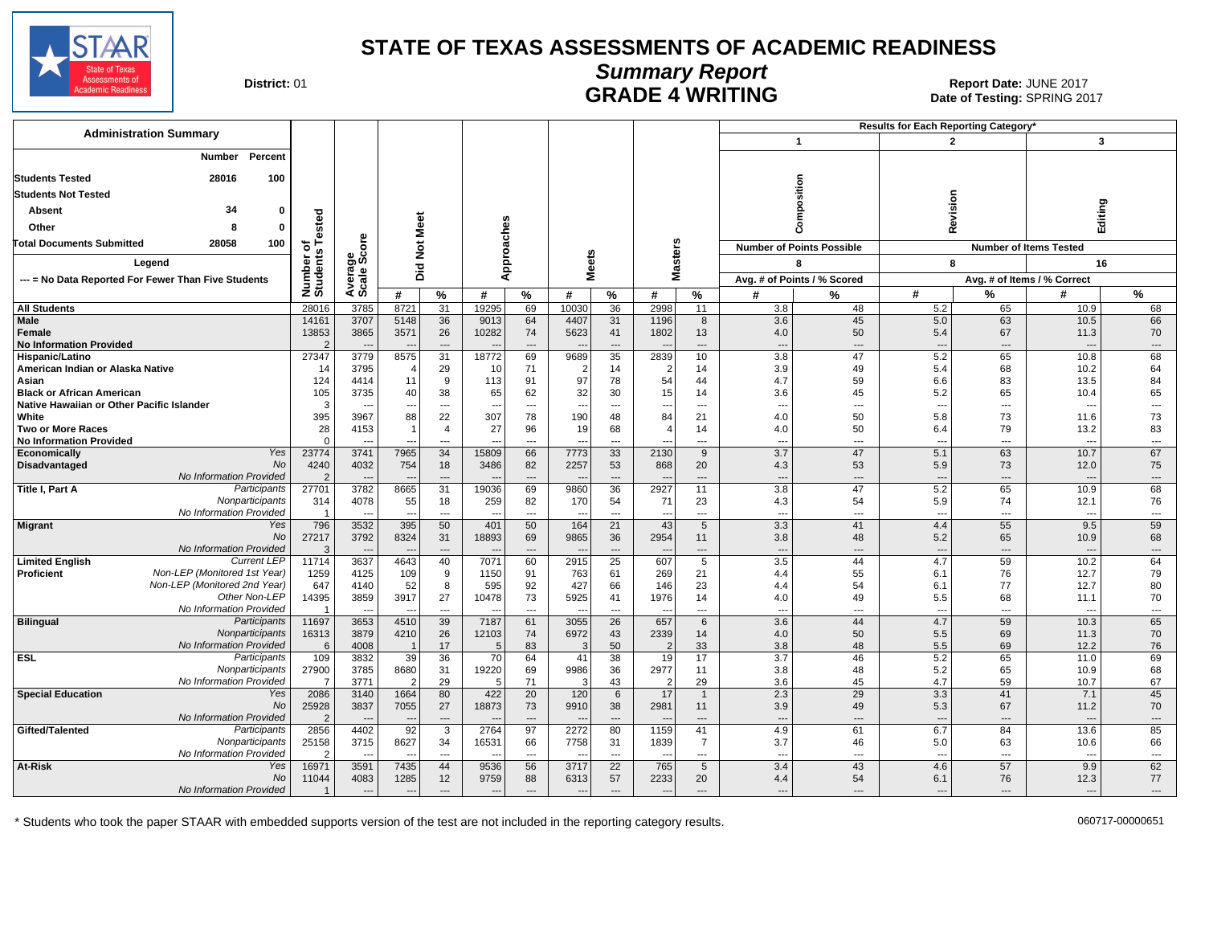# STATE OF TEXAS ASSESSMENTS OF ACADEMIC READINESS

## Summary Report

## GRADE 4 WRITING

**District:** 01

**Report Date:** JUNE 2017
**Date of Testing:** SPRING 2017

**Administration Summary**

| | Number | Percent |
|---|---|---|
| Students Tested | 28016 | 100 |
| Students Not Tested | | |
| Absent | 34 | 0 |
| Other | 8 | 0 |
| Total Documents Submitted | 28058 | 100 |

Legend

--- = No Data Reported For Fewer Than Five Students

Results for Each Reporting Category*: 1 = Composition (Number of Points Possible: 8; Avg. # of Points / % Scored), 2 = Revision (Number of Items Tested: 8; Avg. # of Items / % Correct), 3 = Editing (Number of Items Tested: 16; Avg. # of Items / % Correct)

| Group | | Number of Students Tested | Average Scale Score | Did Not Meet # | Did Not Meet % | Approaches # | Approaches % | Meets # | Meets % | Masters # | Masters % | Composition # | Composition % | Revision # | Revision % | Editing # | Editing % |
|---|---|---|---|---|---|---|---|---|---|---|---|---|---|---|---|---|---|
| All Students | | 28016 | 3785 | 8721 | 31 | 19295 | 69 | 10030 | 36 | 2998 | 11 | 3.8 | 48 | 5.2 | 65 | 10.9 | 68 |
| Male | | 14161 | 3707 | 5148 | 36 | 9013 | 64 | 4407 | 31 | 1196 | 8 | 3.6 | 45 | 5.0 | 63 | 10.5 | 66 |
| Female | | 13853 | 3865 | 3571 | 26 | 10282 | 74 | 5623 | 41 | 1802 | 13 | 4.0 | 50 | 5.4 | 67 | 11.3 | 70 |
| No Information Provided | | 2 | --- | --- | --- | --- | --- | --- | --- | --- | --- | --- | --- | --- | --- | --- | --- |
| Hispanic/Latino | | 27347 | 3779 | 8575 | 31 | 18772 | 69 | 9689 | 35 | 2839 | 10 | 3.8 | 47 | 5.2 | 65 | 10.8 | 68 |
| American Indian or Alaska Native | | 14 | 3795 | 4 | 29 | 10 | 71 | 2 | 14 | 2 | 14 | 3.9 | 49 | 5.4 | 68 | 10.2 | 64 |
| Asian | | 124 | 4414 | 11 | 9 | 113 | 91 | 97 | 78 | 54 | 44 | 4.7 | 59 | 6.6 | 83 | 13.5 | 84 |
| Black or African American | | 105 | 3735 | 40 | 38 | 65 | 62 | 32 | 30 | 15 | 14 | 3.6 | 45 | 5.2 | 65 | 10.4 | 65 |
| Native Hawaiian or Other Pacific Islander | | 3 | --- | --- | --- | --- | --- | --- | --- | --- | --- | --- | --- | --- | --- | --- | --- |
| White | | 395 | 3967 | 88 | 22 | 307 | 78 | 190 | 48 | 84 | 21 | 4.0 | 50 | 5.8 | 73 | 11.6 | 73 |
| Two or More Races | | 28 | 4153 | 1 | 4 | 27 | 96 | 19 | 68 | 4 | 14 | 4.0 | 50 | 6.4 | 79 | 13.2 | 83 |
| No Information Provided | | 0 | --- | --- | --- | --- | --- | --- | --- | --- | --- | --- | --- | --- | --- | --- | --- |
| Economically Disadvantaged | Yes | 23774 | 3741 | 7965 | 34 | 15809 | 66 | 7773 | 33 | 2130 | 9 | 3.7 | 47 | 5.1 | 63 | 10.7 | 67 |
| | No | 4240 | 4032 | 754 | 18 | 3486 | 82 | 2257 | 53 | 868 | 20 | 4.3 | 53 | 5.9 | 73 | 12.0 | 75 |
| | No Information Provided | 2 | --- | --- | --- | --- | --- | --- | --- | --- | --- | --- | --- | --- | --- | --- | --- |
| Title I, Part A | Participants | 27701 | 3782 | 8665 | 31 | 19036 | 69 | 9860 | 36 | 2927 | 11 | 3.8 | 47 | 5.2 | 65 | 10.9 | 68 |
| | Nonparticipants | 314 | 4078 | 55 | 18 | 259 | 82 | 170 | 54 | 71 | 23 | 4.3 | 54 | 5.9 | 74 | 12.1 | 76 |
| | No Information Provided | 1 | --- | --- | --- | --- | --- | --- | --- | --- | --- | --- | --- | --- | --- | --- | --- |
| Migrant | Yes | 796 | 3532 | 395 | 50 | 401 | 50 | 164 | 21 | 43 | 5 | 3.3 | 41 | 4.4 | 55 | 9.5 | 59 |
| | No | 27217 | 3792 | 8324 | 31 | 18893 | 69 | 9865 | 36 | 2954 | 11 | 3.8 | 48 | 5.2 | 65 | 10.9 | 68 |
| | No Information Provided | 3 | --- | --- | --- | --- | --- | --- | --- | --- | --- | --- | --- | --- | --- | --- | --- |
| Limited English Proficient | Current LEP | 11714 | 3637 | 4643 | 40 | 7071 | 60 | 2915 | 25 | 607 | 5 | 3.5 | 44 | 4.7 | 59 | 10.2 | 64 |
| | Non-LEP (Monitored 1st Year) | 1259 | 4125 | 109 | 9 | 1150 | 91 | 763 | 61 | 269 | 21 | 4.4 | 55 | 6.1 | 76 | 12.7 | 79 |
| | Non-LEP (Monitored 2nd Year) | 647 | 4140 | 52 | 8 | 595 | 92 | 427 | 66 | 146 | 23 | 4.4 | 54 | 6.1 | 77 | 12.7 | 80 |
| | Other Non-LEP | 14395 | 3859 | 3917 | 27 | 10478 | 73 | 5925 | 41 | 1976 | 14 | 4.0 | 49 | 5.5 | 68 | 11.1 | 70 |
| | No Information Provided | 1 | --- | --- | --- | --- | --- | --- | --- | --- | --- | --- | --- | --- | --- | --- | --- |
| Bilingual | Participants | 11697 | 3653 | 4510 | 39 | 7187 | 61 | 3055 | 26 | 657 | 6 | 3.6 | 44 | 4.7 | 59 | 10.3 | 65 |
| | Nonparticipants | 16313 | 3879 | 4210 | 26 | 12103 | 74 | 6972 | 43 | 2339 | 14 | 4.0 | 50 | 5.5 | 69 | 11.3 | 70 |
| | No Information Provided | 6 | 4008 | 1 | 17 | 5 | 83 | 3 | 50 | 2 | 33 | 3.8 | 48 | 5.5 | 69 | 12.2 | 76 |
| ESL | Participants | 109 | 3832 | 39 | 36 | 70 | 64 | 41 | 38 | 19 | 17 | 3.7 | 46 | 5.2 | 65 | 11.0 | 69 |
| | Nonparticipants | 27900 | 3785 | 8680 | 31 | 19220 | 69 | 9986 | 36 | 2977 | 11 | 3.8 | 48 | 5.2 | 65 | 10.9 | 68 |
| | No Information Provided | 7 | 3771 | 2 | 29 | 5 | 71 | 3 | 43 | 2 | 29 | 3.6 | 45 | 4.7 | 59 | 10.7 | 67 |
| Special Education | Yes | 2086 | 3140 | 1664 | 80 | 422 | 20 | 120 | 6 | 17 | 1 | 2.3 | 29 | 3.3 | 41 | 7.1 | 45 |
| | No | 25928 | 3837 | 7055 | 27 | 18873 | 73 | 9910 | 38 | 2981 | 11 | 3.9 | 49 | 5.3 | 67 | 11.2 | 70 |
| | No Information Provided | 2 | --- | --- | --- | --- | --- | --- | --- | --- | --- | --- | --- | --- | --- | --- | --- |
| Gifted/Talented | Participants | 2856 | 4402 | 92 | 3 | 2764 | 97 | 2272 | 80 | 1159 | 41 | 4.9 | 61 | 6.7 | 84 | 13.6 | 85 |
| | Nonparticipants | 25158 | 3715 | 8627 | 34 | 16531 | 66 | 7758 | 31 | 1839 | 7 | 3.7 | 46 | 5.0 | 63 | 10.6 | 66 |
| | No Information Provided | 2 | --- | --- | --- | --- | --- | --- | --- | --- | --- | --- | --- | --- | --- | --- | --- |
| At-Risk | Yes | 16971 | 3591 | 7435 | 44 | 9536 | 56 | 3717 | 22 | 765 | 5 | 3.4 | 43 | 4.6 | 57 | 9.9 | 62 |
| | No | 11044 | 4083 | 1285 | 12 | 9759 | 88 | 6313 | 57 | 2233 | 20 | 4.4 | 54 | 6.1 | 76 | 12.3 | 77 |
| | No Information Provided | 1 | --- | --- | --- | --- | --- | --- | --- | --- | --- | --- | --- | --- | --- | --- | --- |

\* Students who took the paper STAAR with embedded supports version of the test are not included in the reporting category results.

060717-00000651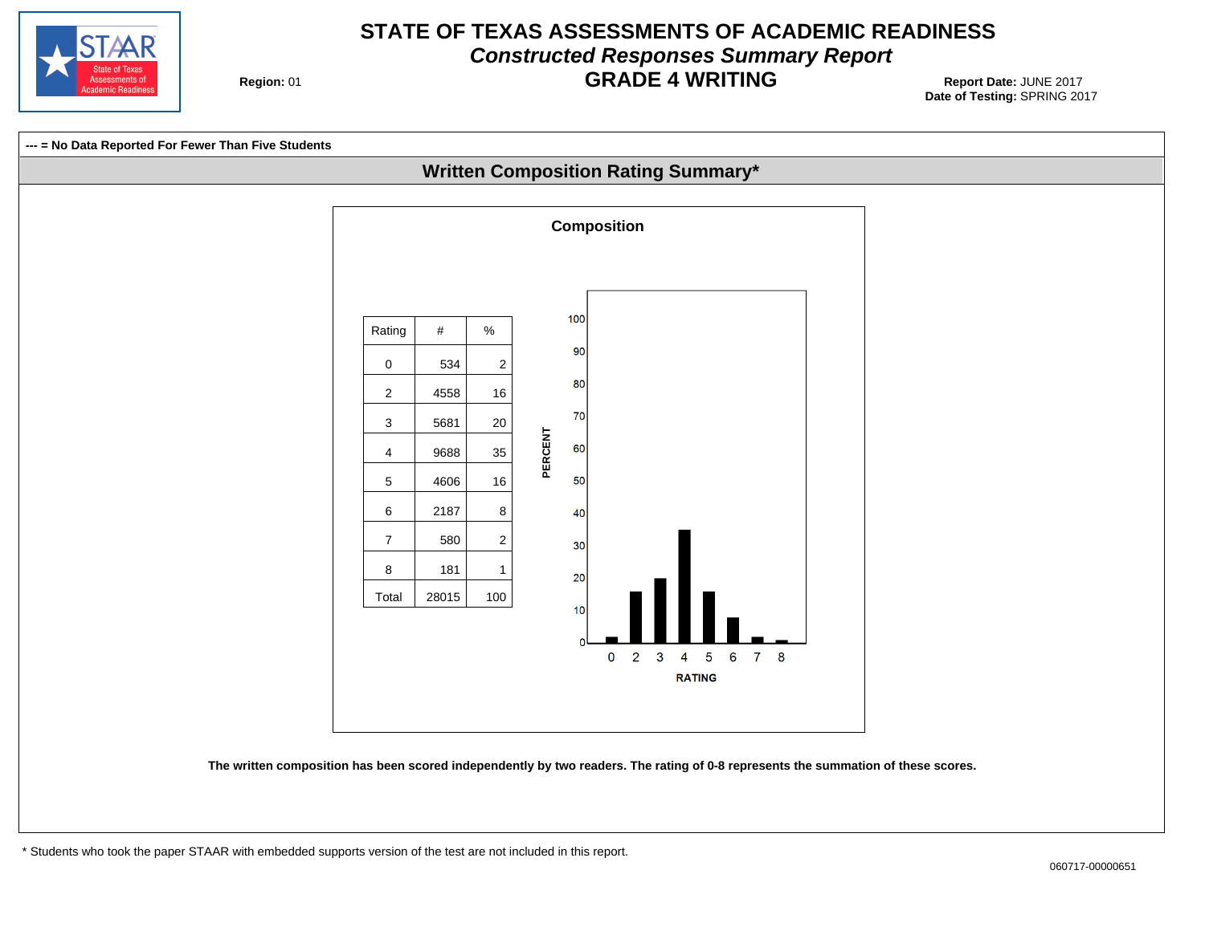# STATE OF TEXAS ASSESSMENTS OF ACADEMIC READINESS

## *Constructed Responses Summary Report*

## GRADE 4 WRITING

**Region:** 01

**Report Date:** JUNE 2017
**Date of Testing:** SPRING 2017

**--- = No Data Reported For Fewer Than Five Students**

## Written Composition Rating Summary*

### Composition

| Rating | # | % |
|---|---|---|
| 0 | 534 | 2 |
| 2 | 4558 | 16 |
| 3 | 5681 | 20 |
| 4 | 9688 | 35 |
| 5 | 4606 | 16 |
| 6 | 2187 | 8 |
| 7 | 580 | 2 |
| 8 | 181 | 1 |
| Total | 28015 | 100 |

**The written composition has been scored independently by two readers. The rating of 0-8 represents the summation of these scores.**

\* Students who took the paper STAAR with embedded supports version of the test are not included in this report.

060717-00000651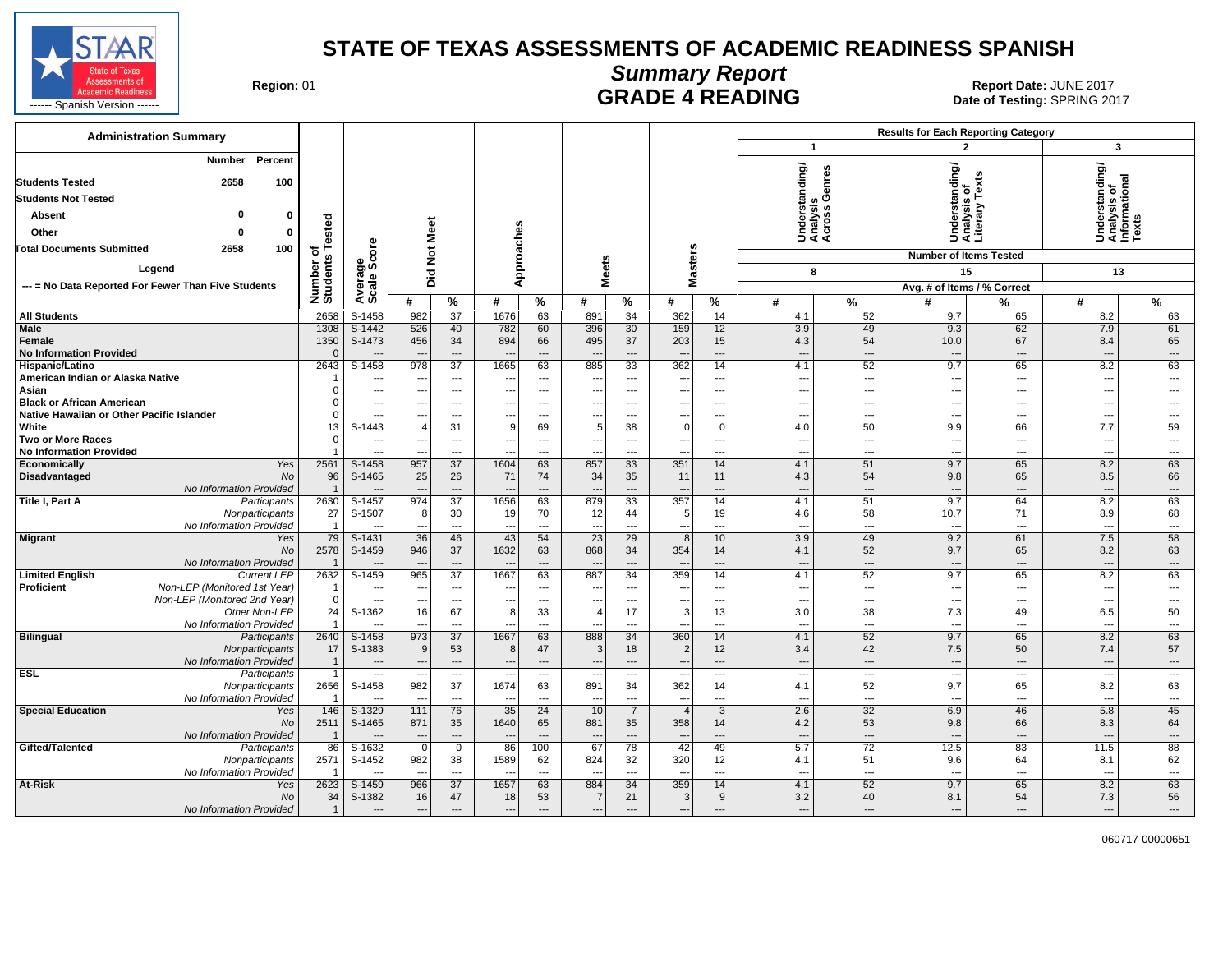# STATE OF TEXAS ASSESSMENTS OF ACADEMIC READINESS SPANISH

## Summary Report

## GRADE 4 READING

STAAR State of Texas Assessments of Academic Readiness ------ Spanish Version ------

**Region:** 01

**Report Date:** JUNE 2017
**Date of Testing:** SPRING 2017

### Administration Summary

| | Number | Percent |
|---|---|---|
| Students Tested | 2658 | 100 |
| Students Not Tested | | |
| Absent | 0 | 0 |
| Other | 0 | 0 |
| Total Documents Submitted | 2658 | 100 |

Legend

--- = No Data Reported For Fewer Than Five Students

Results for Each Reporting Category: 1 = Understanding/ Analysis Across Genres (Number of Items Tested: 8); 2 = Understanding/ Analysis of Literary Texts (Number of Items Tested: 15); 3 = Understanding/ Analysis of Informational Texts (Number of Items Tested: 13). Avg. # of Items / % Correct.

| Group | | Number of Students Tested | Average Scale Score | Did Not Meet # | Did Not Meet % | Approaches # | Approaches % | Meets # | Meets % | Masters # | Masters % | Cat. 1 # | Cat. 1 % | Cat. 2 # | Cat. 2 % | Cat. 3 # | Cat. 3 % |
|---|---|---|---|---|---|---|---|---|---|---|---|---|---|---|---|---|---|
| All Students | | 2658 | S-1458 | 982 | 37 | 1676 | 63 | 891 | 34 | 362 | 14 | 4.1 | 52 | 9.7 | 65 | 8.2 | 63 |
| Male | | 1308 | S-1442 | 526 | 40 | 782 | 60 | 396 | 30 | 159 | 12 | 3.9 | 49 | 9.3 | 62 | 7.9 | 61 |
| Female | | 1350 | S-1473 | 456 | 34 | 894 | 66 | 495 | 37 | 203 | 15 | 4.3 | 54 | 10.0 | 67 | 8.4 | 65 |
| No Information Provided | | 0 | --- | --- | --- | --- | --- | --- | --- | --- | --- | --- | --- | --- | --- | --- | --- |
| Hispanic/Latino | | 2643 | S-1458 | 978 | 37 | 1665 | 63 | 885 | 33 | 362 | 14 | 4.1 | 52 | 9.7 | 65 | 8.2 | 63 |
| American Indian or Alaska Native | | 1 | --- | --- | --- | --- | --- | --- | --- | --- | --- | --- | --- | --- | --- | --- | --- |
| Asian | | 0 | --- | --- | --- | --- | --- | --- | --- | --- | --- | --- | --- | --- | --- | --- | --- |
| Black or African American | | 0 | --- | --- | --- | --- | --- | --- | --- | --- | --- | --- | --- | --- | --- | --- | --- |
| Native Hawaiian or Other Pacific Islander | | 0 | --- | --- | --- | --- | --- | --- | --- | --- | --- | --- | --- | --- | --- | --- | --- |
| White | | 13 | S-1443 | 4 | 31 | 9 | 69 | 5 | 38 | 0 | 0 | 4.0 | 50 | 9.9 | 66 | 7.7 | 59 |
| Two or More Races | | 0 | --- | --- | --- | --- | --- | --- | --- | --- | --- | --- | --- | --- | --- | --- | --- |
| No Information Provided | | 1 | --- | --- | --- | --- | --- | --- | --- | --- | --- | --- | --- | --- | --- | --- | --- |
| Economically Disadvantaged | *Yes* | 2561 | S-1458 | 957 | 37 | 1604 | 63 | 857 | 33 | 351 | 14 | 4.1 | 51 | 9.7 | 65 | 8.2 | 63 |
| | *No* | 96 | S-1465 | 25 | 26 | 71 | 74 | 34 | 35 | 11 | 11 | 4.3 | 54 | 9.8 | 65 | 8.5 | 66 |
| | *No Information Provided* | 1 | --- | --- | --- | --- | --- | --- | --- | --- | --- | --- | --- | --- | --- | --- | --- |
| Title I, Part A | *Participants* | 2630 | S-1457 | 974 | 37 | 1656 | 63 | 879 | 33 | 357 | 14 | 4.1 | 51 | 9.7 | 64 | 8.2 | 63 |
| | *Nonparticipants* | 27 | S-1507 | 8 | 30 | 19 | 70 | 12 | 44 | 5 | 19 | 4.6 | 58 | 10.7 | 71 | 8.9 | 68 |
| | *No Information Provided* | 1 | --- | --- | --- | --- | --- | --- | --- | --- | --- | --- | --- | --- | --- | --- | --- |
| Migrant | *Yes* | 79 | S-1431 | 36 | 46 | 43 | 54 | 23 | 29 | 8 | 10 | 3.9 | 49 | 9.2 | 61 | 7.5 | 58 |
| | *No* | 2578 | S-1459 | 946 | 37 | 1632 | 63 | 868 | 34 | 354 | 14 | 4.1 | 52 | 9.7 | 65 | 8.2 | 63 |
| | *No Information Provided* | 1 | --- | --- | --- | --- | --- | --- | --- | --- | --- | --- | --- | --- | --- | --- | --- |
| Limited English Proficient | *Current LEP* | 2632 | S-1459 | 965 | 37 | 1667 | 63 | 887 | 34 | 359 | 14 | 4.1 | 52 | 9.7 | 65 | 8.2 | 63 |
| | *Non-LEP (Monitored 1st Year)* | 1 | --- | --- | --- | --- | --- | --- | --- | --- | --- | --- | --- | --- | --- | --- | --- |
| | *Non-LEP (Monitored 2nd Year)* | 0 | --- | --- | --- | --- | --- | --- | --- | --- | --- | --- | --- | --- | --- | --- | --- |
| | *Other Non-LEP* | 24 | S-1362 | 16 | 67 | 8 | 33 | 4 | 17 | 3 | 13 | 3.0 | 38 | 7.3 | 49 | 6.5 | 50 |
| | *No Information Provided* | 1 | --- | --- | --- | --- | --- | --- | --- | --- | --- | --- | --- | --- | --- | --- | --- |
| Bilingual | *Participants* | 2640 | S-1458 | 973 | 37 | 1667 | 63 | 888 | 34 | 360 | 14 | 4.1 | 52 | 9.7 | 65 | 8.2 | 63 |
| | *Nonparticipants* | 17 | S-1383 | 9 | 53 | 8 | 47 | 3 | 18 | 2 | 12 | 3.4 | 42 | 7.5 | 50 | 7.4 | 57 |
| | *No Information Provided* | 1 | --- | --- | --- | --- | --- | --- | --- | --- | --- | --- | --- | --- | --- | --- | --- |
| ESL | *Participants* | 1 | --- | --- | --- | --- | --- | --- | --- | --- | --- | --- | --- | --- | --- | --- | --- |
| | *Nonparticipants* | 2656 | S-1458 | 982 | 37 | 1674 | 63 | 891 | 34 | 362 | 14 | 4.1 | 52 | 9.7 | 65 | 8.2 | 63 |
| | *No Information Provided* | 1 | --- | --- | --- | --- | --- | --- | --- | --- | --- | --- | --- | --- | --- | --- | --- |
| Special Education | *Yes* | 146 | S-1329 | 111 | 76 | 35 | 24 | 10 | 7 | 4 | 3 | 2.6 | 32 | 6.9 | 46 | 5.8 | 45 |
| | *No* | 2511 | S-1465 | 871 | 35 | 1640 | 65 | 881 | 35 | 358 | 14 | 4.2 | 53 | 9.8 | 66 | 8.3 | 64 |
| | *No Information Provided* | 1 | --- | --- | --- | --- | --- | --- | --- | --- | --- | --- | --- | --- | --- | --- | --- |
| Gifted/Talented | *Participants* | 86 | S-1632 | 0 | 0 | 86 | 100 | 67 | 78 | 42 | 49 | 5.7 | 72 | 12.5 | 83 | 11.5 | 88 |
| | *Nonparticipants* | 2571 | S-1452 | 982 | 38 | 1589 | 62 | 824 | 32 | 320 | 12 | 4.1 | 51 | 9.6 | 64 | 8.1 | 62 |
| | *No Information Provided* | 1 | --- | --- | --- | --- | --- | --- | --- | --- | --- | --- | --- | --- | --- | --- | --- |
| At-Risk | *Yes* | 2623 | S-1459 | 966 | 37 | 1657 | 63 | 884 | 34 | 359 | 14 | 4.1 | 52 | 9.7 | 65 | 8.2 | 63 |
| | *No* | 34 | S-1382 | 16 | 47 | 18 | 53 | 7 | 21 | 3 | 9 | 3.2 | 40 | 8.1 | 54 | 7.3 | 56 |
| | *No Information Provided* | 1 | --- | --- | --- | --- | --- | --- | --- | --- | --- | --- | --- | --- | --- | --- | --- |

060717-00000651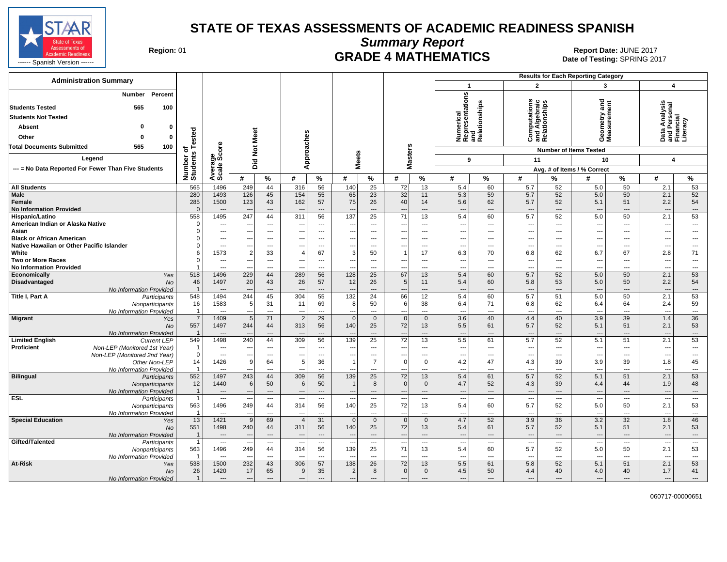# STATE OF TEXAS ASSESSMENTS OF ACADEMIC READINESS SPANISH

## Summary Report

## GRADE 4 MATHEMATICS

Region: 01

Report Date: JUNE 2017
Date of Testing: SPRING 2017

STAAR State of Texas Assessments of Academic Readiness ------ Spanish Version ------

**Administration Summary**

| | Number | Percent |
|---|---|---|
| Students Tested | 565 | 100 |
| Students Not Tested | | |
| Absent | 0 | 0 |
| Other | 0 | 0 |
| Total Documents Submitted | 565 | 100 |

**Legend**

--- = No Data Reported For Fewer Than Five Students

Results for Each Reporting Category: 1 = Numerical Representations and Relationships (9 items); 2 = Computations and Algebraic Relationships (11 items); 3 = Geometry and Measurement (10 items); 4 = Data Analysis and Personal Financial Literacy (4 items). Avg. # of Items / % Correct.

| Group | | Number of Students Tested | Average Scale Score | Did Not Meet # | Did Not Meet % | Approaches # | Approaches % | Meets # | Meets % | Masters # | Masters % | Cat. 1 # | Cat. 1 % | Cat. 2 # | Cat. 2 % | Cat. 3 # | Cat. 3 % | Cat. 4 # | Cat. 4 % |
|---|---|---|---|---|---|---|---|---|---|---|---|---|---|---|---|---|---|---|---|
| All Students | | 565 | 1496 | 249 | 44 | 316 | 56 | 140 | 25 | 72 | 13 | 5.4 | 60 | 5.7 | 52 | 5.0 | 50 | 2.1 | 53 |
| Male | | 280 | 1493 | 126 | 45 | 154 | 55 | 65 | 23 | 32 | 11 | 5.3 | 59 | 5.7 | 52 | 5.0 | 50 | 2.1 | 52 |
| Female | | 285 | 1500 | 123 | 43 | 162 | 57 | 75 | 26 | 40 | 14 | 5.6 | 62 | 5.7 | 52 | 5.1 | 51 | 2.2 | 54 |
| No Information Provided | | 0 | --- | --- | --- | --- | --- | --- | --- | --- | --- | --- | --- | --- | --- | --- | --- | --- | --- |
| Hispanic/Latino | | 558 | 1495 | 247 | 44 | 311 | 56 | 137 | 25 | 71 | 13 | 5.4 | 60 | 5.7 | 52 | 5.0 | 50 | 2.1 | 53 |
| American Indian or Alaska Native | | 0 | --- | --- | --- | --- | --- | --- | --- | --- | --- | --- | --- | --- | --- | --- | --- | --- | --- |
| Asian | | 0 | --- | --- | --- | --- | --- | --- | --- | --- | --- | --- | --- | --- | --- | --- | --- | --- | --- |
| Black or African American | | 0 | --- | --- | --- | --- | --- | --- | --- | --- | --- | --- | --- | --- | --- | --- | --- | --- | --- |
| Native Hawaiian or Other Pacific Islander | | 0 | --- | --- | --- | --- | --- | --- | --- | --- | --- | --- | --- | --- | --- | --- | --- | --- | --- |
| White | | 6 | 1573 | 2 | 33 | 4 | 67 | 3 | 50 | 1 | 17 | 6.3 | 70 | 6.8 | 62 | 6.7 | 67 | 2.8 | 71 |
| Two or More Races | | 0 | --- | --- | --- | --- | --- | --- | --- | --- | --- | --- | --- | --- | --- | --- | --- | --- | --- |
| No Information Provided | | 1 | --- | --- | --- | --- | --- | --- | --- | --- | --- | --- | --- | --- | --- | --- | --- | --- | --- |
| Economically Disadvantaged | Yes | 518 | 1496 | 229 | 44 | 289 | 56 | 128 | 25 | 67 | 13 | 5.4 | 60 | 5.7 | 52 | 5.0 | 50 | 2.1 | 53 |
| | No | 46 | 1497 | 20 | 43 | 26 | 57 | 12 | 26 | 5 | 11 | 5.4 | 60 | 5.8 | 53 | 5.0 | 50 | 2.2 | 54 |
| | No Information Provided | 1 | --- | --- | --- | --- | --- | --- | --- | --- | --- | --- | --- | --- | --- | --- | --- | --- | --- |
| Title I, Part A | Participants | 548 | 1494 | 244 | 45 | 304 | 55 | 132 | 24 | 66 | 12 | 5.4 | 60 | 5.7 | 51 | 5.0 | 50 | 2.1 | 53 |
| | Nonparticipants | 16 | 1583 | 5 | 31 | 11 | 69 | 8 | 50 | 6 | 38 | 6.4 | 71 | 6.8 | 62 | 6.4 | 64 | 2.4 | 59 |
| | No Information Provided | 1 | --- | --- | --- | --- | --- | --- | --- | --- | --- | --- | --- | --- | --- | --- | --- | --- | --- |
| Migrant | Yes | 7 | 1409 | 5 | 71 | 2 | 29 | 0 | 0 | 0 | 0 | 3.6 | 40 | 4.4 | 40 | 3.9 | 39 | 1.4 | 36 |
| | No | 557 | 1497 | 244 | 44 | 313 | 56 | 140 | 25 | 72 | 13 | 5.5 | 61 | 5.7 | 52 | 5.1 | 51 | 2.1 | 53 |
| | No Information Provided | 1 | --- | --- | --- | --- | --- | --- | --- | --- | --- | --- | --- | --- | --- | --- | --- | --- | --- |
| Limited English Proficient | Current LEP | 549 | 1498 | 240 | 44 | 309 | 56 | 139 | 25 | 72 | 13 | 5.5 | 61 | 5.7 | 52 | 5.1 | 51 | 2.1 | 53 |
| | Non-LEP (Monitored 1st Year) | 1 | --- | --- | --- | --- | --- | --- | --- | --- | --- | --- | --- | --- | --- | --- | --- | --- | --- |
| | Non-LEP (Monitored 2nd Year) | 0 | --- | --- | --- | --- | --- | --- | --- | --- | --- | --- | --- | --- | --- | --- | --- | --- | --- |
| | Other Non-LEP | 14 | 1426 | 9 | 64 | 5 | 36 | 1 | 7 | 0 | 0 | 4.2 | 47 | 4.3 | 39 | 3.9 | 39 | 1.8 | 45 |
| | No Information Provided | 1 | --- | --- | --- | --- | --- | --- | --- | --- | --- | --- | --- | --- | --- | --- | --- | --- | --- |
| Bilingual | Participants | 552 | 1497 | 243 | 44 | 309 | 56 | 139 | 25 | 72 | 13 | 5.4 | 61 | 5.7 | 52 | 5.1 | 51 | 2.1 | 53 |
| | Nonparticipants | 12 | 1440 | 6 | 50 | 6 | 50 | 1 | 8 | 0 | 0 | 4.7 | 52 | 4.3 | 39 | 4.4 | 44 | 1.9 | 48 |
| | No Information Provided | 1 | --- | --- | --- | --- | --- | --- | --- | --- | --- | --- | --- | --- | --- | --- | --- | --- | --- |
| ESL | Participants | 1 | --- | --- | --- | --- | --- | --- | --- | --- | --- | --- | --- | --- | --- | --- | --- | --- | --- |
| | Nonparticipants | 563 | 1496 | 249 | 44 | 314 | 56 | 140 | 25 | 72 | 13 | 5.4 | 60 | 5.7 | 52 | 5.0 | 50 | 2.1 | 53 |
| | No Information Provided | 1 | --- | --- | --- | --- | --- | --- | --- | --- | --- | --- | --- | --- | --- | --- | --- | --- | --- |
| Special Education | Yes | 13 | 1421 | 9 | 69 | 4 | 31 | 0 | 0 | 0 | 0 | 4.7 | 52 | 3.9 | 36 | 3.2 | 32 | 1.8 | 46 |
| | No | 551 | 1498 | 240 | 44 | 311 | 56 | 140 | 25 | 72 | 13 | 5.4 | 61 | 5.7 | 52 | 5.1 | 51 | 2.1 | 53 |
| | No Information Provided | 1 | --- | --- | --- | --- | --- | --- | --- | --- | --- | --- | --- | --- | --- | --- | --- | --- | --- |
| Gifted/Talented | Participants | 1 | --- | --- | --- | --- | --- | --- | --- | --- | --- | --- | --- | --- | --- | --- | --- | --- | --- |
| | Nonparticipants | 563 | 1496 | 249 | 44 | 314 | 56 | 139 | 25 | 71 | 13 | 5.4 | 60 | 5.7 | 52 | 5.0 | 50 | 2.1 | 53 |
| | No Information Provided | 1 | --- | --- | --- | --- | --- | --- | --- | --- | --- | --- | --- | --- | --- | --- | --- | --- | --- |
| At-Risk | Yes | 538 | 1500 | 232 | 43 | 306 | 57 | 138 | 26 | 72 | 13 | 5.5 | 61 | 5.8 | 52 | 5.1 | 51 | 2.1 | 53 |
| | No | 26 | 1420 | 17 | 65 | 9 | 35 | 2 | 8 | 0 | 0 | 4.5 | 50 | 4.4 | 40 | 4.0 | 40 | 1.7 | 41 |
| | No Information Provided | 1 | --- | --- | --- | --- | --- | --- | --- | --- | --- | --- | --- | --- | --- | --- | --- | --- | --- |

060717-00000651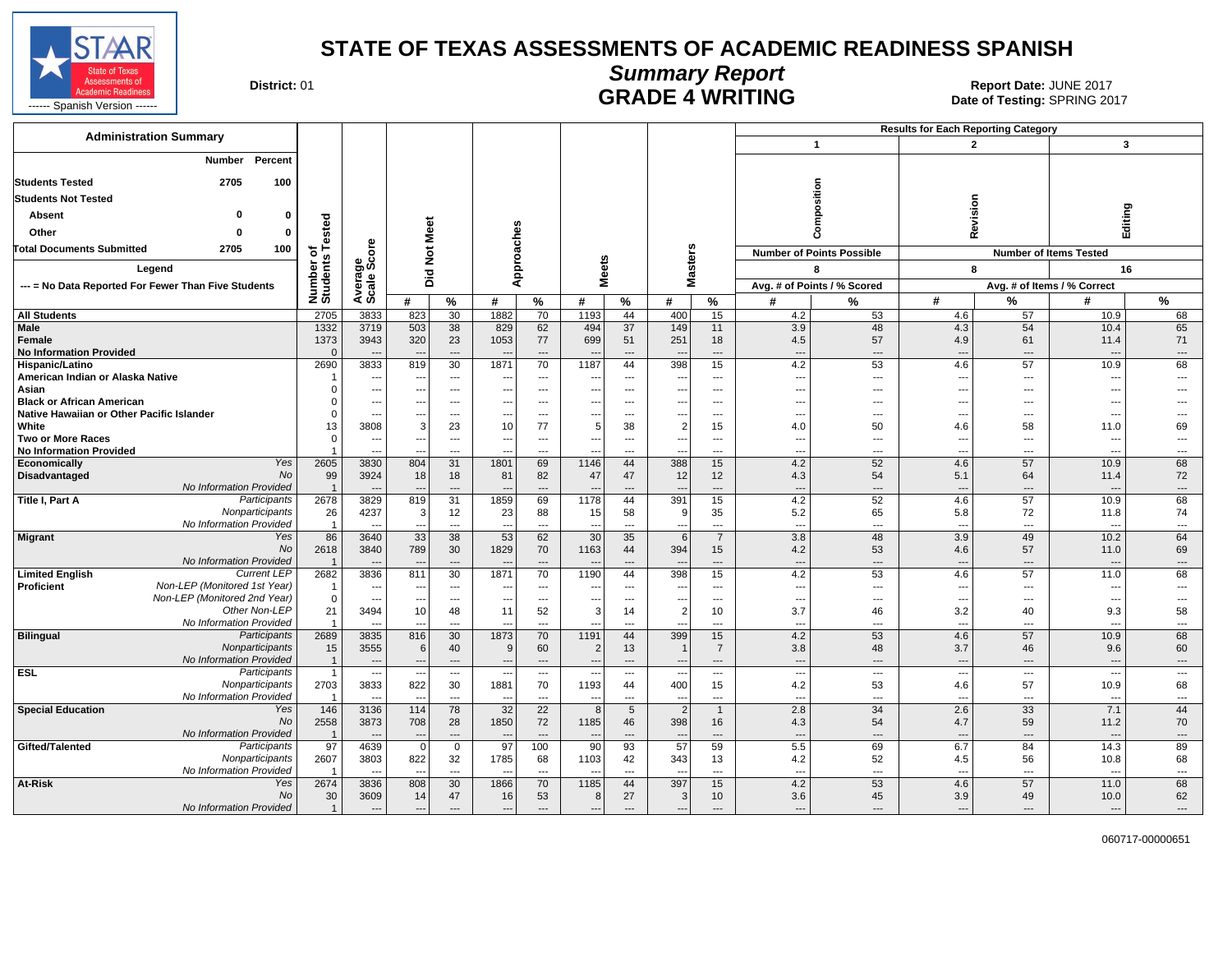# STATE OF TEXAS ASSESSMENTS OF ACADEMIC READINESS SPANISH

## Summary Report

## GRADE 4 WRITING

**District:** 01

**Report Date:** JUNE 2017
**Date of Testing:** SPRING 2017

STAAR — State of Texas Assessments of Academic Readiness — Spanish Version

**Administration Summary**

| | Number | Percent |
|---|---|---|
| Students Tested | 2705 | 100 |
| Students Not Tested | | |
| Absent | 0 | 0 |
| Other | 0 | 0 |
| Total Documents Submitted | 2705 | 100 |

**Legend**

--- = No Data Reported For Fewer Than Five Students

Results for Each Reporting Category: 1 = Composition (Number of Points Possible: 8; Avg. # of Points / % Scored), 2 = Revision (Number of Items Tested: 8; Avg. # of Items / % Correct), 3 = Editing (Number of Items Tested: 16; Avg. # of Items / % Correct)

| Group | | Number of Students Tested | Average Scale Score | Did Not Meet # | Did Not Meet % | Approaches # | Approaches % | Meets # | Meets % | Masters # | Masters % | 1 Composition # | 1 Composition % | 2 Revision # | 2 Revision % | 3 Editing # | 3 Editing % |
|---|---|---|---|---|---|---|---|---|---|---|---|---|---|---|---|---|---|
| All Students | | 2705 | 3833 | 823 | 30 | 1882 | 70 | 1193 | 44 | 400 | 15 | 4.2 | 53 | 4.6 | 57 | 10.9 | 68 |
| Male | | 1332 | 3719 | 503 | 38 | 829 | 62 | 494 | 37 | 149 | 11 | 3.9 | 48 | 4.3 | 54 | 10.4 | 65 |
| Female | | 1373 | 3943 | 320 | 23 | 1053 | 77 | 699 | 51 | 251 | 18 | 4.5 | 57 | 4.9 | 61 | 11.4 | 71 |
| No Information Provided | | 0 | --- | --- | --- | --- | --- | --- | --- | --- | --- | --- | --- | --- | --- | --- | --- |
| Hispanic/Latino | | 2690 | 3833 | 819 | 30 | 1871 | 70 | 1187 | 44 | 398 | 15 | 4.2 | 53 | 4.6 | 57 | 10.9 | 68 |
| American Indian or Alaska Native | | 1 | --- | --- | --- | --- | --- | --- | --- | --- | --- | --- | --- | --- | --- | --- | --- |
| Asian | | 0 | --- | --- | --- | --- | --- | --- | --- | --- | --- | --- | --- | --- | --- | --- | --- |
| Black or African American | | 0 | --- | --- | --- | --- | --- | --- | --- | --- | --- | --- | --- | --- | --- | --- | --- |
| Native Hawaiian or Other Pacific Islander | | 0 | --- | --- | --- | --- | --- | --- | --- | --- | --- | --- | --- | --- | --- | --- | --- |
| White | | 13 | 3808 | 3 | 23 | 10 | 77 | 5 | 38 | 2 | 15 | 4.0 | 50 | 4.6 | 58 | 11.0 | 69 |
| Two or More Races | | 0 | --- | --- | --- | --- | --- | --- | --- | --- | --- | --- | --- | --- | --- | --- | --- |
| No Information Provided | | 1 | --- | --- | --- | --- | --- | --- | --- | --- | --- | --- | --- | --- | --- | --- | --- |
| Economically Disadvantaged | Yes | 2605 | 3830 | 804 | 31 | 1801 | 69 | 1146 | 44 | 388 | 15 | 4.2 | 52 | 4.6 | 57 | 10.9 | 68 |
| | No | 99 | 3924 | 18 | 18 | 81 | 82 | 47 | 47 | 12 | 12 | 4.3 | 54 | 5.1 | 64 | 11.4 | 72 |
| | No Information Provided | 1 | --- | --- | --- | --- | --- | --- | --- | --- | --- | --- | --- | --- | --- | --- | --- |
| Title I, Part A | Participants | 2678 | 3829 | 819 | 31 | 1859 | 69 | 1178 | 44 | 391 | 15 | 4.2 | 52 | 4.6 | 57 | 10.9 | 68 |
| | Nonparticipants | 26 | 4237 | 3 | 12 | 23 | 88 | 15 | 58 | 9 | 35 | 5.2 | 65 | 5.8 | 72 | 11.8 | 74 |
| | No Information Provided | 1 | --- | --- | --- | --- | --- | --- | --- | --- | --- | --- | --- | --- | --- | --- | --- |
| Migrant | Yes | 86 | 3640 | 33 | 38 | 53 | 62 | 30 | 35 | 6 | 7 | 3.8 | 48 | 3.9 | 49 | 10.2 | 64 |
| | No | 2618 | 3840 | 789 | 30 | 1829 | 70 | 1163 | 44 | 394 | 15 | 4.2 | 53 | 4.6 | 57 | 11.0 | 69 |
| | No Information Provided | 1 | --- | --- | --- | --- | --- | --- | --- | --- | --- | --- | --- | --- | --- | --- | --- |
| Limited English Proficient | Current LEP | 2682 | 3836 | 811 | 30 | 1871 | 70 | 1190 | 44 | 398 | 15 | 4.2 | 53 | 4.6 | 57 | 11.0 | 68 |
| | Non-LEP (Monitored 1st Year) | 1 | --- | --- | --- | --- | --- | --- | --- | --- | --- | --- | --- | --- | --- | --- | --- |
| | Non-LEP (Monitored 2nd Year) | 0 | --- | --- | --- | --- | --- | --- | --- | --- | --- | --- | --- | --- | --- | --- | --- |
| | Other Non-LEP | 21 | 3494 | 10 | 48 | 11 | 52 | 3 | 14 | 2 | 10 | 3.7 | 46 | 3.2 | 40 | 9.3 | 58 |
| | No Information Provided | 1 | --- | --- | --- | --- | --- | --- | --- | --- | --- | --- | --- | --- | --- | --- | --- |
| Bilingual | Participants | 2689 | 3835 | 816 | 30 | 1873 | 70 | 1191 | 44 | 399 | 15 | 4.2 | 53 | 4.6 | 57 | 10.9 | 68 |
| | Nonparticipants | 15 | 3555 | 6 | 40 | 9 | 60 | 2 | 13 | 1 | 7 | 3.8 | 48 | 3.7 | 46 | 9.6 | 60 |
| | No Information Provided | 1 | --- | --- | --- | --- | --- | --- | --- | --- | --- | --- | --- | --- | --- | --- | --- |
| ESL | Participants | 1 | --- | --- | --- | --- | --- | --- | --- | --- | --- | --- | --- | --- | --- | --- | --- |
| | Nonparticipants | 2703 | 3833 | 822 | 30 | 1881 | 70 | 1193 | 44 | 400 | 15 | 4.2 | 53 | 4.6 | 57 | 10.9 | 68 |
| | No Information Provided | 1 | --- | --- | --- | --- | --- | --- | --- | --- | --- | --- | --- | --- | --- | --- | --- |
| Special Education | Yes | 146 | 3136 | 114 | 78 | 32 | 22 | 8 | 5 | 2 | 1 | 2.8 | 34 | 2.6 | 33 | 7.1 | 44 |
| | No | 2558 | 3873 | 708 | 28 | 1850 | 72 | 1185 | 46 | 398 | 16 | 4.3 | 54 | 4.7 | 59 | 11.2 | 70 |
| | No Information Provided | 1 | --- | --- | --- | --- | --- | --- | --- | --- | --- | --- | --- | --- | --- | --- | --- |
| Gifted/Talented | Participants | 97 | 4639 | 0 | 0 | 97 | 100 | 90 | 93 | 57 | 59 | 5.5 | 69 | 6.7 | 84 | 14.3 | 89 |
| | Nonparticipants | 2607 | 3803 | 822 | 32 | 1785 | 68 | 1103 | 42 | 343 | 13 | 4.2 | 52 | 4.5 | 56 | 10.8 | 68 |
| | No Information Provided | 1 | --- | --- | --- | --- | --- | --- | --- | --- | --- | --- | --- | --- | --- | --- | --- |
| At-Risk | Yes | 2674 | 3836 | 808 | 30 | 1866 | 70 | 1185 | 44 | 397 | 15 | 4.2 | 53 | 4.6 | 57 | 11.0 | 68 |
| | No | 30 | 3609 | 14 | 47 | 16 | 53 | 8 | 27 | 3 | 10 | 3.6 | 45 | 3.9 | 49 | 10.0 | 62 |
| | No Information Provided | 1 | --- | --- | --- | --- | --- | --- | --- | --- | --- | --- | --- | --- | --- | --- | --- |

060717-00000651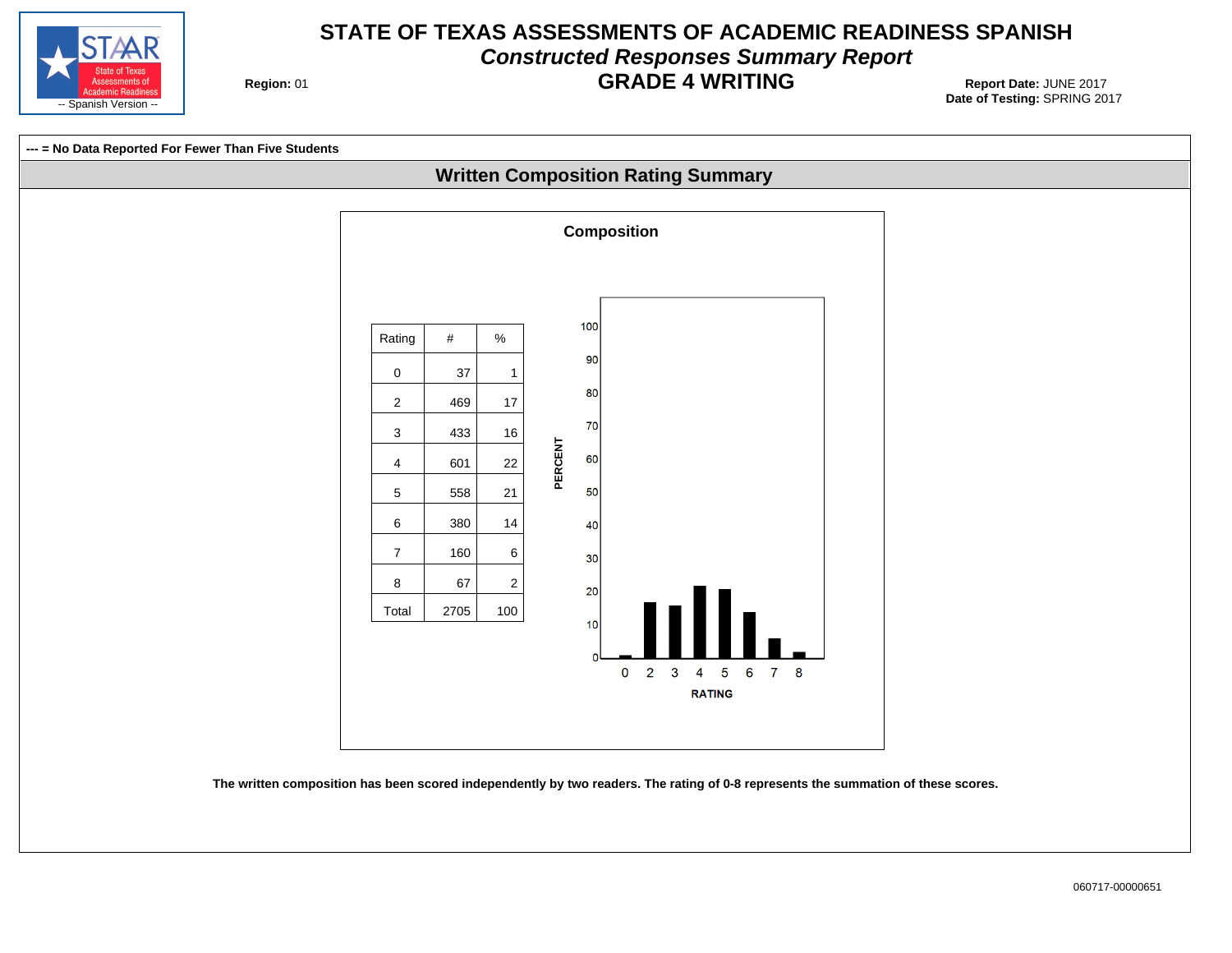# STATE OF TEXAS ASSESSMENTS OF ACADEMIC READINESS SPANISH

## *Constructed Responses Summary Report*

## GRADE 4 WRITING

STAAR State of Texas Assessments of Academic Readiness -- Spanish Version --

**Region:** 01

**Report Date:** JUNE 2017
**Date of Testing:** SPRING 2017

**--- = No Data Reported For Fewer Than Five Students**

## Written Composition Rating Summary

### Composition

| Rating | # | % |
|---|---|---|
| 0 | 37 | 1 |
| 2 | 469 | 17 |
| 3 | 433 | 16 |
| 4 | 601 | 22 |
| 5 | 558 | 21 |
| 6 | 380 | 14 |
| 7 | 160 | 6 |
| 8 | 67 | 2 |
| Total | 2705 | 100 |

**The written composition has been scored independently by two readers. The rating of 0-8 represents the summation of these scores.**

060717-00000651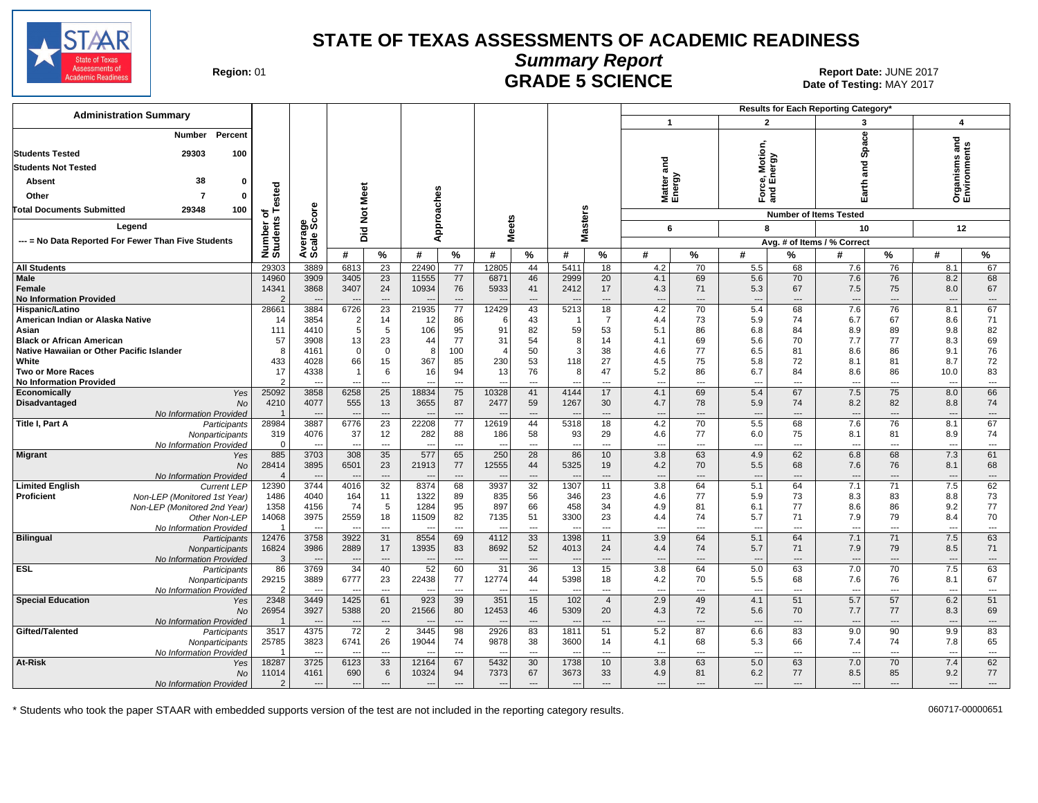# STATE OF TEXAS ASSESSMENTS OF ACADEMIC READINESS

## Summary Report

## GRADE 5 SCIENCE

Region: 01

Report Date: JUNE 2017
Date of Testing: MAY 2017

**Administration Summary**

| | Number | Percent |
|---|---|---|
| Students Tested | 29303 | 100 |
| Students Not Tested | | |
| Absent | 38 | 0 |
| Other | 7 | 0 |
| Total Documents Submitted | 29348 | 100 |

Legend
--- = No Data Reported For Fewer Than Five Students

| | | Number of Students Tested | Average Scale Score | Did Not Meet # | Did Not Meet % | Approaches # | Approaches % | Meets # | Meets % | Masters # | Masters % | 1 Matter and Energy (6 items) # | 1 % | 2 Force, Motion, and Energy (8 items) # | 2 % | 3 Earth and Space (10 items) # | 3 % | 4 Organisms and Environments (12 items) # | 4 % |
|---|---|---|---|---|---|---|---|---|---|---|---|---|---|---|---|---|---|---|---|
| All Students | | 29303 | 3889 | 6813 | 23 | 22490 | 77 | 12805 | 44 | 5411 | 18 | 4.2 | 70 | 5.5 | 68 | 7.6 | 76 | 8.1 | 67 |
| Male | | 14960 | 3909 | 3405 | 23 | 11555 | 77 | 6871 | 46 | 2999 | 20 | 4.1 | 69 | 5.6 | 70 | 7.6 | 76 | 8.2 | 68 |
| Female | | 14341 | 3868 | 3407 | 24 | 10934 | 76 | 5933 | 41 | 2412 | 17 | 4.3 | 71 | 5.3 | 67 | 7.5 | 75 | 8.0 | 67 |
| No Information Provided | | 2 | --- | --- | --- | --- | --- | --- | --- | --- | --- | --- | --- | --- | --- | --- | --- | --- | --- |
| Hispanic/Latino | | 28661 | 3884 | 6726 | 23 | 21935 | 77 | 12429 | 43 | 5213 | 18 | 4.2 | 70 | 5.4 | 68 | 7.6 | 76 | 8.1 | 67 |
| American Indian or Alaska Native | | 14 | 3854 | 2 | 14 | 12 | 86 | 6 | 43 | 1 | 7 | 4.4 | 73 | 5.9 | 74 | 6.7 | 67 | 8.6 | 71 |
| Asian | | 111 | 4410 | 5 | 5 | 106 | 95 | 91 | 82 | 59 | 53 | 5.1 | 86 | 6.8 | 84 | 8.9 | 89 | 9.8 | 82 |
| Black or African American | | 57 | 3908 | 13 | 23 | 44 | 77 | 31 | 54 | 8 | 14 | 4.1 | 69 | 5.6 | 70 | 7.7 | 77 | 8.3 | 69 |
| Native Hawaiian or Other Pacific Islander | | 8 | 4161 | 0 | 0 | 8 | 100 | 4 | 50 | 3 | 38 | 4.6 | 77 | 6.5 | 81 | 8.6 | 86 | 9.1 | 76 |
| White | | 433 | 4028 | 66 | 15 | 367 | 85 | 230 | 53 | 118 | 27 | 4.5 | 75 | 5.8 | 72 | 8.1 | 81 | 8.7 | 72 |
| Two or More Races | | 17 | 4338 | 1 | 6 | 16 | 94 | 13 | 76 | 8 | 47 | 5.2 | 86 | 6.7 | 84 | 8.6 | 86 | 10.0 | 83 |
| No Information Provided | | 2 | --- | --- | --- | --- | --- | --- | --- | --- | --- | --- | --- | --- | --- | --- | --- | --- | --- |
| Economically Disadvantaged | Yes | 25092 | 3858 | 6258 | 25 | 18834 | 75 | 10328 | 41 | 4144 | 17 | 4.1 | 69 | 5.4 | 67 | 7.5 | 75 | 8.0 | 66 |
| | No | 4210 | 4077 | 555 | 13 | 3655 | 87 | 2477 | 59 | 1267 | 30 | 4.7 | 78 | 5.9 | 74 | 8.2 | 82 | 8.8 | 74 |
| | No Information Provided | 1 | --- | --- | --- | --- | --- | --- | --- | --- | --- | --- | --- | --- | --- | --- | --- | --- | --- |
| Title I, Part A | Participants | 28984 | 3887 | 6776 | 23 | 22208 | 77 | 12619 | 44 | 5318 | 18 | 4.2 | 70 | 5.5 | 68 | 7.6 | 76 | 8.1 | 67 |
| | Nonparticipants | 319 | 4076 | 37 | 12 | 282 | 88 | 186 | 58 | 93 | 29 | 4.6 | 77 | 6.0 | 75 | 8.1 | 81 | 8.9 | 74 |
| | No Information Provided | 0 | --- | --- | --- | --- | --- | --- | --- | --- | --- | --- | --- | --- | --- | --- | --- | --- | --- |
| Migrant | Yes | 885 | 3703 | 308 | 35 | 577 | 65 | 250 | 28 | 86 | 10 | 3.8 | 63 | 4.9 | 62 | 6.8 | 68 | 7.3 | 61 |
| | No | 28414 | 3895 | 6501 | 23 | 21913 | 77 | 12555 | 44 | 5325 | 19 | 4.2 | 70 | 5.5 | 68 | 7.6 | 76 | 8.1 | 68 |
| | No Information Provided | 4 | --- | --- | --- | --- | --- | --- | --- | --- | --- | --- | --- | --- | --- | --- | --- | --- | --- |
| Limited English Proficient | Current LEP | 12390 | 3744 | 4016 | 32 | 8374 | 68 | 3937 | 32 | 1307 | 11 | 3.8 | 64 | 5.1 | 64 | 7.1 | 71 | 7.5 | 62 |
| | Non-LEP (Monitored 1st Year) | 1486 | 4040 | 164 | 11 | 1322 | 89 | 835 | 56 | 346 | 23 | 4.6 | 77 | 5.9 | 73 | 8.3 | 83 | 8.8 | 73 |
| | Non-LEP (Monitored 2nd Year) | 1358 | 4156 | 74 | 5 | 1284 | 95 | 897 | 66 | 458 | 34 | 4.9 | 81 | 6.1 | 77 | 8.6 | 86 | 9.2 | 77 |
| | Other Non-LEP | 14068 | 3975 | 2559 | 18 | 11509 | 82 | 7135 | 51 | 3300 | 23 | 4.4 | 74 | 5.7 | 71 | 7.9 | 79 | 8.4 | 70 |
| | No Information Provided | 1 | --- | --- | --- | --- | --- | --- | --- | --- | --- | --- | --- | --- | --- | --- | --- | --- | --- |
| Bilingual | Participants | 12476 | 3758 | 3922 | 31 | 8554 | 69 | 4112 | 33 | 1398 | 11 | 3.9 | 64 | 5.1 | 64 | 7.1 | 71 | 7.5 | 63 |
| | Nonparticipants | 16824 | 3986 | 2889 | 17 | 13935 | 83 | 8692 | 52 | 4013 | 24 | 4.4 | 74 | 5.7 | 71 | 7.9 | 79 | 8.5 | 71 |
| | No Information Provided | 3 | --- | --- | --- | --- | --- | --- | --- | --- | --- | --- | --- | --- | --- | --- | --- | --- | --- |
| ESL | Participants | 86 | 3769 | 34 | 40 | 52 | 60 | 31 | 36 | 13 | 15 | 3.8 | 64 | 5.0 | 63 | 7.0 | 70 | 7.5 | 63 |
| | Nonparticipants | 29215 | 3889 | 6777 | 23 | 22438 | 77 | 12774 | 44 | 5398 | 18 | 4.2 | 70 | 5.5 | 68 | 7.6 | 76 | 8.1 | 67 |
| | No Information Provided | 2 | --- | --- | --- | --- | --- | --- | --- | --- | --- | --- | --- | --- | --- | --- | --- | --- | --- |
| Special Education | Yes | 2348 | 3449 | 1425 | 61 | 923 | 39 | 351 | 15 | 102 | 4 | 2.9 | 49 | 4.1 | 51 | 5.7 | 57 | 6.2 | 51 |
| | No | 26954 | 3927 | 5388 | 20 | 21566 | 80 | 12453 | 46 | 5309 | 20 | 4.3 | 72 | 5.6 | 70 | 7.7 | 77 | 8.3 | 69 |
| | No Information Provided | 1 | --- | --- | --- | --- | --- | --- | --- | --- | --- | --- | --- | --- | --- | --- | --- | --- | --- |
| Gifted/Talented | Participants | 3517 | 4375 | 72 | 2 | 3445 | 98 | 2926 | 83 | 1811 | 51 | 5.2 | 87 | 6.6 | 83 | 9.0 | 90 | 9.9 | 83 |
| | Nonparticipants | 25785 | 3823 | 6741 | 26 | 19044 | 74 | 9878 | 38 | 3600 | 14 | 4.1 | 68 | 5.3 | 66 | 7.4 | 74 | 7.8 | 65 |
| | No Information Provided | 1 | --- | --- | --- | --- | --- | --- | --- | --- | --- | --- | --- | --- | --- | --- | --- | --- | --- |
| At-Risk | Yes | 18287 | 3725 | 6123 | 33 | 12164 | 67 | 5432 | 30 | 1738 | 10 | 3.8 | 63 | 5.0 | 63 | 7.0 | 70 | 7.4 | 62 |
| | No | 11014 | 4161 | 690 | 6 | 10324 | 94 | 7373 | 67 | 3673 | 33 | 4.9 | 81 | 6.2 | 77 | 8.5 | 85 | 9.2 | 77 |
| | No Information Provided | 2 | --- | --- | --- | --- | --- | --- | --- | --- | --- | --- | --- | --- | --- | --- | --- | --- | --- |

Results for Each Reporting Category* — Number of Items Tested: 1 Matter and Energy (6), 2 Force, Motion, and Energy (8), 3 Earth and Space (10), 4 Organisms and Environments (12); Avg. # of Items / % Correct.

\* Students who took the paper STAAR with embedded supports version of the test are not included in the reporting category results.

060717-00000651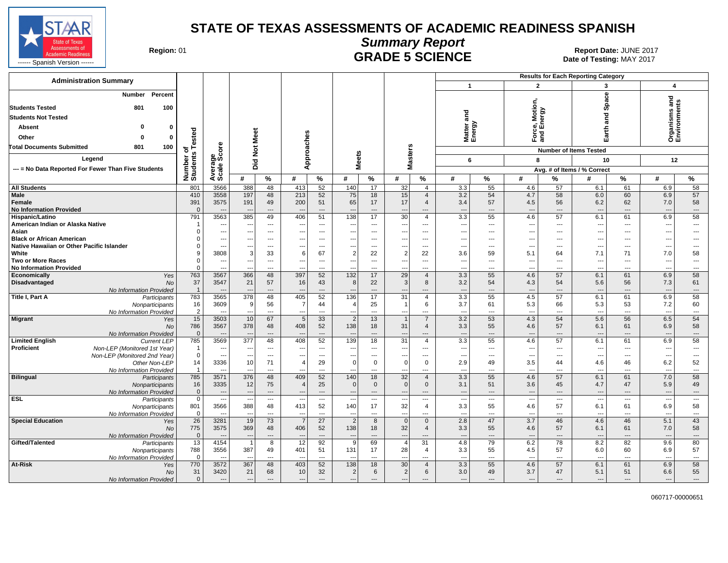# STATE OF TEXAS ASSESSMENTS OF ACADEMIC READINESS SPANISH

## Summary Report

## GRADE 5 SCIENCE

STAAR State of Texas Assessments of Academic Readiness ------ Spanish Version ------

**Region:** 01

**Report Date:** JUNE 2017
**Date of Testing:** MAY 2017

### Administration Summary

| | Number | Percent |
|---|---|---|
| **Students Tested** | 801 | 100 |
| **Students Not Tested** | | |
| Absent | 0 | 0 |
| Other | 0 | 0 |
| **Total Documents Submitted** | 801 | 100 |

**Legend**

--- = No Data Reported For Fewer Than Five Students

| Group | | Number of Students Tested | Average Scale Score | Did Not Meet # | Did Not Meet % | Approaches # | Approaches % | Meets # | Meets % | Masters # | Masters % | 1 Matter and Energy (6 items) Avg. # | 1 % | 2 Force, Motion, and Energy (8 items) Avg. # | 2 % | 3 Earth and Space (10 items) Avg. # | 3 % | 4 Organisms and Environments (12 items) Avg. # | 4 % |
|---|---|---|---|---|---|---|---|---|---|---|---|---|---|---|---|---|---|---|---|
| **All Students** | | 801 | 3566 | 388 | 48 | 413 | 52 | 140 | 17 | 32 | 4 | 3.3 | 55 | 4.6 | 57 | 6.1 | 61 | 6.9 | 58 |
| **Male** | | 410 | 3558 | 197 | 48 | 213 | 52 | 75 | 18 | 15 | 4 | 3.2 | 54 | 4.7 | 58 | 6.0 | 60 | 6.9 | 57 |
| **Female** | | 391 | 3575 | 191 | 49 | 200 | 51 | 65 | 17 | 17 | 4 | 3.4 | 57 | 4.5 | 56 | 6.2 | 62 | 7.0 | 58 |
| **No Information Provided** | | 0 | --- | --- | --- | --- | --- | --- | --- | --- | --- | --- | --- | --- | --- | --- | --- | --- | --- |
| **Hispanic/Latino** | | 791 | 3563 | 385 | 49 | 406 | 51 | 138 | 17 | 30 | 4 | 3.3 | 55 | 4.6 | 57 | 6.1 | 61 | 6.9 | 58 |
| **American Indian or Alaska Native** | | 1 | --- | --- | --- | --- | --- | --- | --- | --- | --- | --- | --- | --- | --- | --- | --- | --- | --- |
| **Asian** | | 0 | --- | --- | --- | --- | --- | --- | --- | --- | --- | --- | --- | --- | --- | --- | --- | --- | --- |
| **Black or African American** | | 0 | --- | --- | --- | --- | --- | --- | --- | --- | --- | --- | --- | --- | --- | --- | --- | --- | --- |
| **Native Hawaiian or Other Pacific Islander** | | 0 | --- | --- | --- | --- | --- | --- | --- | --- | --- | --- | --- | --- | --- | --- | --- | --- | --- |
| **White** | | 9 | 3808 | 3 | 33 | 6 | 67 | 2 | 22 | 2 | 22 | 3.6 | 59 | 5.1 | 64 | 7.1 | 71 | 7.0 | 58 |
| **Two or More Races** | | 0 | --- | --- | --- | --- | --- | --- | --- | --- | --- | --- | --- | --- | --- | --- | --- | --- | --- |
| **No Information Provided** | | 0 | --- | --- | --- | --- | --- | --- | --- | --- | --- | --- | --- | --- | --- | --- | --- | --- | --- |
| **Economically Disadvantaged** | *Yes* | 763 | 3567 | 366 | 48 | 397 | 52 | 132 | 17 | 29 | 4 | 3.3 | 55 | 4.6 | 57 | 6.1 | 61 | 6.9 | 58 |
| | *No* | 37 | 3547 | 21 | 57 | 16 | 43 | 8 | 22 | 3 | 8 | 3.2 | 54 | 4.3 | 54 | 5.6 | 56 | 7.3 | 61 |
| | *No Information Provided* | 1 | --- | --- | --- | --- | --- | --- | --- | --- | --- | --- | --- | --- | --- | --- | --- | --- | --- |
| **Title I, Part A** | *Participants* | 783 | 3565 | 378 | 48 | 405 | 52 | 136 | 17 | 31 | 4 | 3.3 | 55 | 4.5 | 57 | 6.1 | 61 | 6.9 | 58 |
| | *Nonparticipants* | 16 | 3609 | 9 | 56 | 7 | 44 | 4 | 25 | 1 | 6 | 3.7 | 61 | 5.3 | 66 | 5.3 | 53 | 7.2 | 60 |
| | *No Information Provided* | 2 | --- | --- | --- | --- | --- | --- | --- | --- | --- | --- | --- | --- | --- | --- | --- | --- | --- |
| **Migrant** | *Yes* | 15 | 3503 | 10 | 67 | 5 | 33 | 2 | 13 | 1 | 7 | 3.2 | 53 | 4.3 | 54 | 5.6 | 56 | 6.5 | 54 |
| | *No* | 786 | 3567 | 378 | 48 | 408 | 52 | 138 | 18 | 31 | 4 | 3.3 | 55 | 4.6 | 57 | 6.1 | 61 | 6.9 | 58 |
| | *No Information Provided* | 0 | --- | --- | --- | --- | --- | --- | --- | --- | --- | --- | --- | --- | --- | --- | --- | --- | --- |
| **Limited English Proficient** | *Current LEP* | 785 | 3569 | 377 | 48 | 408 | 52 | 139 | 18 | 31 | 4 | 3.3 | 55 | 4.6 | 57 | 6.1 | 61 | 6.9 | 58 |
| | *Non-LEP (Monitored 1st Year)* | 1 | --- | --- | --- | --- | --- | --- | --- | --- | --- | --- | --- | --- | --- | --- | --- | --- | --- |
| | *Non-LEP (Monitored 2nd Year)* | 0 | --- | --- | --- | --- | --- | --- | --- | --- | --- | --- | --- | --- | --- | --- | --- | --- | --- |
| | *Other Non-LEP* | 14 | 3336 | 10 | 71 | 4 | 29 | 0 | 0 | 0 | 0 | 2.9 | 49 | 3.5 | 44 | 4.6 | 46 | 6.2 | 52 |
| | *No Information Provided* | 1 | --- | --- | --- | --- | --- | --- | --- | --- | --- | --- | --- | --- | --- | --- | --- | --- | --- |
| **Bilingual** | *Participants* | 785 | 3571 | 376 | 48 | 409 | 52 | 140 | 18 | 32 | 4 | 3.3 | 55 | 4.6 | 57 | 6.1 | 61 | 7.0 | 58 |
| | *Nonparticipants* | 16 | 3335 | 12 | 75 | 4 | 25 | 0 | 0 | 0 | 0 | 3.1 | 51 | 3.6 | 45 | 4.7 | 47 | 5.9 | 49 |
| | *No Information Provided* | 0 | --- | --- | --- | --- | --- | --- | --- | --- | --- | --- | --- | --- | --- | --- | --- | --- | --- |
| **ESL** | *Participants* | 0 | --- | --- | --- | --- | --- | --- | --- | --- | --- | --- | --- | --- | --- | --- | --- | --- | --- |
| | *Nonparticipants* | 801 | 3566 | 388 | 48 | 413 | 52 | 140 | 17 | 32 | 4 | 3.3 | 55 | 4.6 | 57 | 6.1 | 61 | 6.9 | 58 |
| | *No Information Provided* | 0 | --- | --- | --- | --- | --- | --- | --- | --- | --- | --- | --- | --- | --- | --- | --- | --- | --- |
| **Special Education** | *Yes* | 26 | 3281 | 19 | 73 | 7 | 27 | 2 | 8 | 0 | 0 | 2.8 | 47 | 3.7 | 46 | 4.6 | 46 | 5.1 | 43 |
| | *No* | 775 | 3575 | 369 | 48 | 406 | 52 | 138 | 18 | 32 | 4 | 3.3 | 55 | 4.6 | 57 | 6.1 | 61 | 7.0 | 58 |
| | *No Information Provided* | 0 | --- | --- | --- | --- | --- | --- | --- | --- | --- | --- | --- | --- | --- | --- | --- | --- | --- |
| **Gifted/Talented** | *Participants* | 13 | 4154 | 1 | 8 | 12 | 92 | 9 | 69 | 4 | 31 | 4.8 | 79 | 6.2 | 78 | 8.2 | 82 | 9.6 | 80 |
| | *Nonparticipants* | 788 | 3556 | 387 | 49 | 401 | 51 | 131 | 17 | 28 | 4 | 3.3 | 55 | 4.5 | 57 | 6.0 | 60 | 6.9 | 57 |
| | *No Information Provided* | 0 | --- | --- | --- | --- | --- | --- | --- | --- | --- | --- | --- | --- | --- | --- | --- | --- | --- |
| **At-Risk** | *Yes* | 770 | 3572 | 367 | 48 | 403 | 52 | 138 | 18 | 30 | 4 | 3.3 | 55 | 4.6 | 57 | 6.1 | 61 | 6.9 | 58 |
| | *No* | 31 | 3420 | 21 | 68 | 10 | 32 | 2 | 6 | 2 | 6 | 3.0 | 49 | 3.7 | 47 | 5.1 | 51 | 6.6 | 55 |
| | *No Information Provided* | 0 | --- | --- | --- | --- | --- | --- | --- | --- | --- | --- | --- | --- | --- | --- | --- | --- | --- |

060717-00000651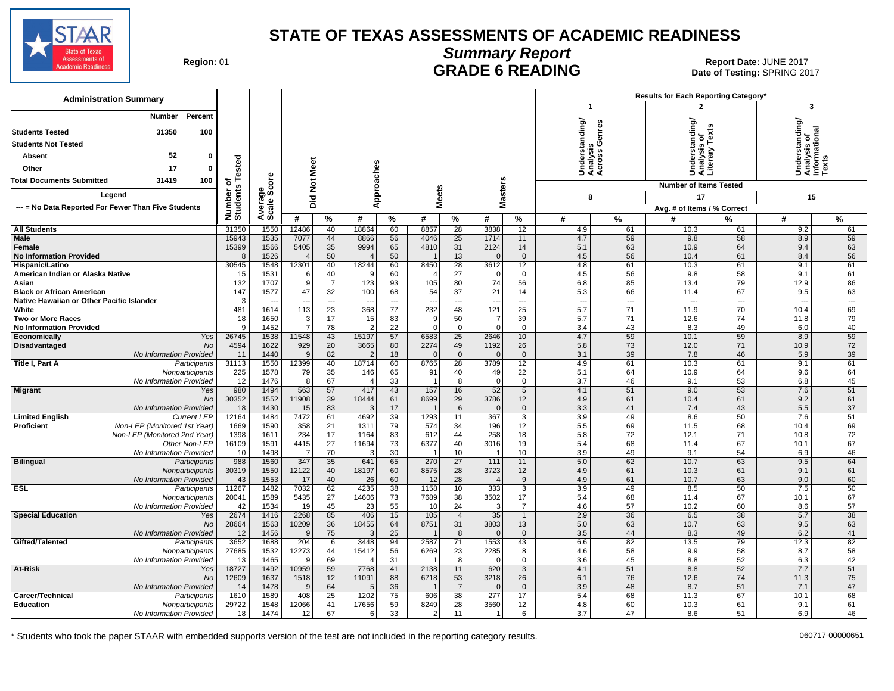# STATE OF TEXAS ASSESSMENTS OF ACADEMIC READINESS

## Summary Report

## GRADE 6 READING

Region: 01

Report Date: JUNE 2017

Date of Testing: SPRING 2017

### Administration Summary

| | Number | Percent |
|---|---|---|
| Students Tested | 31350 | 100 |
| Students Not Tested | | |
| Absent | 52 | 0 |
| Other | 17 | 0 |
| Total Documents Submitted | 31419 | 100 |

Legend

--- = No Data Reported For Fewer Than Five Students

Results for Each Reporting Category*

| | | Number of Students Tested | Average Scale Score | Did Not Meet # | Did Not Meet % | Approaches # | Approaches % | Meets # | Meets % | Masters # | Masters % | 1: Understanding/ Analysis Across Genres (8 items) # | 1 % | 2: Understanding/ Analysis of Literary Texts (17 items) # | 2 % | 3: Understanding/ Analysis of Informational Texts (15 items) # | 3 % |
|---|---|---|---|---|---|---|---|---|---|---|---|---|---|---|---|---|---|
| All Students | | 31350 | 1550 | 12486 | 40 | 18864 | 60 | 8857 | 28 | 3838 | 12 | 4.9 | 61 | 10.3 | 61 | 9.2 | 61 |
| Male | | 15943 | 1535 | 7077 | 44 | 8866 | 56 | 4046 | 25 | 1714 | 11 | 4.7 | 59 | 9.8 | 58 | 8.9 | 59 |
| Female | | 15399 | 1566 | 5405 | 35 | 9994 | 65 | 4810 | 31 | 2124 | 14 | 5.1 | 63 | 10.9 | 64 | 9.4 | 63 |
| No Information Provided | | 8 | 1526 | 4 | 50 | 4 | 50 | 1 | 13 | 0 | 0 | 4.5 | 56 | 10.4 | 61 | 8.4 | 56 |
| Hispanic/Latino | | 30545 | 1548 | 12301 | 40 | 18244 | 60 | 8450 | 28 | 3612 | 12 | 4.8 | 61 | 10.3 | 61 | 9.1 | 61 |
| American Indian or Alaska Native | | 15 | 1531 | 6 | 40 | 9 | 60 | 4 | 27 | 0 | 0 | 4.5 | 56 | 9.8 | 58 | 9.1 | 61 |
| Asian | | 132 | 1707 | 9 | 7 | 123 | 93 | 105 | 80 | 74 | 56 | 6.8 | 85 | 13.4 | 79 | 12.9 | 86 |
| Black or African American | | 147 | 1577 | 47 | 32 | 100 | 68 | 54 | 37 | 21 | 14 | 5.3 | 66 | 11.4 | 67 | 9.5 | 63 |
| Native Hawaiian or Other Pacific Islander | | 3 | --- | --- | --- | --- | --- | --- | --- | --- | --- | --- | --- | --- | --- | --- | --- |
| White | | 481 | 1614 | 113 | 23 | 368 | 77 | 232 | 48 | 121 | 25 | 5.7 | 71 | 11.9 | 70 | 10.4 | 69 |
| Two or More Races | | 18 | 1650 | 3 | 17 | 15 | 83 | 9 | 50 | 7 | 39 | 5.7 | 71 | 12.6 | 74 | 11.8 | 79 |
| No Information Provided | | 9 | 1452 | 7 | 78 | 2 | 22 | 0 | 0 | 0 | 0 | 3.4 | 43 | 8.3 | 49 | 6.0 | 40 |
| Economically Disadvantaged | Yes | 26745 | 1538 | 11548 | 43 | 15197 | 57 | 6583 | 25 | 2646 | 10 | 4.7 | 59 | 10.1 | 59 | 8.9 | 59 |
| | No | 4594 | 1622 | 929 | 20 | 3665 | 80 | 2274 | 49 | 1192 | 26 | 5.8 | 73 | 12.0 | 71 | 10.9 | 72 |
| | No Information Provided | 11 | 1440 | 9 | 82 | 2 | 18 | 0 | 0 | 0 | 0 | 3.1 | 39 | 7.8 | 46 | 5.9 | 39 |
| Title I, Part A | Participants | 31113 | 1550 | 12399 | 40 | 18714 | 60 | 8765 | 28 | 3789 | 12 | 4.9 | 61 | 10.3 | 61 | 9.1 | 61 |
| | Nonparticipants | 225 | 1578 | 79 | 35 | 146 | 65 | 91 | 40 | 49 | 22 | 5.1 | 64 | 10.9 | 64 | 9.6 | 64 |
| | No Information Provided | 12 | 1476 | 8 | 67 | 4 | 33 | 1 | 8 | 0 | 0 | 3.7 | 46 | 9.1 | 53 | 6.8 | 45 |
| Migrant | Yes | 980 | 1494 | 563 | 57 | 417 | 43 | 157 | 16 | 52 | 5 | 4.1 | 51 | 9.0 | 53 | 7.6 | 51 |
| | No | 30352 | 1552 | 11908 | 39 | 18444 | 61 | 8699 | 29 | 3786 | 12 | 4.9 | 61 | 10.4 | 61 | 9.2 | 61 |
| | No Information Provided | 18 | 1430 | 15 | 83 | 3 | 17 | 1 | 6 | 0 | 0 | 3.3 | 41 | 7.4 | 43 | 5.5 | 37 |
| Limited English Proficient | Current LEP | 12164 | 1484 | 7472 | 61 | 4692 | 39 | 1293 | 11 | 367 | 3 | 3.9 | 49 | 8.6 | 50 | 7.6 | 51 |
| | Non-LEP (Monitored 1st Year) | 1669 | 1590 | 358 | 21 | 1311 | 79 | 574 | 34 | 196 | 12 | 5.5 | 69 | 11.5 | 68 | 10.4 | 69 |
| | Non-LEP (Monitored 2nd Year) | 1398 | 1611 | 234 | 17 | 1164 | 83 | 612 | 44 | 258 | 18 | 5.8 | 72 | 12.1 | 71 | 10.8 | 72 |
| | Other Non-LEP | 16109 | 1591 | 4415 | 27 | 11694 | 73 | 6377 | 40 | 3016 | 19 | 5.4 | 68 | 11.4 | 67 | 10.1 | 67 |
| | No Information Provided | 10 | 1498 | 7 | 70 | 3 | 30 | 1 | 10 | 1 | 10 | 3.9 | 49 | 9.1 | 54 | 6.9 | 46 |
| Bilingual | Participants | 988 | 1560 | 347 | 35 | 641 | 65 | 270 | 27 | 111 | 11 | 5.0 | 62 | 10.7 | 63 | 9.5 | 64 |
| | Nonparticipants | 30319 | 1550 | 12122 | 40 | 18197 | 60 | 8575 | 28 | 3723 | 12 | 4.9 | 61 | 10.3 | 61 | 9.1 | 61 |
| | No Information Provided | 43 | 1553 | 17 | 40 | 26 | 60 | 12 | 28 | 4 | 9 | 4.9 | 61 | 10.7 | 63 | 9.0 | 60 |
| ESL | Participants | 11267 | 1482 | 7032 | 62 | 4235 | 38 | 1158 | 10 | 333 | 3 | 3.9 | 49 | 8.5 | 50 | 7.5 | 50 |
| | Nonparticipants | 20041 | 1589 | 5435 | 27 | 14606 | 73 | 7689 | 38 | 3502 | 17 | 5.4 | 68 | 11.4 | 67 | 10.1 | 67 |
| | No Information Provided | 42 | 1534 | 19 | 45 | 23 | 55 | 10 | 24 | 3 | 7 | 4.6 | 57 | 10.2 | 60 | 8.6 | 57 |
| Special Education | Yes | 2674 | 1416 | 2268 | 85 | 406 | 15 | 105 | 4 | 35 | 1 | 2.9 | 36 | 6.5 | 38 | 5.7 | 38 |
| | No | 28664 | 1563 | 10209 | 36 | 18455 | 64 | 8751 | 31 | 3803 | 13 | 5.0 | 63 | 10.7 | 63 | 9.5 | 63 |
| | No Information Provided | 12 | 1456 | 9 | 75 | 3 | 25 | 1 | 8 | 0 | 0 | 3.5 | 44 | 8.3 | 49 | 6.2 | 41 |
| Gifted/Talented | Participants | 3652 | 1688 | 204 | 6 | 3448 | 94 | 2587 | 71 | 1553 | 43 | 6.6 | 82 | 13.5 | 79 | 12.3 | 82 |
| | Nonparticipants | 27685 | 1532 | 12273 | 44 | 15412 | 56 | 6269 | 23 | 2285 | 8 | 4.6 | 58 | 9.9 | 58 | 8.7 | 58 |
| | No Information Provided | 13 | 1465 | 9 | 69 | 4 | 31 | 1 | 8 | 0 | 0 | 3.6 | 45 | 8.8 | 52 | 6.3 | 42 |
| At-Risk | Yes | 18727 | 1492 | 10959 | 59 | 7768 | 41 | 2138 | 11 | 620 | 3 | 4.1 | 51 | 8.8 | 52 | 7.7 | 51 |
| | No | 12609 | 1637 | 1518 | 12 | 11091 | 88 | 6718 | 53 | 3218 | 26 | 6.1 | 76 | 12.6 | 74 | 11.3 | 75 |
| | No Information Provided | 14 | 1478 | 9 | 64 | 5 | 36 | 1 | 7 | 0 | 0 | 3.9 | 48 | 8.7 | 51 | 7.1 | 47 |
| Career/Technical Education | Participants | 1610 | 1589 | 408 | 25 | 1202 | 75 | 606 | 38 | 277 | 17 | 5.4 | 68 | 11.3 | 67 | 10.1 | 68 |
| | Nonparticipants | 29722 | 1548 | 12066 | 41 | 17656 | 59 | 8249 | 28 | 3560 | 12 | 4.8 | 60 | 10.3 | 61 | 9.1 | 61 |
| | No Information Provided | 18 | 1474 | 12 | 67 | 6 | 33 | 2 | 11 | 1 | 6 | 3.7 | 47 | 8.6 | 51 | 6.9 | 46 |

Reporting category columns show Avg. # of Items / % Correct.

\* Students who took the paper STAAR with embedded supports version of the test are not included in the reporting category results.

060717-00000651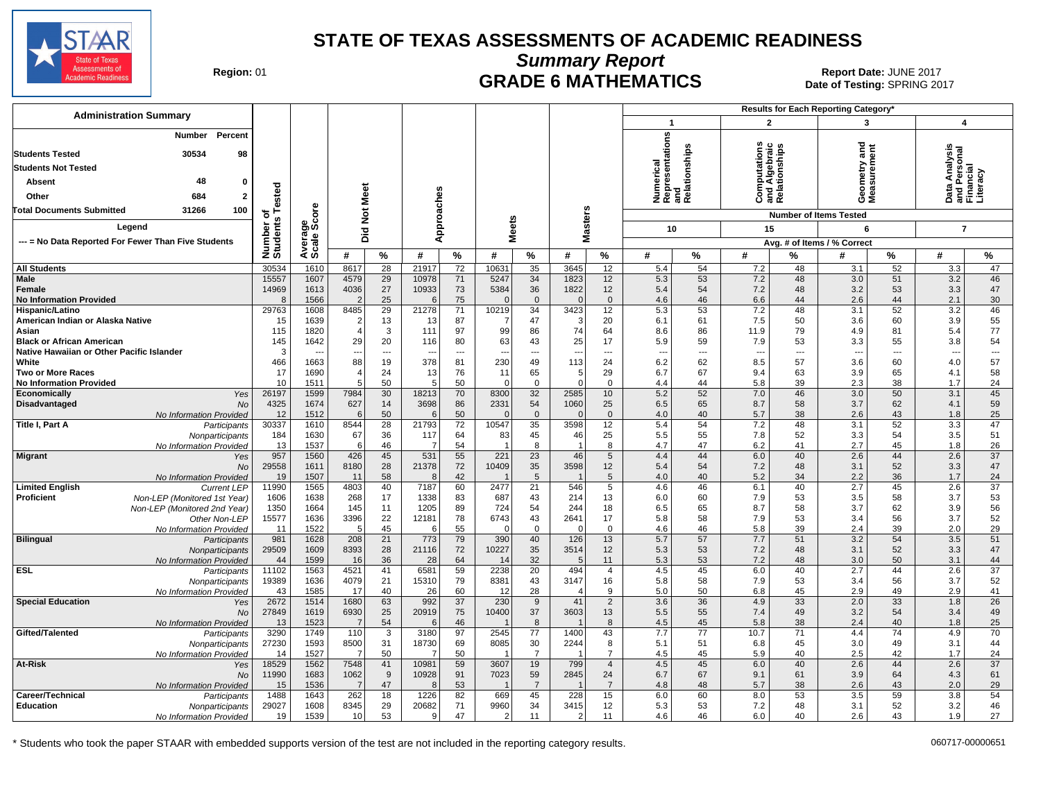# STATE OF TEXAS ASSESSMENTS OF ACADEMIC READINESS

## Summary Report

## GRADE 6 MATHEMATICS

Region: 01

Report Date: JUNE 2017

Date of Testing: SPRING 2017

**Administration Summary**

| | Number | Percent |
|---|---|---|
| Students Tested | 30534 | 98 |
| Students Not Tested | | |
| Absent | 48 | 0 |
| Other | 684 | 2 |
| Total Documents Submitted | 31266 | 100 |

Legend

--- = No Data Reported For Fewer Than Five Students

Results for Each Reporting Category*: 1 = Numerical Representations and Relationships (10 items); 2 = Computations and Algebraic Relationships (15 items); 3 = Geometry and Measurement (6 items); 4 = Data Analysis and Personal Financial Literacy (7 items). Avg. # of Items / % Correct.

| Group | | Number of Students Tested | Average Scale Score | Did Not Meet # | Did Not Meet % | Approaches # | Approaches % | Meets # | Meets % | Masters # | Masters % | Cat 1 # | Cat 1 % | Cat 2 # | Cat 2 % | Cat 3 # | Cat 3 % | Cat 4 # | Cat 4 % |
|---|---|---|---|---|---|---|---|---|---|---|---|---|---|---|---|---|---|---|---|
| All Students | | 30534 | 1610 | 8617 | 28 | 21917 | 72 | 10631 | 35 | 3645 | 12 | 5.4 | 54 | 7.2 | 48 | 3.1 | 52 | 3.3 | 47 |
| Male | | 15557 | 1607 | 4579 | 29 | 10978 | 71 | 5247 | 34 | 1823 | 12 | 5.3 | 53 | 7.2 | 48 | 3.0 | 51 | 3.2 | 46 |
| Female | | 14969 | 1613 | 4036 | 27 | 10933 | 73 | 5384 | 36 | 1822 | 12 | 5.4 | 54 | 7.2 | 48 | 3.2 | 53 | 3.3 | 47 |
| No Information Provided | | 8 | 1566 | 2 | 25 | 6 | 75 | 0 | 0 | 0 | 0 | 4.6 | 46 | 6.6 | 44 | 2.6 | 44 | 2.1 | 30 |
| Hispanic/Latino | | 29763 | 1608 | 8485 | 29 | 21278 | 71 | 10219 | 34 | 3423 | 12 | 5.3 | 53 | 7.2 | 48 | 3.1 | 52 | 3.2 | 46 |
| American Indian or Alaska Native | | 15 | 1639 | 2 | 13 | 13 | 87 | 7 | 47 | 3 | 20 | 6.1 | 61 | 7.5 | 50 | 3.6 | 60 | 3.9 | 55 |
| Asian | | 115 | 1820 | 4 | 3 | 111 | 97 | 99 | 86 | 74 | 64 | 8.6 | 86 | 11.9 | 79 | 4.9 | 81 | 5.4 | 77 |
| Black or African American | | 145 | 1642 | 29 | 20 | 116 | 80 | 63 | 43 | 25 | 17 | 5.9 | 59 | 7.9 | 53 | 3.3 | 55 | 3.8 | 54 |
| Native Hawaiian or Other Pacific Islander | | 3 | --- | --- | --- | --- | --- | --- | --- | --- | --- | --- | --- | --- | --- | --- | --- | --- | --- |
| White | | 466 | 1663 | 88 | 19 | 378 | 81 | 230 | 49 | 113 | 24 | 6.2 | 62 | 8.5 | 57 | 3.6 | 60 | 4.0 | 57 |
| Two or More Races | | 17 | 1690 | 4 | 24 | 13 | 76 | 11 | 65 | 5 | 29 | 6.7 | 67 | 9.4 | 63 | 3.9 | 65 | 4.1 | 58 |
| No Information Provided | | 10 | 1511 | 5 | 50 | 5 | 50 | 0 | 0 | 0 | 0 | 4.4 | 44 | 5.8 | 39 | 2.3 | 38 | 1.7 | 24 |
| Economically Disadvantaged | Yes | 26197 | 1599 | 7984 | 30 | 18213 | 70 | 8300 | 32 | 2585 | 10 | 5.2 | 52 | 7.0 | 46 | 3.0 | 50 | 3.1 | 45 |
| | No | 4325 | 1674 | 627 | 14 | 3698 | 86 | 2331 | 54 | 1060 | 25 | 6.5 | 65 | 8.7 | 58 | 3.7 | 62 | 4.1 | 59 |
| | No Information Provided | 12 | 1512 | 6 | 50 | 6 | 50 | 0 | 0 | 0 | 0 | 4.0 | 40 | 5.7 | 38 | 2.6 | 43 | 1.8 | 25 |
| Title I, Part A | Participants | 30337 | 1610 | 8544 | 28 | 21793 | 72 | 10547 | 35 | 3598 | 12 | 5.4 | 54 | 7.2 | 48 | 3.1 | 52 | 3.3 | 47 |
| | Nonparticipants | 184 | 1630 | 67 | 36 | 117 | 64 | 83 | 45 | 46 | 25 | 5.5 | 55 | 7.8 | 52 | 3.3 | 54 | 3.5 | 51 |
| | No Information Provided | 13 | 1537 | 6 | 46 | 7 | 54 | 1 | 8 | 1 | 8 | 4.7 | 47 | 6.2 | 41 | 2.7 | 45 | 1.8 | 26 |
| Migrant | Yes | 957 | 1560 | 426 | 45 | 531 | 55 | 221 | 23 | 46 | 5 | 4.4 | 44 | 6.0 | 40 | 2.6 | 44 | 2.6 | 37 |
| | No | 29558 | 1611 | 8180 | 28 | 21378 | 72 | 10409 | 35 | 3598 | 12 | 5.4 | 54 | 7.2 | 48 | 3.1 | 52 | 3.3 | 47 |
| | No Information Provided | 19 | 1507 | 11 | 58 | 8 | 42 | 1 | 5 | 1 | 5 | 4.0 | 40 | 5.2 | 34 | 2.2 | 36 | 1.7 | 24 |
| Limited English Proficient | Current LEP | 11990 | 1565 | 4803 | 40 | 7187 | 60 | 2477 | 21 | 546 | 5 | 4.6 | 46 | 6.1 | 40 | 2.7 | 45 | 2.6 | 37 |
| | Non-LEP (Monitored 1st Year) | 1606 | 1638 | 268 | 17 | 1338 | 83 | 687 | 43 | 214 | 13 | 6.0 | 60 | 7.9 | 53 | 3.5 | 58 | 3.7 | 53 |
| | Non-LEP (Monitored 2nd Year) | 1350 | 1664 | 145 | 11 | 1205 | 89 | 724 | 54 | 244 | 18 | 6.5 | 65 | 8.7 | 58 | 3.7 | 62 | 3.9 | 56 |
| | Other Non-LEP | 15577 | 1636 | 3396 | 22 | 12181 | 78 | 6743 | 43 | 2641 | 17 | 5.8 | 58 | 7.9 | 53 | 3.4 | 56 | 3.7 | 52 |
| | No Information Provided | 11 | 1522 | 5 | 45 | 6 | 55 | 0 | 0 | 0 | 0 | 4.6 | 46 | 5.8 | 39 | 2.4 | 39 | 2.0 | 29 |
| Bilingual | Participants | 981 | 1628 | 208 | 21 | 773 | 79 | 390 | 40 | 126 | 13 | 5.7 | 57 | 7.7 | 51 | 3.2 | 54 | 3.5 | 51 |
| | Nonparticipants | 29509 | 1609 | 8393 | 28 | 21116 | 72 | 10227 | 35 | 3514 | 12 | 5.3 | 53 | 7.2 | 48 | 3.1 | 52 | 3.3 | 47 |
| | No Information Provided | 44 | 1599 | 16 | 36 | 28 | 64 | 14 | 32 | 5 | 11 | 5.3 | 53 | 7.2 | 48 | 3.0 | 50 | 3.1 | 44 |
| ESL | Participants | 11102 | 1563 | 4521 | 41 | 6581 | 59 | 2238 | 20 | 494 | 4 | 4.5 | 45 | 6.0 | 40 | 2.7 | 44 | 2.6 | 37 |
| | Nonparticipants | 19389 | 1636 | 4079 | 21 | 15310 | 79 | 8381 | 43 | 3147 | 16 | 5.8 | 58 | 7.9 | 53 | 3.4 | 56 | 3.7 | 52 |
| | No Information Provided | 43 | 1585 | 17 | 40 | 26 | 60 | 12 | 28 | 4 | 9 | 5.0 | 50 | 6.8 | 45 | 2.9 | 49 | 2.9 | 41 |
| Special Education | Yes | 2672 | 1514 | 1680 | 63 | 992 | 37 | 230 | 9 | 41 | 2 | 3.6 | 36 | 4.9 | 33 | 2.0 | 33 | 1.8 | 26 |
| | No | 27849 | 1619 | 6930 | 25 | 20919 | 75 | 10400 | 37 | 3603 | 13 | 5.5 | 55 | 7.4 | 49 | 3.2 | 54 | 3.4 | 49 |
| | No Information Provided | 13 | 1523 | 7 | 54 | 6 | 46 | 1 | 8 | 1 | 8 | 4.5 | 45 | 5.8 | 38 | 2.4 | 40 | 1.8 | 25 |
| Gifted/Talented | Participants | 3290 | 1749 | 110 | 3 | 3180 | 97 | 2545 | 77 | 1400 | 43 | 7.7 | 77 | 10.7 | 71 | 4.4 | 74 | 4.9 | 70 |
| | Nonparticipants | 27230 | 1593 | 8500 | 31 | 18730 | 69 | 8085 | 30 | 2244 | 8 | 5.1 | 51 | 6.8 | 45 | 3.0 | 49 | 3.1 | 44 |
| | No Information Provided | 14 | 1527 | 7 | 50 | 7 | 50 | 1 | 7 | 1 | 7 | 4.5 | 45 | 5.9 | 40 | 2.5 | 42 | 1.7 | 24 |
| At-Risk | Yes | 18529 | 1562 | 7548 | 41 | 10981 | 59 | 3607 | 19 | 799 | 4 | 4.5 | 45 | 6.0 | 40 | 2.6 | 44 | 2.6 | 37 |
| | No | 11990 | 1683 | 1062 | 9 | 10928 | 91 | 7023 | 59 | 2845 | 24 | 6.7 | 67 | 9.1 | 61 | 3.9 | 64 | 4.3 | 61 |
| | No Information Provided | 15 | 1536 | 7 | 47 | 8 | 53 | 1 | 7 | 1 | 7 | 4.8 | 48 | 5.7 | 38 | 2.6 | 43 | 2.0 | 29 |
| Career/Technical Education | Participants | 1488 | 1643 | 262 | 18 | 1226 | 82 | 669 | 45 | 228 | 15 | 6.0 | 60 | 8.0 | 53 | 3.5 | 59 | 3.8 | 54 |
| | Nonparticipants | 29027 | 1608 | 8345 | 29 | 20682 | 71 | 9960 | 34 | 3415 | 12 | 5.3 | 53 | 7.2 | 48 | 3.1 | 52 | 3.2 | 46 |
| | No Information Provided | 19 | 1539 | 10 | 53 | 9 | 47 | 2 | 11 | 2 | 11 | 4.6 | 46 | 6.0 | 40 | 2.6 | 43 | 1.9 | 27 |

\* Students who took the paper STAAR with embedded supports version of the test are not included in the reporting category results.

060717-00000651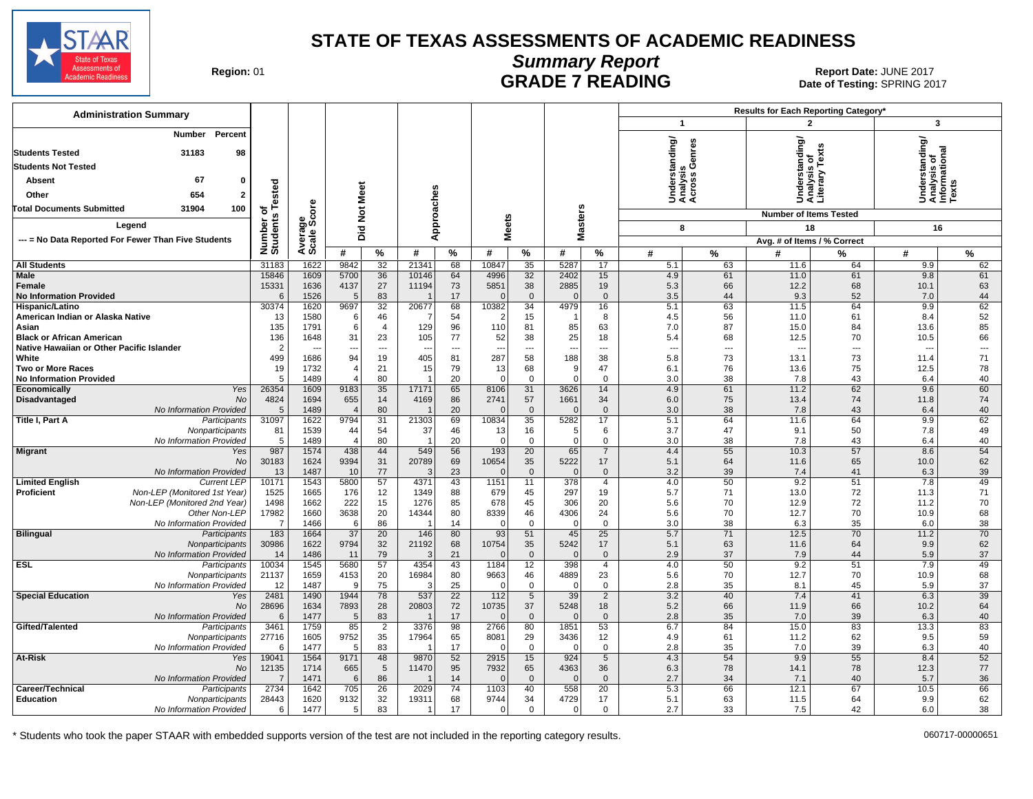# STATE OF TEXAS ASSESSMENTS OF ACADEMIC READINESS

## Summary Report

## GRADE 7 READING

Region: 01

Report Date: JUNE 2017
Date of Testing: SPRING 2017

**Administration Summary**

| | Number | Percent |
|---|---|---|
| Students Tested | 31183 | 98 |
| Students Not Tested | | |
| Absent | 67 | 0 |
| Other | 654 | 2 |
| Total Documents Submitted | 31904 | 100 |

Legend
--- = No Data Reported For Fewer Than Five Students

Results for Each Reporting Category*: 1 = Understanding/Analysis Across Genres (Number of Items Tested: 8); 2 = Understanding/Analysis of Literary Texts (Number of Items Tested: 18); 3 = Understanding/Analysis of Informational Texts (Number of Items Tested: 16). Avg. # of Items / % Correct.

| Group | | Number of Students Tested | Average Scale Score | Did Not Meet # | Did Not Meet % | Approaches # | Approaches % | Meets # | Meets % | Masters # | Masters % | Cat. 1 # | Cat. 1 % | Cat. 2 # | Cat. 2 % | Cat. 3 # | Cat. 3 % |
|---|---|---|---|---|---|---|---|---|---|---|---|---|---|---|---|---|---|
| All Students | | 31183 | 1622 | 9842 | 32 | 21341 | 68 | 10847 | 35 | 5287 | 17 | 5.1 | 63 | 11.6 | 64 | 9.9 | 62 |
| Male | | 15846 | 1609 | 5700 | 36 | 10146 | 64 | 4996 | 32 | 2402 | 15 | 4.9 | 61 | 11.0 | 61 | 9.8 | 61 |
| Female | | 15331 | 1636 | 4137 | 27 | 11194 | 73 | 5851 | 38 | 2885 | 19 | 5.3 | 66 | 12.2 | 68 | 10.1 | 63 |
| No Information Provided | | 6 | 1526 | 5 | 83 | 1 | 17 | 0 | 0 | 0 | 0 | 3.5 | 44 | 9.3 | 52 | 7.0 | 44 |
| Hispanic/Latino | | 30374 | 1620 | 9697 | 32 | 20677 | 68 | 10382 | 34 | 4979 | 16 | 5.1 | 63 | 11.5 | 64 | 9.9 | 62 |
| American Indian or Alaska Native | | 13 | 1580 | 6 | 46 | 7 | 54 | 2 | 15 | 1 | 8 | 4.5 | 56 | 11.0 | 61 | 8.4 | 52 |
| Asian | | 135 | 1791 | 6 | 4 | 129 | 96 | 110 | 81 | 85 | 63 | 7.0 | 87 | 15.0 | 84 | 13.6 | 85 |
| Black or African American | | 136 | 1648 | 31 | 23 | 105 | 77 | 52 | 38 | 25 | 18 | 5.4 | 68 | 12.5 | 70 | 10.5 | 66 |
| Native Hawaiian or Other Pacific Islander | | 2 | --- | --- | --- | --- | --- | --- | --- | --- | --- | --- | --- | --- | --- | --- | --- |
| White | | 499 | 1686 | 94 | 19 | 405 | 81 | 287 | 58 | 188 | 38 | 5.8 | 73 | 13.1 | 73 | 11.4 | 71 |
| Two or More Races | | 19 | 1732 | 4 | 21 | 15 | 79 | 13 | 68 | 9 | 47 | 6.1 | 76 | 13.6 | 75 | 12.5 | 78 |
| No Information Provided | | 5 | 1489 | 4 | 80 | 1 | 20 | 0 | 0 | 0 | 0 | 3.0 | 38 | 7.8 | 43 | 6.4 | 40 |
| Economically Disadvantaged | Yes | 26354 | 1609 | 9183 | 35 | 17171 | 65 | 8106 | 31 | 3626 | 14 | 4.9 | 61 | 11.2 | 62 | 9.6 | 60 |
| | No | 4824 | 1694 | 655 | 14 | 4169 | 86 | 2741 | 57 | 1661 | 34 | 6.0 | 75 | 13.4 | 74 | 11.8 | 74 |
| | No Information Provided | 5 | 1489 | 4 | 80 | 1 | 20 | 0 | 0 | 0 | 0 | 3.0 | 38 | 7.8 | 43 | 6.4 | 40 |
| Title I, Part A | Participants | 31097 | 1622 | 9794 | 31 | 21303 | 69 | 10834 | 35 | 5282 | 17 | 5.1 | 64 | 11.6 | 64 | 9.9 | 62 |
| | Nonparticipants | 81 | 1539 | 44 | 54 | 37 | 46 | 13 | 16 | 5 | 6 | 3.7 | 47 | 9.1 | 50 | 7.8 | 49 |
| | No Information Provided | 5 | 1489 | 4 | 80 | 1 | 20 | 0 | 0 | 0 | 0 | 3.0 | 38 | 7.8 | 43 | 6.4 | 40 |
| Migrant | Yes | 987 | 1574 | 438 | 44 | 549 | 56 | 193 | 20 | 65 | 7 | 4.4 | 55 | 10.3 | 57 | 8.6 | 54 |
| | No | 30183 | 1624 | 9394 | 31 | 20789 | 69 | 10654 | 35 | 5222 | 17 | 5.1 | 64 | 11.6 | 65 | 10.0 | 62 |
| | No Information Provided | 13 | 1487 | 10 | 77 | 3 | 23 | 0 | 0 | 0 | 0 | 3.2 | 39 | 7.4 | 41 | 6.3 | 39 |
| Limited English Proficient | Current LEP | 10171 | 1543 | 5800 | 57 | 4371 | 43 | 1151 | 11 | 378 | 4 | 4.0 | 50 | 9.2 | 51 | 7.8 | 49 |
| | Non-LEP (Monitored 1st Year) | 1525 | 1665 | 176 | 12 | 1349 | 88 | 679 | 45 | 297 | 19 | 5.7 | 71 | 13.0 | 72 | 11.3 | 71 |
| | Non-LEP (Monitored 2nd Year) | 1498 | 1662 | 222 | 15 | 1276 | 85 | 678 | 45 | 306 | 20 | 5.6 | 70 | 12.9 | 72 | 11.2 | 70 |
| | Other Non-LEP | 17982 | 1660 | 3638 | 20 | 14344 | 80 | 8339 | 46 | 4306 | 24 | 5.6 | 70 | 12.7 | 70 | 10.9 | 68 |
| | No Information Provided | 7 | 1466 | 6 | 86 | 1 | 14 | 0 | 0 | 0 | 0 | 3.0 | 38 | 6.3 | 35 | 6.0 | 38 |
| Bilingual | Participants | 183 | 1664 | 37 | 20 | 146 | 80 | 93 | 51 | 45 | 25 | 5.7 | 71 | 12.5 | 70 | 11.2 | 70 |
| | Nonparticipants | 30986 | 1622 | 9794 | 32 | 21192 | 68 | 10754 | 35 | 5242 | 17 | 5.1 | 63 | 11.6 | 64 | 9.9 | 62 |
| | No Information Provided | 14 | 1486 | 11 | 79 | 3 | 21 | 0 | 0 | 0 | 0 | 2.9 | 37 | 7.9 | 44 | 5.9 | 37 |
| ESL | Participants | 10034 | 1545 | 5680 | 57 | 4354 | 43 | 1184 | 12 | 398 | 4 | 4.0 | 50 | 9.2 | 51 | 7.9 | 49 |
| | Nonparticipants | 21137 | 1659 | 4153 | 20 | 16984 | 80 | 9663 | 46 | 4889 | 23 | 5.6 | 70 | 12.7 | 70 | 10.9 | 68 |
| | No Information Provided | 12 | 1487 | 9 | 75 | 3 | 25 | 0 | 0 | 0 | 0 | 2.8 | 35 | 8.1 | 45 | 5.9 | 37 |
| Special Education | Yes | 2481 | 1490 | 1944 | 78 | 537 | 22 | 112 | 5 | 39 | 2 | 3.2 | 40 | 7.4 | 41 | 6.3 | 39 |
| | No | 28696 | 1634 | 7893 | 28 | 20803 | 72 | 10735 | 37 | 5248 | 18 | 5.2 | 66 | 11.9 | 66 | 10.2 | 64 |
| | No Information Provided | 6 | 1477 | 5 | 83 | 1 | 17 | 0 | 0 | 0 | 0 | 2.8 | 35 | 7.0 | 39 | 6.3 | 40 |
| Gifted/Talented | Participants | 3461 | 1759 | 85 | 2 | 3376 | 98 | 2766 | 80 | 1851 | 53 | 6.7 | 84 | 15.0 | 83 | 13.3 | 83 |
| | Nonparticipants | 27716 | 1605 | 9752 | 35 | 17964 | 65 | 8081 | 29 | 3436 | 12 | 4.9 | 61 | 11.2 | 62 | 9.5 | 59 |
| | No Information Provided | 6 | 1477 | 5 | 83 | 1 | 17 | 0 | 0 | 0 | 0 | 2.8 | 35 | 7.0 | 39 | 6.3 | 40 |
| At-Risk | Yes | 19041 | 1564 | 9171 | 48 | 9870 | 52 | 2915 | 15 | 924 | 5 | 4.3 | 54 | 9.9 | 55 | 8.4 | 52 |
| | No | 12135 | 1714 | 665 | 5 | 11470 | 95 | 7932 | 65 | 4363 | 36 | 6.3 | 78 | 14.1 | 78 | 12.3 | 77 |
| | No Information Provided | 7 | 1471 | 6 | 86 | 1 | 14 | 0 | 0 | 0 | 0 | 2.7 | 34 | 7.1 | 40 | 5.7 | 36 |
| Career/Technical Education | Participants | 2734 | 1642 | 705 | 26 | 2029 | 74 | 1103 | 40 | 558 | 20 | 5.3 | 66 | 12.1 | 67 | 10.5 | 66 |
| | Nonparticipants | 28443 | 1620 | 9132 | 32 | 19311 | 68 | 9744 | 34 | 4729 | 17 | 5.1 | 63 | 11.5 | 64 | 9.9 | 62 |
| | No Information Provided | 6 | 1477 | 5 | 83 | 1 | 17 | 0 | 0 | 0 | 0 | 2.7 | 33 | 7.5 | 42 | 6.0 | 38 |

\* Students who took the paper STAAR with embedded supports version of the test are not included in the reporting category results.

060717-00000651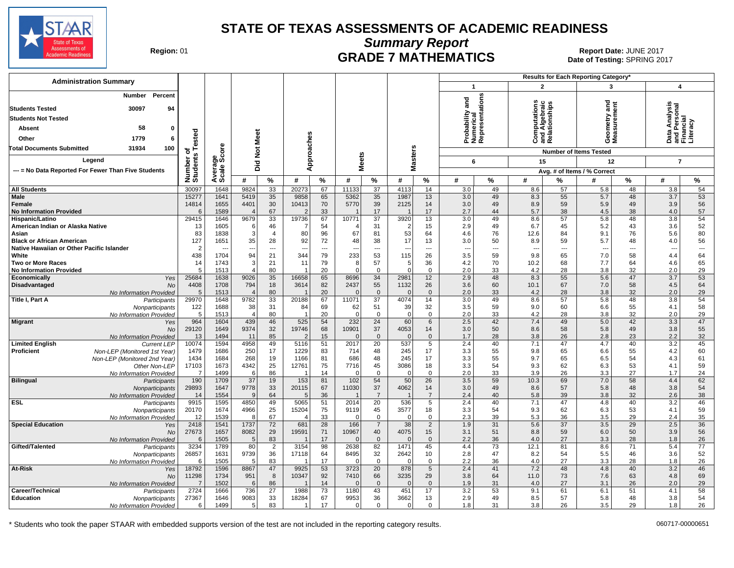# STATE OF TEXAS ASSESSMENTS OF ACADEMIC READINESS

## Summary Report

## GRADE 7 MATHEMATICS

**Region:** 01

**Report Date:** JUNE 2017

**Date of Testing:** SPRING 2017

### Administration Summary

| | Number | Percent |
|---|---|---|
| **Students Tested** | 30097 | 94 |
| **Students Not Tested** | | |
| **Absent** | 58 | 0 |
| **Other** | 1779 | 6 |
| **Total Documents Submitted** | 31934 | 100 |

**Legend**

--- = No Data Reported For Fewer Than Five Students

Results for Each Reporting Category*: 1 = Probability and Numerical Representations (6 items); 2 = Computations and Algebraic Relationships (15 items); 3 = Geometry and Measurement (12 items); 4 = Data Analysis and Personal Financial Literacy (7 items). Avg. # of Items / % Correct.

| Group | | Number of Students Tested | Average Scale Score | Did Not Meet # | Did Not Meet % | Approaches # | Approaches % | Meets # | Meets % | Masters # | Masters % | Cat 1 # | Cat 1 % | Cat 2 # | Cat 2 % | Cat 3 # | Cat 3 % | Cat 4 # | Cat 4 % |
|---|---|---|---|---|---|---|---|---|---|---|---|---|---|---|---|---|---|---|---|
| **All Students** | | 30097 | 1648 | 9824 | 33 | 20273 | 67 | 11133 | 37 | 4113 | 14 | 3.0 | 49 | 8.6 | 57 | 5.8 | 48 | 3.8 | 54 |
| **Male** | | 15277 | 1641 | 5419 | 35 | 9858 | 65 | 5362 | 35 | 1987 | 13 | 3.0 | 49 | 8.3 | 55 | 5.7 | 48 | 3.7 | 53 |
| **Female** | | 14814 | 1655 | 4401 | 30 | 10413 | 70 | 5770 | 39 | 2125 | 14 | 3.0 | 49 | 8.9 | 59 | 5.9 | 49 | 3.9 | 56 |
| **No Information Provided** | | 6 | 1589 | 4 | 67 | 2 | 33 | 1 | 17 | 1 | 17 | 2.7 | 44 | 5.7 | 38 | 4.5 | 38 | 4.0 | 57 |
| **Hispanic/Latino** | | 29415 | 1646 | 9679 | 33 | 19736 | 67 | 10771 | 37 | 3920 | 13 | 3.0 | 49 | 8.6 | 57 | 5.8 | 48 | 3.8 | 54 |
| **American Indian or Alaska Native** | | 13 | 1605 | 6 | 46 | 7 | 54 | 4 | 31 | 2 | 15 | 2.9 | 49 | 6.7 | 45 | 5.2 | 43 | 3.6 | 52 |
| **Asian** | | 83 | 1838 | 3 | 4 | 80 | 96 | 67 | 81 | 53 | 64 | 4.6 | 76 | 12.6 | 84 | 9.1 | 76 | 5.6 | 80 |
| **Black or African American** | | 127 | 1651 | 35 | 28 | 92 | 72 | 48 | 38 | 17 | 13 | 3.0 | 50 | 8.9 | 59 | 5.7 | 48 | 4.0 | 56 |
| **Native Hawaiian or Other Pacific Islander** | | 2 | --- | --- | --- | --- | --- | --- | --- | --- | --- | --- | --- | --- | --- | --- | --- | --- | --- |
| **White** | | 438 | 1704 | 94 | 21 | 344 | 79 | 233 | 53 | 115 | 26 | 3.5 | 59 | 9.8 | 65 | 7.0 | 58 | 4.4 | 64 |
| **Two or More Races** | | 14 | 1743 | 3 | 21 | 11 | 79 | 8 | 57 | 5 | 36 | 4.2 | 70 | 10.2 | 68 | 7.7 | 64 | 4.6 | 65 |
| **No Information Provided** | | 5 | 1513 | 4 | 80 | 1 | 20 | 0 | 0 | 0 | 0 | 2.0 | 33 | 4.2 | 28 | 3.8 | 32 | 2.0 | 29 |
| **Economically Disadvantaged** | *Yes* | 25684 | 1638 | 9026 | 35 | 16658 | 65 | 8696 | 34 | 2981 | 12 | 2.9 | 48 | 8.3 | 55 | 5.6 | 47 | 3.7 | 53 |
| | *No* | 4408 | 1708 | 794 | 18 | 3614 | 82 | 2437 | 55 | 1132 | 26 | 3.6 | 60 | 10.1 | 67 | 7.0 | 58 | 4.5 | 64 |
| | *No Information Provided* | 5 | 1513 | 4 | 80 | 1 | 20 | 0 | 0 | 0 | 0 | 2.0 | 33 | 4.2 | 28 | 3.8 | 32 | 2.0 | 29 |
| **Title I, Part A** | *Participants* | 29970 | 1648 | 9782 | 33 | 20188 | 67 | 11071 | 37 | 4074 | 14 | 3.0 | 49 | 8.6 | 57 | 5.8 | 48 | 3.8 | 54 |
| | *Nonparticipants* | 122 | 1688 | 38 | 31 | 84 | 69 | 62 | 51 | 39 | 32 | 3.5 | 59 | 9.0 | 60 | 6.6 | 55 | 4.1 | 58 |
| | *No Information Provided* | 5 | 1513 | 4 | 80 | 1 | 20 | 0 | 0 | 0 | 0 | 2.0 | 33 | 4.2 | 28 | 3.8 | 32 | 2.0 | 29 |
| **Migrant** | *Yes* | 964 | 1604 | 439 | 46 | 525 | 54 | 232 | 24 | 60 | 6 | 2.5 | 42 | 7.4 | 49 | 5.0 | 42 | 3.3 | 47 |
| | *No* | 29120 | 1649 | 9374 | 32 | 19746 | 68 | 10901 | 37 | 4053 | 14 | 3.0 | 50 | 8.6 | 58 | 5.8 | 49 | 3.8 | 55 |
| | *No Information Provided* | 13 | 1494 | 11 | 85 | 2 | 15 | 0 | 0 | 0 | 0 | 1.7 | 28 | 3.8 | 26 | 2.8 | 23 | 2.2 | 32 |
| **Limited English Proficient** | *Current LEP* | 10074 | 1594 | 4958 | 49 | 5116 | 51 | 2017 | 20 | 537 | 5 | 2.4 | 40 | 7.1 | 47 | 4.7 | 40 | 3.2 | 45 |
| | *Non-LEP (Monitored 1st Year)* | 1479 | 1686 | 250 | 17 | 1229 | 83 | 714 | 48 | 245 | 17 | 3.3 | 55 | 9.8 | 65 | 6.6 | 55 | 4.2 | 60 |
| | *Non-LEP (Monitored 2nd Year)* | 1434 | 1684 | 268 | 19 | 1166 | 81 | 686 | 48 | 245 | 17 | 3.3 | 55 | 9.7 | 65 | 6.5 | 54 | 4.3 | 61 |
| | *Other Non-LEP* | 17103 | 1673 | 4342 | 25 | 12761 | 75 | 7716 | 45 | 3086 | 18 | 3.3 | 54 | 9.3 | 62 | 6.3 | 53 | 4.1 | 59 |
| | *No Information Provided* | 7 | 1499 | 6 | 86 | 1 | 14 | 0 | 0 | 0 | 0 | 2.0 | 33 | 3.9 | 26 | 3.3 | 27 | 1.7 | 24 |
| **Bilingual** | *Participants* | 190 | 1709 | 37 | 19 | 153 | 81 | 102 | 54 | 50 | 26 | 3.5 | 59 | 10.3 | 69 | 7.0 | 58 | 4.4 | 62 |
| | *Nonparticipants* | 29893 | 1647 | 9778 | 33 | 20115 | 67 | 11030 | 37 | 4062 | 14 | 3.0 | 49 | 8.6 | 57 | 5.8 | 48 | 3.8 | 54 |
| | *No Information Provided* | 14 | 1554 | 9 | 64 | 5 | 36 | 1 | 7 | 1 | 7 | 2.4 | 40 | 5.8 | 39 | 3.8 | 32 | 2.6 | 38 |
| **ESL** | *Participants* | 9915 | 1595 | 4850 | 49 | 5065 | 51 | 2014 | 20 | 536 | 5 | 2.4 | 40 | 7.1 | 47 | 4.8 | 40 | 3.2 | 46 |
| | *Nonparticipants* | 20170 | 1674 | 4966 | 25 | 15204 | 75 | 9119 | 45 | 3577 | 18 | 3.3 | 54 | 9.3 | 62 | 6.3 | 53 | 4.1 | 59 |
| | *No Information Provided* | 12 | 1539 | 8 | 67 | 4 | 33 | 0 | 0 | 0 | 0 | 2.3 | 39 | 5.3 | 36 | 3.5 | 29 | 2.4 | 35 |
| **Special Education** | *Yes* | 2418 | 1541 | 1737 | 72 | 681 | 28 | 166 | 7 | 38 | 2 | 1.9 | 31 | 5.6 | 37 | 3.5 | 29 | 2.5 | 36 |
| | *No* | 27673 | 1657 | 8082 | 29 | 19591 | 71 | 10967 | 40 | 4075 | 15 | 3.1 | 51 | 8.8 | 59 | 6.0 | 50 | 3.9 | 56 |
| | *No Information Provided* | 6 | 1505 | 5 | 83 | 1 | 17 | 0 | 0 | 0 | 0 | 2.2 | 36 | 4.0 | 27 | 3.3 | 28 | 1.8 | 26 |
| **Gifted/Talented** | *Participants* | 3234 | 1789 | 80 | 2 | 3154 | 98 | 2638 | 82 | 1471 | 45 | 4.4 | 73 | 12.1 | 81 | 8.6 | 71 | 5.4 | 77 |
| | *Nonparticipants* | 26857 | 1631 | 9739 | 36 | 17118 | 64 | 8495 | 32 | 2642 | 10 | 2.8 | 47 | 8.2 | 54 | 5.5 | 46 | 3.6 | 52 |
| | *No Information Provided* | 6 | 1505 | 5 | 83 | 1 | 17 | 0 | 0 | 0 | 0 | 2.2 | 36 | 4.0 | 27 | 3.3 | 28 | 1.8 | 26 |
| **At-Risk** | *Yes* | 18792 | 1596 | 8867 | 47 | 9925 | 53 | 3723 | 20 | 878 | 5 | 2.4 | 41 | 7.2 | 48 | 4.8 | 40 | 3.2 | 46 |
| | *No* | 11298 | 1734 | 951 | 8 | 10347 | 92 | 7410 | 66 | 3235 | 29 | 3.8 | 64 | 11.0 | 73 | 7.6 | 63 | 4.8 | 69 |
| | *No Information Provided* | 7 | 1502 | 6 | 86 | 1 | 14 | 0 | 0 | 0 | 0 | 1.9 | 31 | 4.0 | 27 | 3.1 | 26 | 2.0 | 29 |
| **Career/Technical Education** | *Participants* | 2724 | 1666 | 736 | 27 | 1988 | 73 | 1180 | 43 | 451 | 17 | 3.2 | 53 | 9.1 | 61 | 6.1 | 51 | 4.1 | 58 |
| | *Nonparticipants* | 27367 | 1646 | 9083 | 33 | 18284 | 67 | 9953 | 36 | 3662 | 13 | 2.9 | 49 | 8.5 | 57 | 5.8 | 48 | 3.8 | 54 |
| | *No Information Provided* | 6 | 1499 | 5 | 83 | 1 | 17 | 0 | 0 | 0 | 0 | 1.8 | 31 | 3.8 | 26 | 3.5 | 29 | 1.8 | 26 |

\* Students who took the paper STAAR with embedded supports version of the test are not included in the reporting category results.

060717-00000651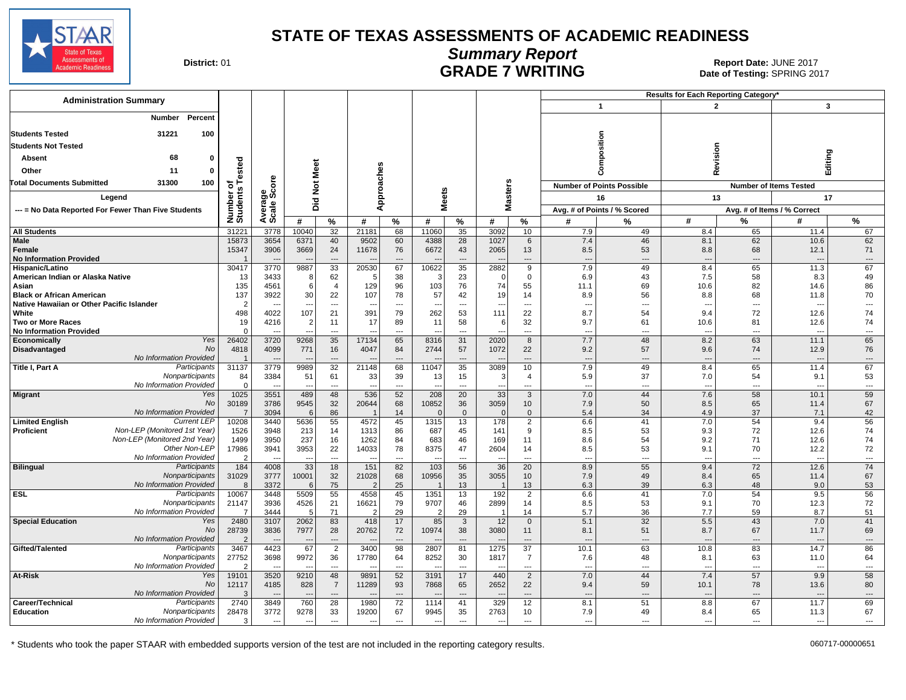# STATE OF TEXAS ASSESSMENTS OF ACADEMIC READINESS

## Summary Report

## GRADE 7 WRITING

**District:** 01

**Report Date:** JUNE 2017
**Date of Testing:** SPRING 2017

### Administration Summary

| | Number | Percent |
|---|---|---|
| **Students Tested** | 31221 | 100 |
| **Students Not Tested** | | |
| **Absent** | 68 | 0 |
| **Other** | 11 | 0 |
| **Total Documents Submitted** | 31300 | 100 |

**Legend**

--- = No Data Reported For Fewer Than Five Students

| | | Number of Students Tested | Average Scale Score | Did Not Meet # | Did Not Meet % | Approaches # | Approaches % | Meets # | Meets % | Masters # | Masters % | 1 Composition (Points Possible: 16) Avg. # of Points | 1 Composition % Scored | 2 Revision (Items Tested: 13) Avg. # of Items | 2 Revision % Correct | 3 Editing (Items Tested: 17) Avg. # of Items | 3 Editing % Correct |
|---|---|---|---|---|---|---|---|---|---|---|---|---|---|---|---|---|---|
| **All Students** | | 31221 | 3778 | 10040 | 32 | 21181 | 68 | 11060 | 35 | 3092 | 10 | 7.9 | 49 | 8.4 | 65 | 11.4 | 67 |
| **Male** | | 15873 | 3654 | 6371 | 40 | 9502 | 60 | 4388 | 28 | 1027 | 6 | 7.4 | 46 | 8.1 | 62 | 10.6 | 62 |
| **Female** | | 15347 | 3906 | 3669 | 24 | 11678 | 76 | 6672 | 43 | 2065 | 13 | 8.5 | 53 | 8.8 | 68 | 12.1 | 71 |
| **No Information Provided** | | 1 | --- | --- | --- | --- | --- | --- | --- | --- | --- | --- | --- | --- | --- | --- | --- |
| **Hispanic/Latino** | | 30417 | 3770 | 9887 | 33 | 20530 | 67 | 10622 | 35 | 2882 | 9 | 7.9 | 49 | 8.4 | 65 | 11.3 | 67 |
| **American Indian or Alaska Native** | | 13 | 3433 | 8 | 62 | 5 | 38 | 3 | 23 | 0 | 0 | 6.9 | 43 | 7.5 | 58 | 8.3 | 49 |
| **Asian** | | 135 | 4561 | 6 | 4 | 129 | 96 | 103 | 76 | 74 | 55 | 11.1 | 69 | 10.6 | 82 | 14.6 | 86 |
| **Black or African American** | | 137 | 3922 | 30 | 22 | 107 | 78 | 57 | 42 | 19 | 14 | 8.9 | 56 | 8.8 | 68 | 11.8 | 70 |
| **Native Hawaiian or Other Pacific Islander** | | 2 | --- | --- | --- | --- | --- | --- | --- | --- | --- | --- | --- | --- | --- | --- | --- |
| **White** | | 498 | 4022 | 107 | 21 | 391 | 79 | 262 | 53 | 111 | 22 | 8.7 | 54 | 9.4 | 72 | 12.6 | 74 |
| **Two or More Races** | | 19 | 4216 | 2 | 11 | 17 | 89 | 11 | 58 | 6 | 32 | 9.7 | 61 | 10.6 | 81 | 12.6 | 74 |
| **No Information Provided** | | 0 | --- | --- | --- | --- | --- | --- | --- | --- | --- | --- | --- | --- | --- | --- | --- |
| **Economically Disadvantaged** | *Yes* | 26402 | 3720 | 9268 | 35 | 17134 | 65 | 8316 | 31 | 2020 | 8 | 7.7 | 48 | 8.2 | 63 | 11.1 | 65 |
| | *No* | 4818 | 4099 | 771 | 16 | 4047 | 84 | 2744 | 57 | 1072 | 22 | 9.2 | 57 | 9.6 | 74 | 12.9 | 76 |
| | *No Information Provided* | 1 | --- | --- | --- | --- | --- | --- | --- | --- | --- | --- | --- | --- | --- | --- | --- |
| **Title I, Part A** | *Participants* | 31137 | 3779 | 9989 | 32 | 21148 | 68 | 11047 | 35 | 3089 | 10 | 7.9 | 49 | 8.4 | 65 | 11.4 | 67 |
| | *Nonparticipants* | 84 | 3384 | 51 | 61 | 33 | 39 | 13 | 15 | 3 | 4 | 5.9 | 37 | 7.0 | 54 | 9.1 | 53 |
| | *No Information Provided* | 0 | --- | --- | --- | --- | --- | --- | --- | --- | --- | --- | --- | --- | --- | --- | --- |
| **Migrant** | *Yes* | 1025 | 3551 | 489 | 48 | 536 | 52 | 208 | 20 | 33 | 3 | 7.0 | 44 | 7.6 | 58 | 10.1 | 59 |
| | *No* | 30189 | 3786 | 9545 | 32 | 20644 | 68 | 10852 | 36 | 3059 | 10 | 7.9 | 50 | 8.5 | 65 | 11.4 | 67 |
| | *No Information Provided* | 7 | 3094 | 6 | 86 | 1 | 14 | 0 | 0 | 0 | 0 | 5.4 | 34 | 4.9 | 37 | 7.1 | 42 |
| **Limited English Proficient** | *Current LEP* | 10208 | 3440 | 5636 | 55 | 4572 | 45 | 1315 | 13 | 178 | 2 | 6.6 | 41 | 7.0 | 54 | 9.4 | 56 |
| | *Non-LEP (Monitored 1st Year)* | 1526 | 3948 | 213 | 14 | 1313 | 86 | 687 | 45 | 141 | 9 | 8.5 | 53 | 9.3 | 72 | 12.6 | 74 |
| | *Non-LEP (Monitored 2nd Year)* | 1499 | 3950 | 237 | 16 | 1262 | 84 | 683 | 46 | 169 | 11 | 8.6 | 54 | 9.2 | 71 | 12.6 | 74 |
| | *Other Non-LEP* | 17986 | 3941 | 3953 | 22 | 14033 | 78 | 8375 | 47 | 2604 | 14 | 8.5 | 53 | 9.1 | 70 | 12.2 | 72 |
| | *No Information Provided* | 2 | --- | --- | --- | --- | --- | --- | --- | --- | --- | --- | --- | --- | --- | --- | --- |
| **Bilingual** | *Participants* | 184 | 4008 | 33 | 18 | 151 | 82 | 103 | 56 | 36 | 20 | 8.9 | 55 | 9.4 | 72 | 12.6 | 74 |
| | *Nonparticipants* | 31029 | 3777 | 10001 | 32 | 21028 | 68 | 10956 | 35 | 3055 | 10 | 7.9 | 49 | 8.4 | 65 | 11.4 | 67 |
| | *No Information Provided* | 8 | 3372 | 6 | 75 | 2 | 25 | 1 | 13 | 1 | 13 | 6.3 | 39 | 6.3 | 48 | 9.0 | 53 |
| **ESL** | *Participants* | 10067 | 3448 | 5509 | 55 | 4558 | 45 | 1351 | 13 | 192 | 2 | 6.6 | 41 | 7.0 | 54 | 9.5 | 56 |
| | *Nonparticipants* | 21147 | 3936 | 4526 | 21 | 16621 | 79 | 9707 | 46 | 2899 | 14 | 8.5 | 53 | 9.1 | 70 | 12.3 | 72 |
| | *No Information Provided* | 7 | 3444 | 5 | 71 | 2 | 29 | 2 | 29 | 1 | 14 | 5.7 | 36 | 7.7 | 59 | 8.7 | 51 |
| **Special Education** | *Yes* | 2480 | 3107 | 2062 | 83 | 418 | 17 | 85 | 3 | 12 | 0 | 5.1 | 32 | 5.5 | 43 | 7.0 | 41 |
| | *No* | 28739 | 3836 | 7977 | 28 | 20762 | 72 | 10974 | 38 | 3080 | 11 | 8.1 | 51 | 8.7 | 67 | 11.7 | 69 |
| | *No Information Provided* | 2 | --- | --- | --- | --- | --- | --- | --- | --- | --- | --- | --- | --- | --- | --- | --- |
| **Gifted/Talented** | *Participants* | 3467 | 4423 | 67 | 2 | 3400 | 98 | 2807 | 81 | 1275 | 37 | 10.1 | 63 | 10.8 | 83 | 14.7 | 86 |
| | *Nonparticipants* | 27752 | 3698 | 9972 | 36 | 17780 | 64 | 8252 | 30 | 1817 | 7 | 7.6 | 48 | 8.1 | 63 | 11.0 | 64 |
| | *No Information Provided* | 2 | --- | --- | --- | --- | --- | --- | --- | --- | --- | --- | --- | --- | --- | --- | --- |
| **At-Risk** | *Yes* | 19101 | 3520 | 9210 | 48 | 9891 | 52 | 3191 | 17 | 440 | 2 | 7.0 | 44 | 7.4 | 57 | 9.9 | 58 |
| | *No* | 12117 | 4185 | 828 | 7 | 11289 | 93 | 7868 | 65 | 2652 | 22 | 9.4 | 59 | 10.1 | 78 | 13.6 | 80 |
| | *No Information Provided* | 3 | --- | --- | --- | --- | --- | --- | --- | --- | --- | --- | --- | --- | --- | --- | --- |
| **Career/Technical Education** | *Participants* | 2740 | 3849 | 760 | 28 | 1980 | 72 | 1114 | 41 | 329 | 12 | 8.1 | 51 | 8.8 | 67 | 11.7 | 69 |
| | *Nonparticipants* | 28478 | 3772 | 9278 | 33 | 19200 | 67 | 9945 | 35 | 2763 | 10 | 7.9 | 49 | 8.4 | 65 | 11.3 | 67 |
| | *No Information Provided* | 3 | --- | --- | --- | --- | --- | --- | --- | --- | --- | --- | --- | --- | --- | --- | --- |

\* Students who took the paper STAAR with embedded supports version of the test are not included in the reporting category results.

060717-00000651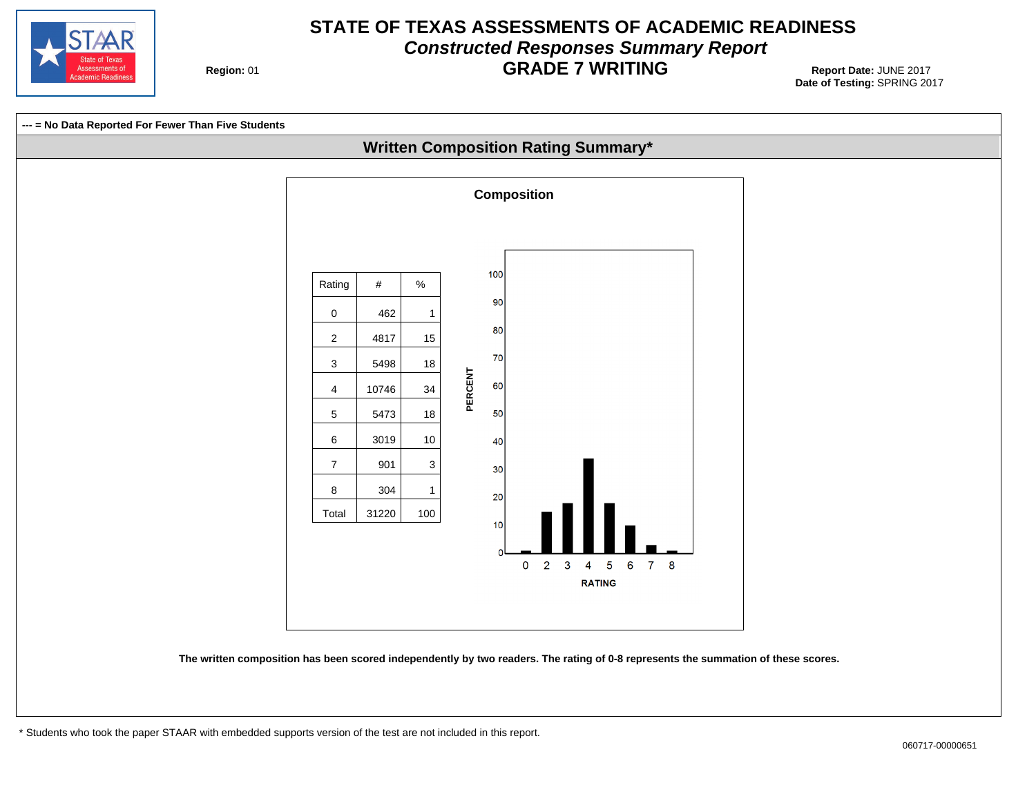# STATE OF TEXAS ASSESSMENTS OF ACADEMIC READINESS

## *Constructed Responses Summary Report*

## GRADE 7 WRITING

**Region:** 01

**Report Date:** JUNE 2017
**Date of Testing:** SPRING 2017

**--- = No Data Reported For Fewer Than Five Students**

## Written Composition Rating Summary*

### Composition

| Rating | # | % |
|---|---|---|
| 0 | 462 | 1 |
| 2 | 4817 | 15 |
| 3 | 5498 | 18 |
| 4 | 10746 | 34 |
| 5 | 5473 | 18 |
| 6 | 3019 | 10 |
| 7 | 901 | 3 |
| 8 | 304 | 1 |
| Total | 31220 | 100 |

**The written composition has been scored independently by two readers. The rating of 0-8 represents the summation of these scores.**

\* Students who took the paper STAAR with embedded supports version of the test are not included in this report.

060717-00000651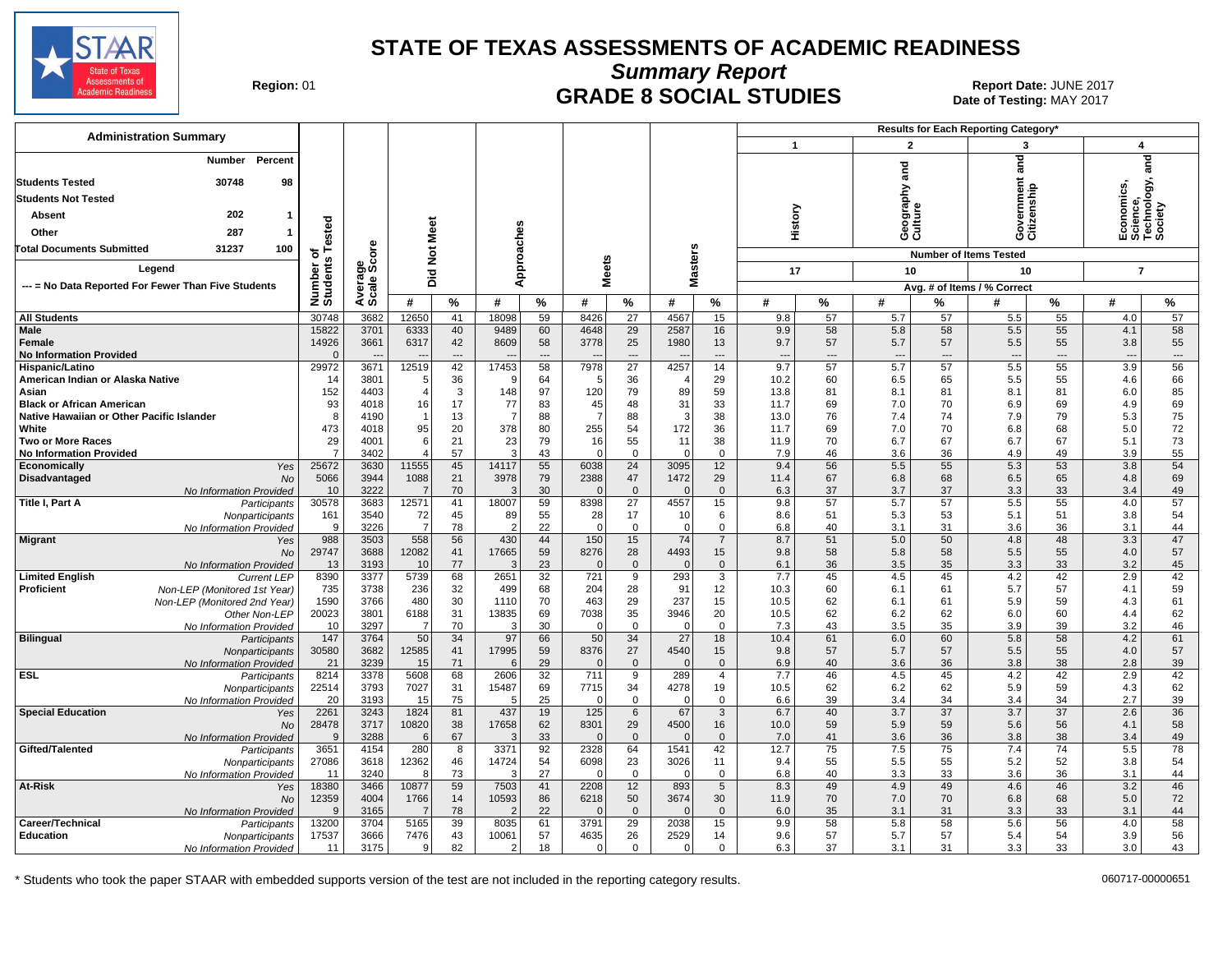# STATE OF TEXAS ASSESSMENTS OF ACADEMIC READINESS

## Summary Report

## GRADE 8 SOCIAL STUDIES

**Region:** 01

**Report Date:** JUNE 2017
**Date of Testing:** MAY 2017

**Administration Summary**

| | Number | Percent |
|---|---|---|
| Students Tested | 30748 | 98 |
| Students Not Tested | | |
| Absent | 202 | 1 |
| Other | 287 | 1 |
| Total Documents Submitted | 31237 | 100 |

Legend: --- = No Data Reported For Fewer Than Five Students

Results for Each Reporting Category*: 1 = History (17 items); 2 = Geography and Culture (10 items); 3 = Government and Citizenship (10 items); 4 = Economics, Science, Technology, and Society (7 items). Columns show Avg. # of Items / % Correct.

| Group | | Number of Students Tested | Average Scale Score | Did Not Meet # | Did Not Meet % | Approaches # | Approaches % | Meets # | Meets % | Masters # | Masters % | 1 History # | 1 % | 2 Geography and Culture # | 2 % | 3 Government and Citizenship # | 3 % | 4 Economics, Science, Technology, and Society # | 4 % |
|---|---|---|---|---|---|---|---|---|---|---|---|---|---|---|---|---|---|---|---|
| All Students | | 30748 | 3682 | 12650 | 41 | 18098 | 59 | 8426 | 27 | 4567 | 15 | 9.8 | 57 | 5.7 | 57 | 5.5 | 55 | 4.0 | 57 |
| Male | | 15822 | 3701 | 6333 | 40 | 9489 | 60 | 4648 | 29 | 2587 | 16 | 9.9 | 58 | 5.8 | 58 | 5.5 | 55 | 4.1 | 58 |
| Female | | 14926 | 3661 | 6317 | 42 | 8609 | 58 | 3778 | 25 | 1980 | 13 | 9.7 | 57 | 5.7 | 57 | 5.5 | 55 | 3.8 | 55 |
| No Information Provided | | 0 | --- | --- | --- | --- | --- | --- | --- | --- | --- | --- | --- | --- | --- | --- | --- | --- | --- |
| Hispanic/Latino | | 29972 | 3671 | 12519 | 42 | 17453 | 58 | 7978 | 27 | 4257 | 14 | 9.7 | 57 | 5.7 | 57 | 5.5 | 55 | 3.9 | 56 |
| American Indian or Alaska Native | | 14 | 3801 | 5 | 36 | 9 | 64 | 5 | 36 | 4 | 29 | 10.2 | 60 | 6.5 | 65 | 5.5 | 55 | 4.6 | 66 |
| Asian | | 152 | 4403 | 4 | 3 | 148 | 97 | 120 | 79 | 89 | 59 | 13.8 | 81 | 8.1 | 81 | 8.1 | 81 | 6.0 | 85 |
| Black or African American | | 93 | 4018 | 16 | 17 | 77 | 83 | 45 | 48 | 31 | 33 | 11.7 | 69 | 7.0 | 70 | 6.9 | 69 | 4.9 | 69 |
| Native Hawaiian or Other Pacific Islander | | 8 | 4190 | 1 | 13 | 7 | 88 | 7 | 88 | 3 | 38 | 13.0 | 76 | 7.4 | 74 | 7.9 | 79 | 5.3 | 75 |
| White | | 473 | 4018 | 95 | 20 | 378 | 80 | 255 | 54 | 172 | 36 | 11.7 | 69 | 7.0 | 70 | 6.8 | 68 | 5.0 | 72 |
| Two or More Races | | 29 | 4001 | 6 | 21 | 23 | 79 | 16 | 55 | 11 | 38 | 11.9 | 70 | 6.7 | 67 | 6.7 | 67 | 5.1 | 73 |
| No Information Provided | | 7 | 3402 | 4 | 57 | 3 | 43 | 0 | 0 | 0 | 0 | 7.9 | 46 | 3.6 | 36 | 4.9 | 49 | 3.9 | 55 |
| Economically Disadvantaged | Yes | 25672 | 3630 | 11555 | 45 | 14117 | 55 | 6038 | 24 | 3095 | 12 | 9.4 | 56 | 5.5 | 55 | 5.3 | 53 | 3.8 | 54 |
| | No | 5066 | 3944 | 1088 | 21 | 3978 | 79 | 2388 | 47 | 1472 | 29 | 11.4 | 67 | 6.8 | 68 | 6.5 | 65 | 4.8 | 69 |
| | No Information Provided | 10 | 3222 | 7 | 70 | 3 | 30 | 0 | 0 | 0 | 0 | 6.3 | 37 | 3.7 | 37 | 3.3 | 33 | 3.4 | 49 |
| Title I, Part A | Participants | 30578 | 3683 | 12571 | 41 | 18007 | 59 | 8398 | 27 | 4557 | 15 | 9.8 | 57 | 5.7 | 57 | 5.5 | 55 | 4.0 | 57 |
| | Nonparticipants | 161 | 3540 | 72 | 45 | 89 | 55 | 28 | 17 | 10 | 6 | 8.6 | 51 | 5.3 | 53 | 5.1 | 51 | 3.8 | 54 |
| | No Information Provided | 9 | 3226 | 7 | 78 | 2 | 22 | 0 | 0 | 0 | 0 | 6.8 | 40 | 3.1 | 31 | 3.6 | 36 | 3.1 | 44 |
| Migrant | Yes | 988 | 3503 | 558 | 56 | 430 | 44 | 150 | 15 | 74 | 7 | 8.7 | 51 | 5.0 | 50 | 4.8 | 48 | 3.3 | 47 |
| | No | 29747 | 3688 | 12082 | 41 | 17665 | 59 | 8276 | 28 | 4493 | 15 | 9.8 | 58 | 5.8 | 58 | 5.5 | 55 | 4.0 | 57 |
| | No Information Provided | 13 | 3193 | 10 | 77 | 3 | 23 | 0 | 0 | 0 | 0 | 6.1 | 36 | 3.5 | 35 | 3.3 | 33 | 3.2 | 45 |
| Limited English Proficient | Current LEP | 8390 | 3377 | 5739 | 68 | 2651 | 32 | 721 | 9 | 293 | 3 | 7.7 | 45 | 4.5 | 45 | 4.2 | 42 | 2.9 | 42 |
| | Non-LEP (Monitored 1st Year) | 735 | 3738 | 236 | 32 | 499 | 68 | 204 | 28 | 91 | 12 | 10.3 | 60 | 6.1 | 61 | 5.7 | 57 | 4.1 | 59 |
| | Non-LEP (Monitored 2nd Year) | 1590 | 3766 | 480 | 30 | 1110 | 70 | 463 | 29 | 237 | 15 | 10.5 | 62 | 6.1 | 61 | 5.9 | 59 | 4.3 | 61 |
| | Other Non-LEP | 20023 | 3801 | 6188 | 31 | 13835 | 69 | 7038 | 35 | 3946 | 20 | 10.5 | 62 | 6.2 | 62 | 6.0 | 60 | 4.4 | 62 |
| | No Information Provided | 10 | 3297 | 7 | 70 | 3 | 30 | 0 | 0 | 0 | 0 | 7.3 | 43 | 3.5 | 35 | 3.9 | 39 | 3.2 | 46 |
| Bilingual | Participants | 147 | 3764 | 50 | 34 | 97 | 66 | 50 | 34 | 27 | 18 | 10.4 | 61 | 6.0 | 60 | 5.8 | 58 | 4.2 | 61 |
| | Nonparticipants | 30580 | 3682 | 12585 | 41 | 17995 | 59 | 8376 | 27 | 4540 | 15 | 9.8 | 57 | 5.7 | 57 | 5.5 | 55 | 4.0 | 57 |
| | No Information Provided | 21 | 3239 | 15 | 71 | 6 | 29 | 0 | 0 | 0 | 0 | 6.9 | 40 | 3.6 | 36 | 3.8 | 38 | 2.8 | 39 |
| ESL | Participants | 8214 | 3378 | 5608 | 68 | 2606 | 32 | 711 | 9 | 289 | 4 | 7.7 | 46 | 4.5 | 45 | 4.2 | 42 | 2.9 | 42 |
| | Nonparticipants | 22514 | 3793 | 7027 | 31 | 15487 | 69 | 7715 | 34 | 4278 | 19 | 10.5 | 62 | 6.2 | 62 | 5.9 | 59 | 4.3 | 62 |
| | No Information Provided | 20 | 3193 | 15 | 75 | 5 | 25 | 0 | 0 | 0 | 0 | 6.6 | 39 | 3.4 | 34 | 3.4 | 34 | 2.7 | 39 |
| Special Education | Yes | 2261 | 3243 | 1824 | 81 | 437 | 19 | 125 | 6 | 67 | 3 | 6.7 | 40 | 3.7 | 37 | 3.7 | 37 | 2.6 | 36 |
| | No | 28478 | 3717 | 10820 | 38 | 17658 | 62 | 8301 | 29 | 4500 | 16 | 10.0 | 59 | 5.9 | 59 | 5.6 | 56 | 4.1 | 58 |
| | No Information Provided | 9 | 3288 | 6 | 67 | 3 | 33 | 0 | 0 | 0 | 0 | 7.0 | 41 | 3.6 | 36 | 3.8 | 38 | 3.4 | 49 |
| Gifted/Talented | Participants | 3651 | 4154 | 280 | 8 | 3371 | 92 | 2328 | 64 | 1541 | 42 | 12.7 | 75 | 7.5 | 75 | 7.4 | 74 | 5.5 | 78 |
| | Nonparticipants | 27086 | 3618 | 12362 | 46 | 14724 | 54 | 6098 | 23 | 3026 | 11 | 9.4 | 55 | 5.5 | 55 | 5.2 | 52 | 3.8 | 54 |
| | No Information Provided | 11 | 3240 | 8 | 73 | 3 | 27 | 0 | 0 | 0 | 0 | 6.8 | 40 | 3.3 | 33 | 3.6 | 36 | 3.1 | 44 |
| At-Risk | Yes | 18380 | 3466 | 10877 | 59 | 7503 | 41 | 2208 | 12 | 893 | 5 | 8.3 | 49 | 4.9 | 49 | 4.6 | 46 | 3.2 | 46 |
| | No | 12359 | 4004 | 1766 | 14 | 10593 | 86 | 6218 | 50 | 3674 | 30 | 11.9 | 70 | 7.0 | 70 | 6.8 | 68 | 5.0 | 72 |
| | No Information Provided | 9 | 3165 | 7 | 78 | 2 | 22 | 0 | 0 | 0 | 0 | 6.0 | 35 | 3.1 | 31 | 3.3 | 33 | 3.1 | 44 |
| Career/Technical Education | Participants | 13200 | 3704 | 5165 | 39 | 8035 | 61 | 3791 | 29 | 2038 | 15 | 9.9 | 58 | 5.8 | 58 | 5.6 | 56 | 4.0 | 58 |
| | Nonparticipants | 17537 | 3666 | 7476 | 43 | 10061 | 57 | 4635 | 26 | 2529 | 14 | 9.6 | 57 | 5.7 | 57 | 5.4 | 54 | 3.9 | 56 |
| | No Information Provided | 11 | 3175 | 9 | 82 | 2 | 18 | 0 | 0 | 0 | 0 | 6.3 | 37 | 3.1 | 31 | 3.3 | 33 | 3.0 | 43 |

\* Students who took the paper STAAR with embedded supports version of the test are not included in the reporting category results.

060717-00000651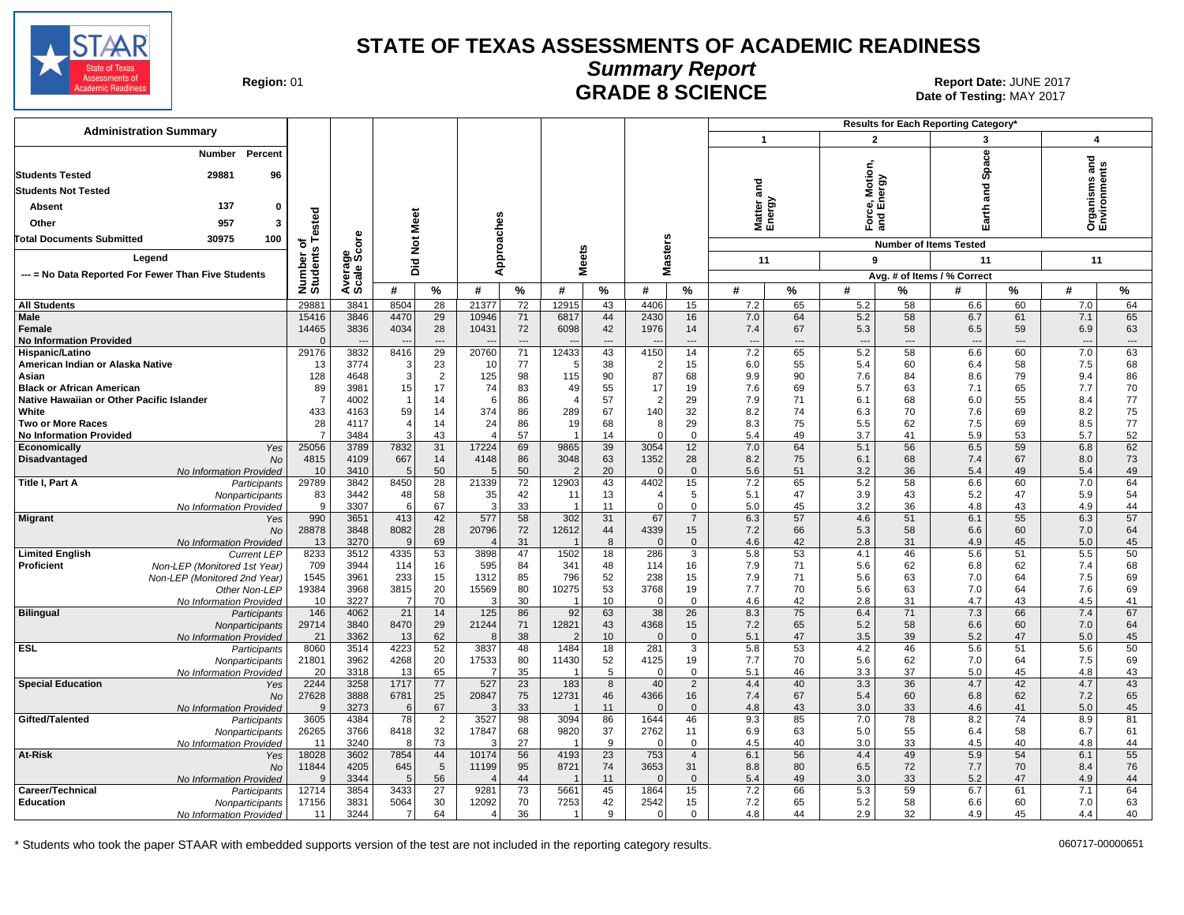# STATE OF TEXAS ASSESSMENTS OF ACADEMIC READINESS

## Summary Report

## GRADE 8 SCIENCE

**Region:** 01

**Report Date:** JUNE 2017
**Date of Testing:** MAY 2017

### Administration Summary

| | Number | Percent |
|---|---|---|
| Students Tested | 29881 | 96 |
| Students Not Tested | | |
| Absent | 137 | 0 |
| Other | 957 | 3 |
| Total Documents Submitted | 30975 | 100 |

Legend

--- = No Data Reported For Fewer Than Five Students

Results for Each Reporting Category*: 1 = Matter and Energy (11 items); 2 = Force, Motion, and Energy (9 items); 3 = Earth and Space (11 items); 4 = Organisms and Environments (11 items). Avg. # of Items / % Correct.

| Group | | Number of Students Tested | Average Scale Score | Did Not Meet # | Did Not Meet % | Approaches # | Approaches % | Meets # | Meets % | Masters # | Masters % | Cat 1 # | Cat 1 % | Cat 2 # | Cat 2 % | Cat 3 # | Cat 3 % | Cat 4 # | Cat 4 % |
|---|---|---|---|---|---|---|---|---|---|---|---|---|---|---|---|---|---|---|---|
| All Students | | 29881 | 3841 | 8504 | 28 | 21377 | 72 | 12915 | 43 | 4406 | 15 | 7.2 | 65 | 5.2 | 58 | 6.6 | 60 | 7.0 | 64 |
| Male | | 15416 | 3846 | 4470 | 29 | 10946 | 71 | 6817 | 44 | 2430 | 16 | 7.0 | 64 | 5.2 | 58 | 6.7 | 61 | 7.1 | 65 |
| Female | | 14465 | 3836 | 4034 | 28 | 10431 | 72 | 6098 | 42 | 1976 | 14 | 7.4 | 67 | 5.3 | 58 | 6.5 | 59 | 6.9 | 63 |
| No Information Provided | | 0 | --- | --- | --- | --- | --- | --- | --- | --- | --- | --- | --- | --- | --- | --- | --- | --- | --- |
| Hispanic/Latino | | 29176 | 3832 | 8416 | 29 | 20760 | 71 | 12433 | 43 | 4150 | 14 | 7.2 | 65 | 5.2 | 58 | 6.6 | 60 | 7.0 | 63 |
| American Indian or Alaska Native | | 13 | 3774 | 3 | 23 | 10 | 77 | 5 | 38 | 2 | 15 | 6.0 | 55 | 5.4 | 60 | 6.4 | 58 | 7.5 | 68 |
| Asian | | 128 | 4648 | 3 | 2 | 125 | 98 | 115 | 90 | 87 | 68 | 9.9 | 90 | 7.6 | 84 | 8.6 | 79 | 9.4 | 86 |
| Black or African American | | 89 | 3981 | 15 | 17 | 74 | 83 | 49 | 55 | 17 | 19 | 7.6 | 69 | 5.7 | 63 | 7.1 | 65 | 7.7 | 70 |
| Native Hawaiian or Other Pacific Islander | | 7 | 4002 | 1 | 14 | 6 | 86 | 4 | 57 | 2 | 29 | 7.9 | 71 | 6.1 | 68 | 6.0 | 55 | 8.4 | 77 |
| White | | 433 | 4163 | 59 | 14 | 374 | 86 | 289 | 67 | 140 | 32 | 8.2 | 74 | 6.3 | 70 | 7.6 | 69 | 8.2 | 75 |
| Two or More Races | | 28 | 4117 | 4 | 14 | 24 | 86 | 19 | 68 | 8 | 29 | 8.3 | 75 | 5.5 | 62 | 7.5 | 69 | 8.5 | 77 |
| No Information Provided | | 7 | 3484 | 3 | 43 | 4 | 57 | 1 | 14 | 0 | 0 | 5.4 | 49 | 3.7 | 41 | 5.9 | 53 | 5.7 | 52 |
| Economically Disadvantaged | Yes | 25056 | 3789 | 7832 | 31 | 17224 | 69 | 9865 | 39 | 3054 | 12 | 7.0 | 64 | 5.1 | 56 | 6.5 | 59 | 6.8 | 62 |
| | No | 4815 | 4109 | 667 | 14 | 4148 | 86 | 3048 | 63 | 1352 | 28 | 8.2 | 75 | 6.1 | 68 | 7.4 | 67 | 8.0 | 73 |
| | No Information Provided | 10 | 3410 | 5 | 50 | 5 | 50 | 2 | 20 | 0 | 0 | 5.6 | 51 | 3.2 | 36 | 5.4 | 49 | 5.4 | 49 |
| Title I, Part A | Participants | 29789 | 3842 | 8450 | 28 | 21339 | 72 | 12903 | 43 | 4402 | 15 | 7.2 | 65 | 5.2 | 58 | 6.6 | 60 | 7.0 | 64 |
| | Nonparticipants | 83 | 3442 | 48 | 58 | 35 | 42 | 11 | 13 | 4 | 5 | 5.1 | 47 | 3.9 | 43 | 5.2 | 47 | 5.9 | 54 |
| | No Information Provided | 9 | 3307 | 6 | 67 | 3 | 33 | 1 | 11 | 0 | 0 | 5.0 | 45 | 3.2 | 36 | 4.8 | 43 | 4.9 | 44 |
| Migrant | Yes | 990 | 3651 | 413 | 42 | 577 | 58 | 302 | 31 | 67 | 7 | 6.3 | 57 | 4.6 | 51 | 6.1 | 55 | 6.3 | 57 |
| | No | 28878 | 3848 | 8082 | 28 | 20796 | 72 | 12612 | 44 | 4339 | 15 | 7.2 | 66 | 5.3 | 58 | 6.6 | 60 | 7.0 | 64 |
| | No Information Provided | 13 | 3270 | 9 | 69 | 4 | 31 | 1 | 8 | 0 | 0 | 4.6 | 42 | 2.8 | 31 | 4.9 | 45 | 5.0 | 45 |
| Limited English Proficient | Current LEP | 8233 | 3512 | 4335 | 53 | 3898 | 47 | 1502 | 18 | 286 | 3 | 5.8 | 53 | 4.1 | 46 | 5.6 | 51 | 5.5 | 50 |
| | Non-LEP (Monitored 1st Year) | 709 | 3944 | 114 | 16 | 595 | 84 | 341 | 48 | 114 | 16 | 7.9 | 71 | 5.6 | 62 | 6.8 | 62 | 7.4 | 68 |
| | Non-LEP (Monitored 2nd Year) | 1545 | 3961 | 233 | 15 | 1312 | 85 | 796 | 52 | 238 | 15 | 7.9 | 71 | 5.6 | 63 | 7.0 | 64 | 7.5 | 69 |
| | Other Non-LEP | 19384 | 3968 | 3815 | 20 | 15569 | 80 | 10275 | 53 | 3768 | 19 | 7.7 | 70 | 5.6 | 63 | 7.0 | 64 | 7.6 | 69 |
| | No Information Provided | 10 | 3227 | 7 | 70 | 3 | 30 | 1 | 10 | 0 | 0 | 4.6 | 42 | 2.8 | 31 | 4.7 | 43 | 4.5 | 41 |
| Bilingual | Participants | 146 | 4062 | 21 | 14 | 125 | 86 | 92 | 63 | 38 | 26 | 8.3 | 75 | 6.4 | 71 | 7.3 | 66 | 7.4 | 67 |
| | Nonparticipants | 29714 | 3840 | 8470 | 29 | 21244 | 71 | 12821 | 43 | 4368 | 15 | 7.2 | 65 | 5.2 | 58 | 6.6 | 60 | 7.0 | 64 |
| | No Information Provided | 21 | 3362 | 13 | 62 | 8 | 38 | 2 | 10 | 0 | 0 | 5.1 | 47 | 3.5 | 39 | 5.2 | 47 | 5.0 | 45 |
| ESL | Participants | 8060 | 3514 | 4223 | 52 | 3837 | 48 | 1484 | 18 | 281 | 3 | 5.8 | 53 | 4.2 | 46 | 5.6 | 51 | 5.6 | 50 |
| | Nonparticipants | 21801 | 3962 | 4268 | 20 | 17533 | 80 | 11430 | 52 | 4125 | 19 | 7.7 | 70 | 5.6 | 62 | 7.0 | 64 | 7.5 | 69 |
| | No Information Provided | 20 | 3318 | 13 | 65 | 7 | 35 | 1 | 5 | 0 | 0 | 5.1 | 46 | 3.3 | 37 | 5.0 | 45 | 4.8 | 43 |
| Special Education | Yes | 2244 | 3258 | 1717 | 77 | 527 | 23 | 183 | 8 | 40 | 2 | 4.4 | 40 | 3.3 | 36 | 4.7 | 42 | 4.7 | 43 |
| | No | 27628 | 3888 | 6781 | 25 | 20847 | 75 | 12731 | 46 | 4366 | 16 | 7.4 | 67 | 5.4 | 60 | 6.8 | 62 | 7.2 | 65 |
| | No Information Provided | 9 | 3273 | 6 | 67 | 3 | 33 | 1 | 11 | 0 | 0 | 4.8 | 43 | 3.0 | 33 | 4.6 | 41 | 5.0 | 45 |
| Gifted/Talented | Participants | 3605 | 4384 | 78 | 2 | 3527 | 98 | 3094 | 86 | 1644 | 46 | 9.3 | 85 | 7.0 | 78 | 8.2 | 74 | 8.9 | 81 |
| | Nonparticipants | 26265 | 3766 | 8418 | 32 | 17847 | 68 | 9820 | 37 | 2762 | 11 | 6.9 | 63 | 5.0 | 55 | 6.4 | 58 | 6.7 | 61 |
| | No Information Provided | 11 | 3240 | 8 | 73 | 3 | 27 | 1 | 9 | 0 | 0 | 4.5 | 40 | 3.0 | 33 | 4.5 | 40 | 4.8 | 44 |
| At-Risk | Yes | 18028 | 3602 | 7854 | 44 | 10174 | 56 | 4193 | 23 | 753 | 4 | 6.1 | 56 | 4.4 | 49 | 5.9 | 54 | 6.1 | 55 |
| | No | 11844 | 4205 | 645 | 5 | 11199 | 95 | 8721 | 74 | 3653 | 31 | 8.8 | 80 | 6.5 | 72 | 7.7 | 70 | 8.4 | 76 |
| | No Information Provided | 9 | 3344 | 5 | 56 | 4 | 44 | 1 | 11 | 0 | 0 | 5.4 | 49 | 3.0 | 33 | 5.2 | 47 | 4.9 | 44 |
| Career/Technical Education | Participants | 12714 | 3854 | 3433 | 27 | 9281 | 73 | 5661 | 45 | 1864 | 15 | 7.2 | 66 | 5.3 | 59 | 6.7 | 61 | 7.1 | 64 |
| | Nonparticipants | 17156 | 3831 | 5064 | 30 | 12092 | 70 | 7253 | 42 | 2542 | 15 | 7.2 | 65 | 5.2 | 58 | 6.6 | 60 | 7.0 | 63 |
| | No Information Provided | 11 | 3244 | 7 | 64 | 4 | 36 | 1 | 9 | 0 | 0 | 4.8 | 44 | 2.9 | 32 | 4.9 | 45 | 4.4 | 40 |

\* Students who took the paper STAAR with embedded supports version of the test are not included in the reporting category results.

060717-00000651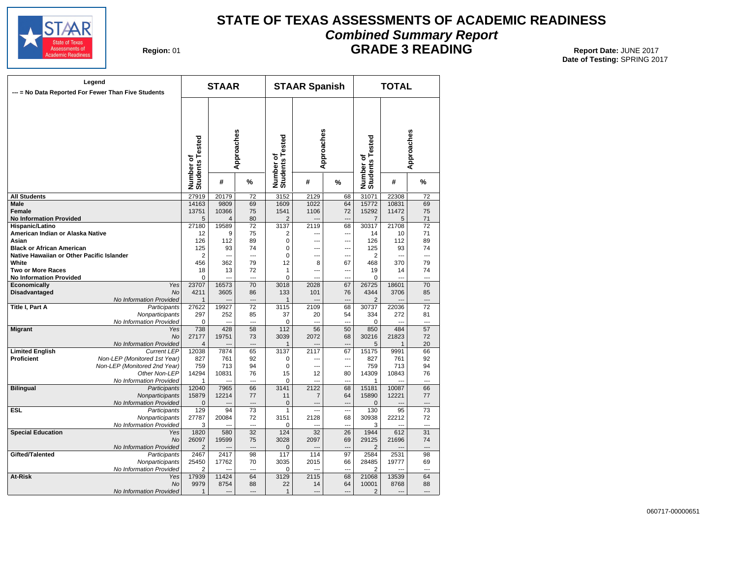# STATE OF TEXAS ASSESSMENTS OF ACADEMIC READINESS

## *Combined Summary Report*

## GRADE 3 READING

**Region:** 01

**Report Date:** JUNE 2017
**Date of Testing:** SPRING 2017

**Legend**
--- = No Data Reported For Fewer Than Five Students

| | | STAAR | | | STAAR Spanish | | | TOTAL | | |
|---|---|---|---|---|---|---|---|---|---|---|
| | | Number of Students Tested | Approaches | | Number of Students Tested | Approaches | | Number of Students Tested | Approaches | |
| | | | # | % | | # | % | | # | % |
| **All Students** | | 27919 | 20179 | 72 | 3152 | 2129 | 68 | 31071 | 22308 | 72 |
| **Male** | | 14163 | 9809 | 69 | 1609 | 1022 | 64 | 15772 | 10831 | 69 |
| **Female** | | 13751 | 10366 | 75 | 1541 | 1106 | 72 | 15292 | 11472 | 75 |
| **No Information Provided** | | 5 | 4 | 80 | 2 | --- | --- | 7 | 5 | 71 |
| **Hispanic/Latino** | | 27180 | 19589 | 72 | 3137 | 2119 | 68 | 30317 | 21708 | 72 |
| **American Indian or Alaska Native** | | 12 | 9 | 75 | 2 | --- | --- | 14 | 10 | 71 |
| **Asian** | | 126 | 112 | 89 | 0 | --- | --- | 126 | 112 | 89 |
| **Black or African American** | | 125 | 93 | 74 | 0 | --- | --- | 125 | 93 | 74 |
| **Native Hawaiian or Other Pacific Islander** | | 2 | --- | --- | 0 | --- | --- | 2 | --- | --- |
| **White** | | 456 | 362 | 79 | 12 | 8 | 67 | 468 | 370 | 79 |
| **Two or More Races** | | 18 | 13 | 72 | 1 | --- | --- | 19 | 14 | 74 |
| **No Information Provided** | | 0 | --- | --- | 0 | --- | --- | 0 | --- | --- |
| **Economically Disadvantaged** | *Yes* | 23707 | 16573 | 70 | 3018 | 2028 | 67 | 26725 | 18601 | 70 |
| | *No* | 4211 | 3605 | 86 | 133 | 101 | 76 | 4344 | 3706 | 85 |
| | *No Information Provided* | 1 | --- | --- | 1 | --- | --- | 2 | --- | --- |
| **Title I, Part A** | *Participants* | 27622 | 19927 | 72 | 3115 | 2109 | 68 | 30737 | 22036 | 72 |
| | *Nonparticipants* | 297 | 252 | 85 | 37 | 20 | 54 | 334 | 272 | 81 |
| | *No Information Provided* | 0 | --- | --- | 0 | --- | --- | 0 | --- | --- |
| **Migrant** | *Yes* | 738 | 428 | 58 | 112 | 56 | 50 | 850 | 484 | 57 |
| | *No* | 27177 | 19751 | 73 | 3039 | 2072 | 68 | 30216 | 21823 | 72 |
| | *No Information Provided* | 4 | --- | --- | 1 | --- | --- | 5 | 1 | 20 |
| **Limited English Proficient** | *Current LEP* | 12038 | 7874 | 65 | 3137 | 2117 | 67 | 15175 | 9991 | 66 |
| | *Non-LEP (Monitored 1st Year)* | 827 | 761 | 92 | 0 | --- | --- | 827 | 761 | 92 |
| | *Non-LEP (Monitored 2nd Year)* | 759 | 713 | 94 | 0 | --- | --- | 759 | 713 | 94 |
| | *Other Non-LEP* | 14294 | 10831 | 76 | 15 | 12 | 80 | 14309 | 10843 | 76 |
| | *No Information Provided* | 1 | --- | --- | 0 | --- | --- | 1 | --- | --- |
| **Bilingual** | *Participants* | 12040 | 7965 | 66 | 3141 | 2122 | 68 | 15181 | 10087 | 66 |
| | *Nonparticipants* | 15879 | 12214 | 77 | 11 | 7 | 64 | 15890 | 12221 | 77 |
| | *No Information Provided* | 0 | --- | --- | 0 | --- | --- | 0 | --- | --- |
| **ESL** | *Participants* | 129 | 94 | 73 | 1 | --- | --- | 130 | 95 | 73 |
| | *Nonparticipants* | 27787 | 20084 | 72 | 3151 | 2128 | 68 | 30938 | 22212 | 72 |
| | *No Information Provided* | 3 | --- | --- | 0 | --- | --- | 3 | --- | --- |
| **Special Education** | *Yes* | 1820 | 580 | 32 | 124 | 32 | 26 | 1944 | 612 | 31 |
| | *No* | 26097 | 19599 | 75 | 3028 | 2097 | 69 | 29125 | 21696 | 74 |
| | *No Information Provided* | 2 | --- | --- | 0 | --- | --- | 2 | --- | --- |
| **Gifted/Talented** | *Participants* | 2467 | 2417 | 98 | 117 | 114 | 97 | 2584 | 2531 | 98 |
| | *Nonparticipants* | 25450 | 17762 | 70 | 3035 | 2015 | 66 | 28485 | 19777 | 69 |
| | *No Information Provided* | 2 | --- | --- | 0 | --- | --- | 2 | --- | --- |
| **At-Risk** | *Yes* | 17939 | 11424 | 64 | 3129 | 2115 | 68 | 21068 | 13539 | 64 |
| | *No* | 9979 | 8754 | 88 | 22 | 14 | 64 | 10001 | 8768 | 88 |
| | *No Information Provided* | 1 | --- | --- | 1 | --- | --- | 2 | --- | --- |

060717-00000651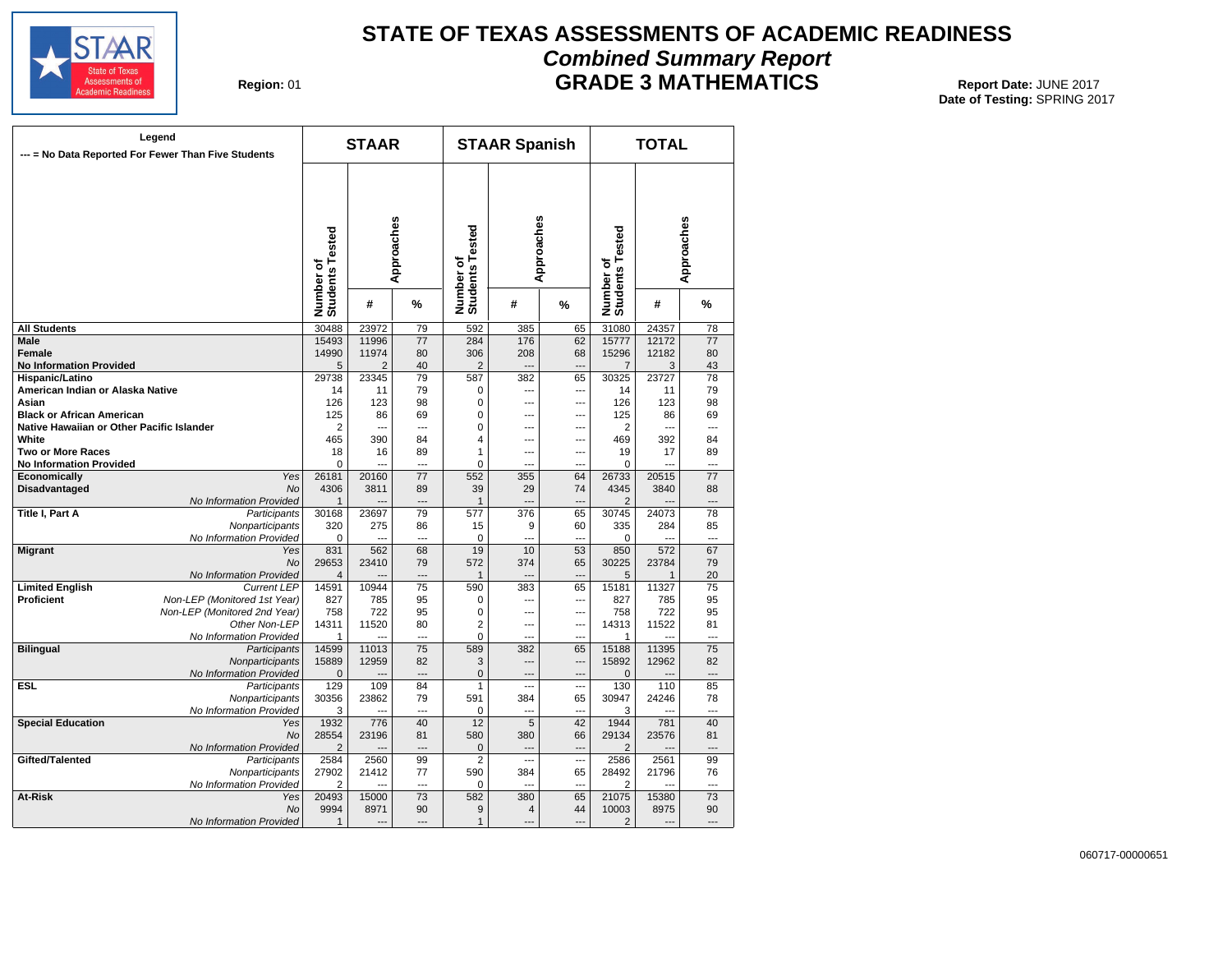# STATE OF TEXAS ASSESSMENTS OF ACADEMIC READINESS

## *Combined Summary Report*

## GRADE 3 MATHEMATICS

**Region:** 01

**Report Date:** JUNE 2017
**Date of Testing:** SPRING 2017

**Legend**
--- = No Data Reported For Fewer Than Five Students

| | | STAAR | | | STAAR Spanish | | | TOTAL | | |
|---|---|---|---|---|---|---|---|---|---|---|
| | | Number of Students Tested | Approaches | | Number of Students Tested | Approaches | | Number of Students Tested | Approaches | |
| | | | # | % | | # | % | | # | % |
| **All Students** | | 30488 | 23972 | 79 | 592 | 385 | 65 | 31080 | 24357 | 78 |
| **Male** | | 15493 | 11996 | 77 | 284 | 176 | 62 | 15777 | 12172 | 77 |
| **Female** | | 14990 | 11974 | 80 | 306 | 208 | 68 | 15296 | 12182 | 80 |
| **No Information Provided** | | 5 | 2 | 40 | 2 | --- | --- | 7 | 3 | 43 |
| **Hispanic/Latino** | | 29738 | 23345 | 79 | 587 | 382 | 65 | 30325 | 23727 | 78 |
| **American Indian or Alaska Native** | | 14 | 11 | 79 | 0 | --- | --- | 14 | 11 | 79 |
| **Asian** | | 126 | 123 | 98 | 0 | --- | --- | 126 | 123 | 98 |
| **Black or African American** | | 125 | 86 | 69 | 0 | --- | --- | 125 | 86 | 69 |
| **Native Hawaiian or Other Pacific Islander** | | 2 | --- | --- | 0 | --- | --- | 2 | --- | --- |
| **White** | | 465 | 390 | 84 | 4 | --- | --- | 469 | 392 | 84 |
| **Two or More Races** | | 18 | 16 | 89 | 1 | --- | --- | 19 | 17 | 89 |
| **No Information Provided** | | 0 | --- | --- | 0 | --- | --- | 0 | --- | --- |
| **Economically Disadvantaged** | *Yes* | 26181 | 20160 | 77 | 552 | 355 | 64 | 26733 | 20515 | 77 |
| | *No* | 4306 | 3811 | 89 | 39 | 29 | 74 | 4345 | 3840 | 88 |
| | *No Information Provided* | 1 | --- | --- | 1 | --- | --- | 2 | --- | --- |
| **Title I, Part A** | *Participants* | 30168 | 23697 | 79 | 577 | 376 | 65 | 30745 | 24073 | 78 |
| | *Nonparticipants* | 320 | 275 | 86 | 15 | 9 | 60 | 335 | 284 | 85 |
| | *No Information Provided* | 0 | --- | --- | 0 | --- | --- | 0 | --- | --- |
| **Migrant** | *Yes* | 831 | 562 | 68 | 19 | 10 | 53 | 850 | 572 | 67 |
| | *No* | 29653 | 23410 | 79 | 572 | 374 | 65 | 30225 | 23784 | 79 |
| | *No Information Provided* | 4 | --- | --- | 1 | --- | --- | 5 | 1 | 20 |
| **Limited English Proficient** | *Current LEP* | 14591 | 10944 | 75 | 590 | 383 | 65 | 15181 | 11327 | 75 |
| | *Non-LEP (Monitored 1st Year)* | 827 | 785 | 95 | 0 | --- | --- | 827 | 785 | 95 |
| | *Non-LEP (Monitored 2nd Year)* | 758 | 722 | 95 | 0 | --- | --- | 758 | 722 | 95 |
| | *Other Non-LEP* | 14311 | 11520 | 80 | 2 | --- | --- | 14313 | 11522 | 81 |
| | *No Information Provided* | 1 | --- | --- | 0 | --- | --- | 1 | --- | --- |
| **Bilingual** | *Participants* | 14599 | 11013 | 75 | 589 | 382 | 65 | 15188 | 11395 | 75 |
| | *Nonparticipants* | 15889 | 12959 | 82 | 3 | --- | --- | 15892 | 12962 | 82 |
| | *No Information Provided* | 0 | --- | --- | 0 | --- | --- | 0 | --- | --- |
| **ESL** | *Participants* | 129 | 109 | 84 | 1 | --- | --- | 130 | 110 | 85 |
| | *Nonparticipants* | 30356 | 23862 | 79 | 591 | 384 | 65 | 30947 | 24246 | 78 |
| | *No Information Provided* | 3 | --- | --- | 0 | --- | --- | 3 | --- | --- |
| **Special Education** | *Yes* | 1932 | 776 | 40 | 12 | 5 | 42 | 1944 | 781 | 40 |
| | *No* | 28554 | 23196 | 81 | 580 | 380 | 66 | 29134 | 23576 | 81 |
| | *No Information Provided* | 2 | --- | --- | 0 | --- | --- | 2 | --- | --- |
| **Gifted/Talented** | *Participants* | 2584 | 2560 | 99 | 2 | --- | --- | 2586 | 2561 | 99 |
| | *Nonparticipants* | 27902 | 21412 | 77 | 590 | 384 | 65 | 28492 | 21796 | 76 |
| | *No Information Provided* | 2 | --- | --- | 0 | --- | --- | 2 | --- | --- |
| **At-Risk** | *Yes* | 20493 | 15000 | 73 | 582 | 380 | 65 | 21075 | 15380 | 73 |
| | *No* | 9994 | 8971 | 90 | 9 | 4 | 44 | 10003 | 8975 | 90 |
| | *No Information Provided* | 1 | --- | --- | 1 | --- | --- | 2 | --- | --- |

060717-00000651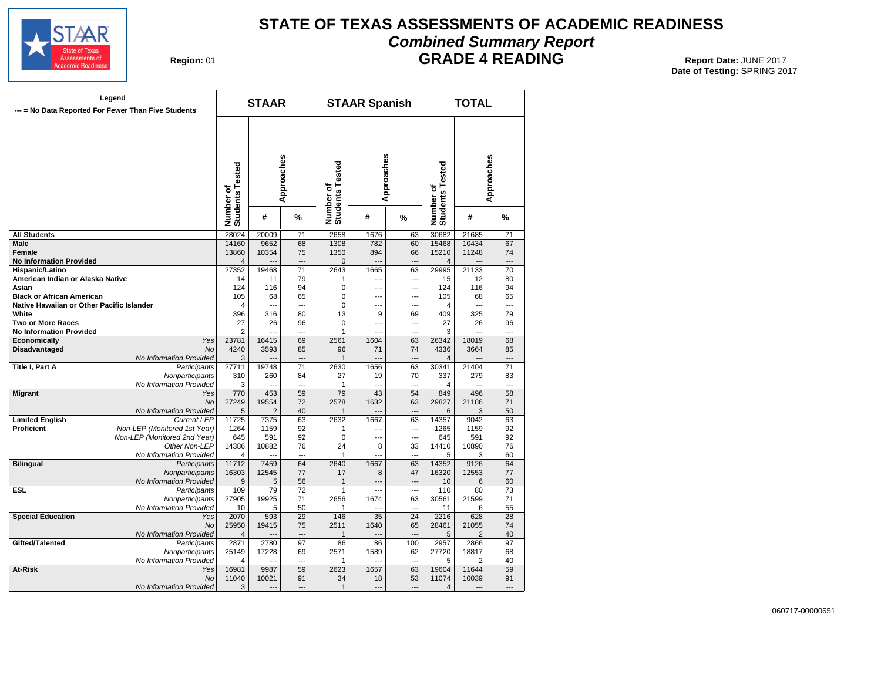# STATE OF TEXAS ASSESSMENTS OF ACADEMIC READINESS

## *Combined Summary Report*

## GRADE 4 READING

**Region:** 01

**Report Date:** JUNE 2017
**Date of Testing:** SPRING 2017

**Legend**
**--- = No Data Reported For Fewer Than Five Students**

| | | STAAR | | | STAAR Spanish | | | TOTAL | | |
|---|---|---|---|---|---|---|---|---|---|---|
| | | Number of Students Tested | Approaches | | Number of Students Tested | Approaches | | Number of Students Tested | Approaches | |
| | | | # | % | | # | % | | # | % |
| **All Students** | | 28024 | 20009 | 71 | 2658 | 1676 | 63 | 30682 | 21685 | 71 |
| **Male** | | 14160 | 9652 | 68 | 1308 | 782 | 60 | 15468 | 10434 | 67 |
| **Female** | | 13860 | 10354 | 75 | 1350 | 894 | 66 | 15210 | 11248 | 74 |
| **No Information Provided** | | 4 | --- | --- | 0 | --- | --- | 4 | --- | --- |
| **Hispanic/Latino** | | 27352 | 19468 | 71 | 2643 | 1665 | 63 | 29995 | 21133 | 70 |
| **American Indian or Alaska Native** | | 14 | 11 | 79 | 1 | --- | --- | 15 | 12 | 80 |
| **Asian** | | 124 | 116 | 94 | 0 | --- | --- | 124 | 116 | 94 |
| **Black or African American** | | 105 | 68 | 65 | 0 | --- | --- | 105 | 68 | 65 |
| **Native Hawaiian or Other Pacific Islander** | | 4 | --- | --- | 0 | --- | --- | 4 | --- | --- |
| **White** | | 396 | 316 | 80 | 13 | 9 | 69 | 409 | 325 | 79 |
| **Two or More Races** | | 27 | 26 | 96 | 0 | --- | --- | 27 | 26 | 96 |
| **No Information Provided** | | 2 | --- | --- | 1 | --- | --- | 3 | --- | --- |
| **Economically** | *Yes* | 23781 | 16415 | 69 | 2561 | 1604 | 63 | 26342 | 18019 | 68 |
| **Disadvantaged** | *No* | 4240 | 3593 | 85 | 96 | 71 | 74 | 4336 | 3664 | 85 |
| | *No Information Provided* | 3 | --- | --- | 1 | --- | --- | 4 | --- | --- |
| **Title I, Part A** | *Participants* | 27711 | 19748 | 71 | 2630 | 1656 | 63 | 30341 | 21404 | 71 |
| | *Nonparticipants* | 310 | 260 | 84 | 27 | 19 | 70 | 337 | 279 | 83 |
| | *No Information Provided* | 3 | --- | --- | 1 | --- | --- | 4 | --- | --- |
| **Migrant** | *Yes* | 770 | 453 | 59 | 79 | 43 | 54 | 849 | 496 | 58 |
| | *No* | 27249 | 19554 | 72 | 2578 | 1632 | 63 | 29827 | 21186 | 71 |
| | *No Information Provided* | 5 | 2 | 40 | 1 | --- | --- | 6 | 3 | 50 |
| **Limited English** | *Current LEP* | 11725 | 7375 | 63 | 2632 | 1667 | 63 | 14357 | 9042 | 63 |
| **Proficient** | *Non-LEP (Monitored 1st Year)* | 1264 | 1159 | 92 | 1 | --- | --- | 1265 | 1159 | 92 |
| | *Non-LEP (Monitored 2nd Year)* | 645 | 591 | 92 | 0 | --- | --- | 645 | 591 | 92 |
| | *Other Non-LEP* | 14386 | 10882 | 76 | 24 | 8 | 33 | 14410 | 10890 | 76 |
| | *No Information Provided* | 4 | --- | --- | 1 | --- | --- | 5 | 3 | 60 |
| **Bilingual** | *Participants* | 11712 | 7459 | 64 | 2640 | 1667 | 63 | 14352 | 9126 | 64 |
| | *Nonparticipants* | 16303 | 12545 | 77 | 17 | 8 | 47 | 16320 | 12553 | 77 |
| | *No Information Provided* | 9 | 5 | 56 | 1 | --- | --- | 10 | 6 | 60 |
| **ESL** | *Participants* | 109 | 79 | 72 | 1 | --- | --- | 110 | 80 | 73 |
| | *Nonparticipants* | 27905 | 19925 | 71 | 2656 | 1674 | 63 | 30561 | 21599 | 71 |
| | *No Information Provided* | 10 | 5 | 50 | 1 | --- | --- | 11 | 6 | 55 |
| **Special Education** | *Yes* | 2070 | 593 | 29 | 146 | 35 | 24 | 2216 | 628 | 28 |
| | *No* | 25950 | 19415 | 75 | 2511 | 1640 | 65 | 28461 | 21055 | 74 |
| | *No Information Provided* | 4 | --- | --- | 1 | --- | --- | 5 | 2 | 40 |
| **Gifted/Talented** | *Participants* | 2871 | 2780 | 97 | 86 | 86 | 100 | 2957 | 2866 | 97 |
| | *Nonparticipants* | 25149 | 17228 | 69 | 2571 | 1589 | 62 | 27720 | 18817 | 68 |
| | *No Information Provided* | 4 | --- | --- | 1 | --- | --- | 5 | 2 | 40 |
| **At-Risk** | *Yes* | 16981 | 9987 | 59 | 2623 | 1657 | 63 | 19604 | 11644 | 59 |
| | *No* | 11040 | 10021 | 91 | 34 | 18 | 53 | 11074 | 10039 | 91 |
| | *No Information Provided* | 3 | --- | --- | 1 | --- | --- | 4 | --- | --- |

060717-00000651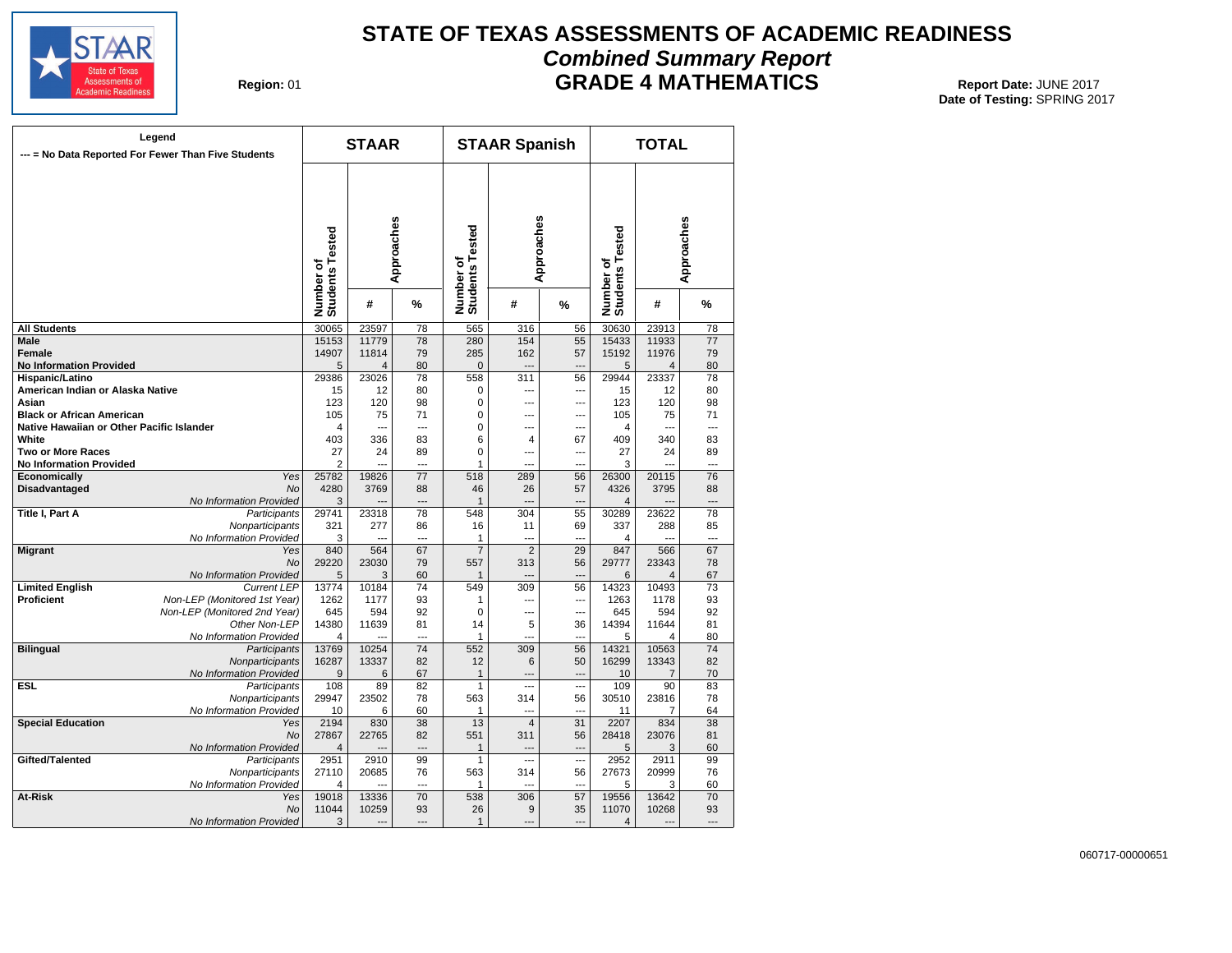# STATE OF TEXAS ASSESSMENTS OF ACADEMIC READINESS

## *Combined Summary Report*

## GRADE 4 MATHEMATICS

**Region:** 01

**Report Date:** JUNE 2017
**Date of Testing:** SPRING 2017

Legend
--- = No Data Reported For Fewer Than Five Students

| | | STAAR | | | STAAR Spanish | | | TOTAL | | |
|---|---|---|---|---|---|---|---|---|---|---|
| | | Number of Students Tested | Approaches # | Approaches % | Number of Students Tested | Approaches # | Approaches % | Number of Students Tested | Approaches # | Approaches % |
| **All Students** | | 30065 | 23597 | 78 | 565 | 316 | 56 | 30630 | 23913 | 78 |
| **Male** | | 15153 | 11779 | 78 | 280 | 154 | 55 | 15433 | 11933 | 77 |
| **Female** | | 14907 | 11814 | 79 | 285 | 162 | 57 | 15192 | 11976 | 79 |
| **No Information Provided** | | 5 | 4 | 80 | 0 | --- | --- | 5 | 4 | 80 |
| **Hispanic/Latino** | | 29386 | 23026 | 78 | 558 | 311 | 56 | 29944 | 23337 | 78 |
| **American Indian or Alaska Native** | | 15 | 12 | 80 | 0 | --- | --- | 15 | 12 | 80 |
| **Asian** | | 123 | 120 | 98 | 0 | --- | --- | 123 | 120 | 98 |
| **Black or African American** | | 105 | 75 | 71 | 0 | --- | --- | 105 | 75 | 71 |
| **Native Hawaiian or Other Pacific Islander** | | 4 | --- | --- | 0 | --- | --- | 4 | --- | --- |
| **White** | | 403 | 336 | 83 | 6 | 4 | 67 | 409 | 340 | 83 |
| **Two or More Races** | | 27 | 24 | 89 | 0 | --- | --- | 27 | 24 | 89 |
| **No Information Provided** | | 2 | --- | --- | 1 | --- | --- | 3 | --- | --- |
| **Economically Disadvantaged** | *Yes* | 25782 | 19826 | 77 | 518 | 289 | 56 | 26300 | 20115 | 76 |
| | *No* | 4280 | 3769 | 88 | 46 | 26 | 57 | 4326 | 3795 | 88 |
| | *No Information Provided* | 3 | --- | --- | 1 | --- | --- | 4 | --- | --- |
| **Title I, Part A** | *Participants* | 29741 | 23318 | 78 | 548 | 304 | 55 | 30289 | 23622 | 78 |
| | *Nonparticipants* | 321 | 277 | 86 | 16 | 11 | 69 | 337 | 288 | 85 |
| | *No Information Provided* | 3 | --- | --- | 1 | --- | --- | 4 | --- | --- |
| **Migrant** | *Yes* | 840 | 564 | 67 | 7 | 2 | 29 | 847 | 566 | 67 |
| | *No* | 29220 | 23030 | 79 | 557 | 313 | 56 | 29777 | 23343 | 78 |
| | *No Information Provided* | 5 | 3 | 60 | 1 | --- | --- | 6 | 4 | 67 |
| **Limited English Proficient** | *Current LEP* | 13774 | 10184 | 74 | 549 | 309 | 56 | 14323 | 10493 | 73 |
| | *Non-LEP (Monitored 1st Year)* | 1262 | 1177 | 93 | 1 | --- | --- | 1263 | 1178 | 93 |
| | *Non-LEP (Monitored 2nd Year)* | 645 | 594 | 92 | 0 | --- | --- | 645 | 594 | 92 |
| | *Other Non-LEP* | 14380 | 11639 | 81 | 14 | 5 | 36 | 14394 | 11644 | 81 |
| | *No Information Provided* | 4 | --- | --- | 1 | --- | --- | 5 | 4 | 80 |
| **Bilingual** | *Participants* | 13769 | 10254 | 74 | 552 | 309 | 56 | 14321 | 10563 | 74 |
| | *Nonparticipants* | 16287 | 13337 | 82 | 12 | 6 | 50 | 16299 | 13343 | 82 |
| | *No Information Provided* | 9 | 6 | 67 | 1 | --- | --- | 10 | 7 | 70 |
| **ESL** | *Participants* | 108 | 89 | 82 | 1 | --- | --- | 109 | 90 | 83 |
| | *Nonparticipants* | 29947 | 23502 | 78 | 563 | 314 | 56 | 30510 | 23816 | 78 |
| | *No Information Provided* | 10 | 6 | 60 | 1 | --- | --- | 11 | 7 | 64 |
| **Special Education** | *Yes* | 2194 | 830 | 38 | 13 | 4 | 31 | 2207 | 834 | 38 |
| | *No* | 27867 | 22765 | 82 | 551 | 311 | 56 | 28418 | 23076 | 81 |
| | *No Information Provided* | 4 | --- | --- | 1 | --- | --- | 5 | 3 | 60 |
| **Gifted/Talented** | *Participants* | 2951 | 2910 | 99 | 1 | --- | --- | 2952 | 2911 | 99 |
| | *Nonparticipants* | 27110 | 20685 | 76 | 563 | 314 | 56 | 27673 | 20999 | 76 |
| | *No Information Provided* | 4 | --- | --- | 1 | --- | --- | 5 | 3 | 60 |
| **At-Risk** | *Yes* | 19018 | 13336 | 70 | 538 | 306 | 57 | 19556 | 13642 | 70 |
| | *No* | 11044 | 10259 | 93 | 26 | 9 | 35 | 11070 | 10268 | 93 |
| | *No Information Provided* | 3 | --- | --- | 1 | --- | --- | 4 | --- | --- |

060717-00000651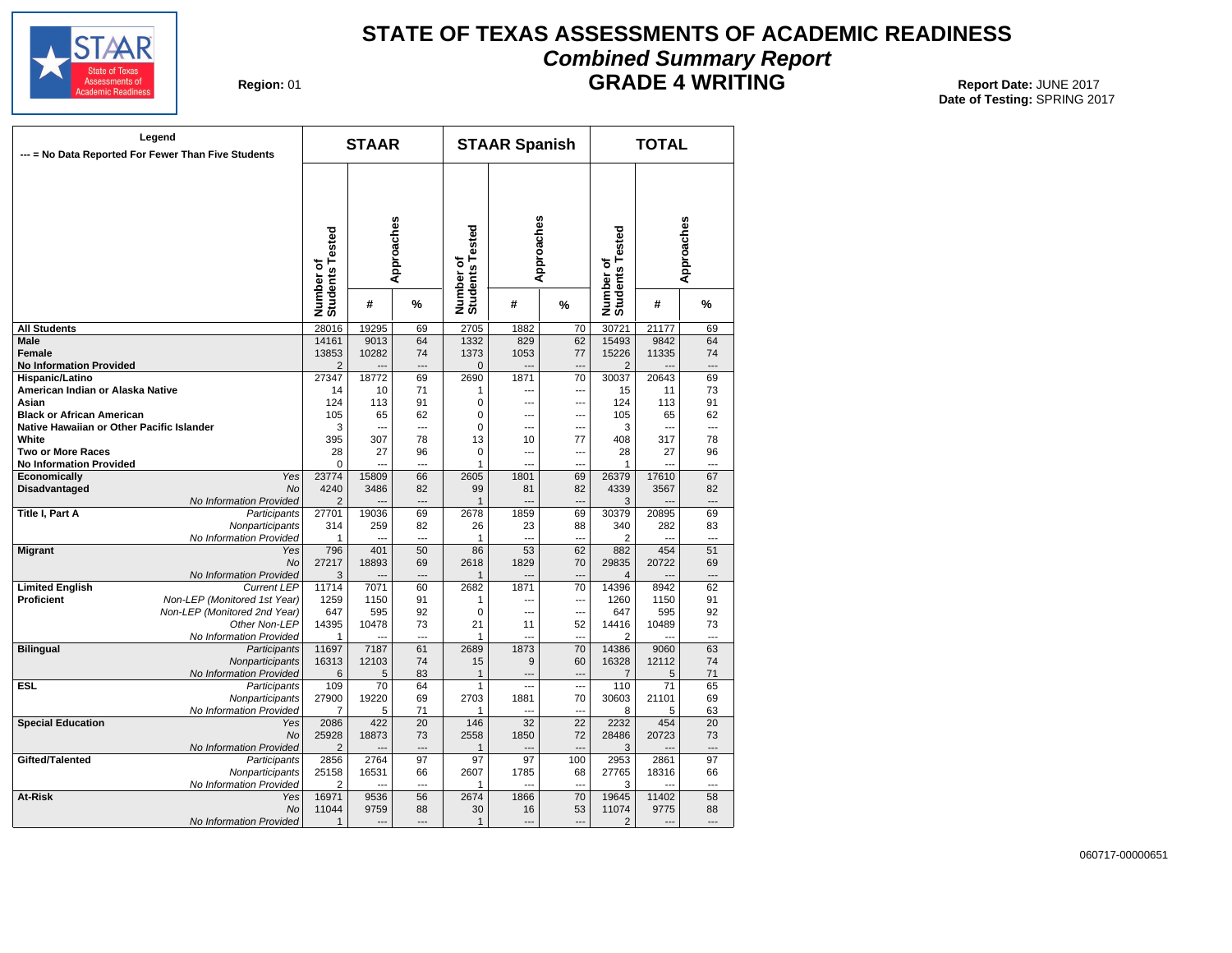# STATE OF TEXAS ASSESSMENTS OF ACADEMIC READINESS

## *Combined Summary Report*

## GRADE 4 WRITING

**Region:** 01

**Report Date:** JUNE 2017
**Date of Testing:** SPRING 2017

**Legend**
--- = No Data Reported For Fewer Than Five Students

| | | STAAR | | | STAAR Spanish | | | TOTAL | | |
|---|---|---|---|---|---|---|---|---|---|---|
| | | Number of Students Tested | Approaches # | Approaches % | Number of Students Tested | Approaches # | Approaches % | Number of Students Tested | Approaches # | Approaches % |
| **All Students** | | 28016 | 19295 | 69 | 2705 | 1882 | 70 | 30721 | 21177 | 69 |
| **Male** | | 14161 | 9013 | 64 | 1332 | 829 | 62 | 15493 | 9842 | 64 |
| **Female** | | 13853 | 10282 | 74 | 1373 | 1053 | 77 | 15226 | 11335 | 74 |
| **No Information Provided** | | 2 | --- | --- | 0 | --- | --- | 2 | --- | --- |
| **Hispanic/Latino** | | 27347 | 18772 | 69 | 2690 | 1871 | 70 | 30037 | 20643 | 69 |
| **American Indian or Alaska Native** | | 14 | 10 | 71 | 1 | --- | --- | 15 | 11 | 73 |
| **Asian** | | 124 | 113 | 91 | 0 | --- | --- | 124 | 113 | 91 |
| **Black or African American** | | 105 | 65 | 62 | 0 | --- | --- | 105 | 65 | 62 |
| **Native Hawaiian or Other Pacific Islander** | | 3 | --- | --- | 0 | --- | --- | 3 | --- | --- |
| **White** | | 395 | 307 | 78 | 13 | 10 | 77 | 408 | 317 | 78 |
| **Two or More Races** | | 28 | 27 | 96 | 0 | --- | --- | 28 | 27 | 96 |
| **No Information Provided** | | 0 | --- | --- | 1 | --- | --- | 1 | --- | --- |
| **Economically Disadvantaged** | *Yes* | 23774 | 15809 | 66 | 2605 | 1801 | 69 | 26379 | 17610 | 67 |
| | *No* | 4240 | 3486 | 82 | 99 | 81 | 82 | 4339 | 3567 | 82 |
| | *No Information Provided* | 2 | --- | --- | 1 | --- | --- | 3 | --- | --- |
| **Title I, Part A** | *Participants* | 27701 | 19036 | 69 | 2678 | 1859 | 69 | 30379 | 20895 | 69 |
| | *Nonparticipants* | 314 | 259 | 82 | 26 | 23 | 88 | 340 | 282 | 83 |
| | *No Information Provided* | 1 | --- | --- | 1 | --- | --- | 2 | --- | --- |
| **Migrant** | *Yes* | 796 | 401 | 50 | 86 | 53 | 62 | 882 | 454 | 51 |
| | *No* | 27217 | 18893 | 69 | 2618 | 1829 | 70 | 29835 | 20722 | 69 |
| | *No Information Provided* | 3 | --- | --- | 1 | --- | --- | 4 | --- | --- |
| **Limited English Proficient** | *Current LEP* | 11714 | 7071 | 60 | 2682 | 1871 | 70 | 14396 | 8942 | 62 |
| | *Non-LEP (Monitored 1st Year)* | 1259 | 1150 | 91 | 1 | --- | --- | 1260 | 1150 | 91 |
| | *Non-LEP (Monitored 2nd Year)* | 647 | 595 | 92 | 0 | --- | --- | 647 | 595 | 92 |
| | *Other Non-LEP* | 14395 | 10478 | 73 | 21 | 11 | 52 | 14416 | 10489 | 73 |
| | *No Information Provided* | 1 | --- | --- | 1 | --- | --- | 2 | --- | --- |
| **Bilingual** | *Participants* | 11697 | 7187 | 61 | 2689 | 1873 | 70 | 14386 | 9060 | 63 |
| | *Nonparticipants* | 16313 | 12103 | 74 | 15 | 9 | 60 | 16328 | 12112 | 74 |
| | *No Information Provided* | 6 | 5 | 83 | 1 | --- | --- | 7 | 5 | 71 |
| **ESL** | *Participants* | 109 | 70 | 64 | 1 | --- | --- | 110 | 71 | 65 |
| | *Nonparticipants* | 27900 | 19220 | 69 | 2703 | 1881 | 70 | 30603 | 21101 | 69 |
| | *No Information Provided* | 7 | 5 | 71 | 1 | --- | --- | 8 | 5 | 63 |
| **Special Education** | *Yes* | 2086 | 422 | 20 | 146 | 32 | 22 | 2232 | 454 | 20 |
| | *No* | 25928 | 18873 | 73 | 2558 | 1850 | 72 | 28486 | 20723 | 73 |
| | *No Information Provided* | 2 | --- | --- | 1 | --- | --- | 3 | --- | --- |
| **Gifted/Talented** | *Participants* | 2856 | 2764 | 97 | 97 | 97 | 100 | 2953 | 2861 | 97 |
| | *Nonparticipants* | 25158 | 16531 | 66 | 2607 | 1785 | 68 | 27765 | 18316 | 66 |
| | *No Information Provided* | 2 | --- | --- | 1 | --- | --- | 3 | --- | --- |
| **At-Risk** | *Yes* | 16971 | 9536 | 56 | 2674 | 1866 | 70 | 19645 | 11402 | 58 |
| | *No* | 11044 | 9759 | 88 | 30 | 16 | 53 | 11074 | 9775 | 88 |
| | *No Information Provided* | 1 | --- | --- | 1 | --- | --- | 2 | --- | --- |

060717-00000651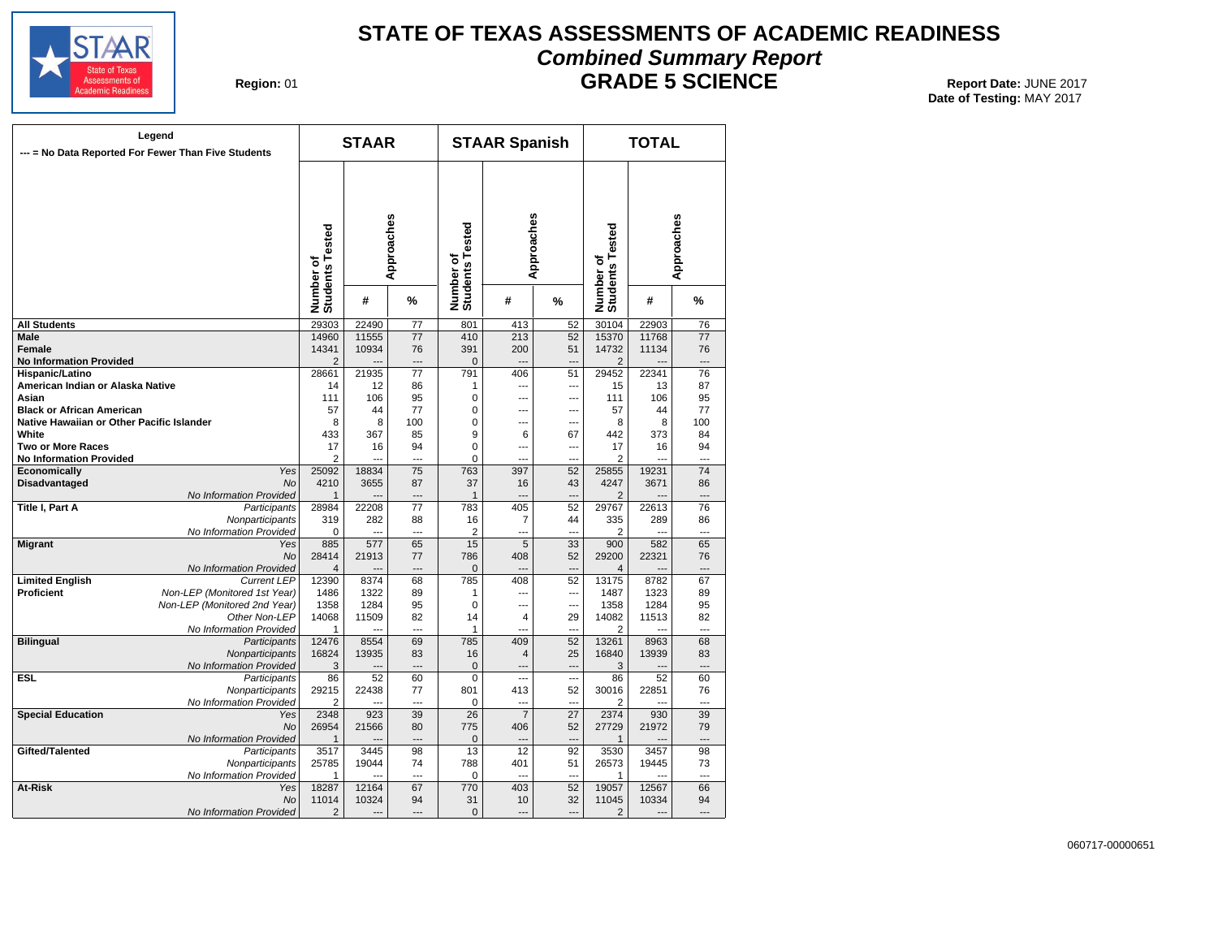# STATE OF TEXAS ASSESSMENTS OF ACADEMIC READINESS

## *Combined Summary Report*

## GRADE 5 SCIENCE

**Region:** 01

**Report Date:** JUNE 2017
**Date of Testing:** MAY 2017

**Legend**
--- = No Data Reported For Fewer Than Five Students

| | | STAAR | | | STAAR Spanish | | | TOTAL | | |
|---|---|---|---|---|---|---|---|---|---|---|
| | | Number of Students Tested | Approaches | | Number of Students Tested | Approaches | | Number of Students Tested | Approaches | |
| | | | # | % | | # | % | | # | % |
| **All Students** | | 29303 | 22490 | 77 | 801 | 413 | 52 | 30104 | 22903 | 76 |
| **Male** | | 14960 | 11555 | 77 | 410 | 213 | 52 | 15370 | 11768 | 77 |
| **Female** | | 14341 | 10934 | 76 | 391 | 200 | 51 | 14732 | 11134 | 76 |
| **No Information Provided** | | 2 | --- | --- | 0 | --- | --- | 2 | --- | --- |
| **Hispanic/Latino** | | 28661 | 21935 | 77 | 791 | 406 | 51 | 29452 | 22341 | 76 |
| **American Indian or Alaska Native** | | 14 | 12 | 86 | 1 | --- | --- | 15 | 13 | 87 |
| **Asian** | | 111 | 106 | 95 | 0 | --- | --- | 111 | 106 | 95 |
| **Black or African American** | | 57 | 44 | 77 | 0 | --- | --- | 57 | 44 | 77 |
| **Native Hawaiian or Other Pacific Islander** | | 8 | 8 | 100 | 0 | --- | --- | 8 | 8 | 100 |
| **White** | | 433 | 367 | 85 | 9 | 6 | 67 | 442 | 373 | 84 |
| **Two or More Races** | | 17 | 16 | 94 | 0 | --- | --- | 17 | 16 | 94 |
| **No Information Provided** | | 2 | --- | --- | 0 | --- | --- | 2 | --- | --- |
| **Economically Disadvantaged** | *Yes* | 25092 | 18834 | 75 | 763 | 397 | 52 | 25855 | 19231 | 74 |
| | *No* | 4210 | 3655 | 87 | 37 | 16 | 43 | 4247 | 3671 | 86 |
| | *No Information Provided* | 1 | --- | --- | 1 | --- | --- | 2 | --- | --- |
| **Title I, Part A** | *Participants* | 28984 | 22208 | 77 | 783 | 405 | 52 | 29767 | 22613 | 76 |
| | *Nonparticipants* | 319 | 282 | 88 | 16 | 7 | 44 | 335 | 289 | 86 |
| | *No Information Provided* | 0 | --- | --- | 2 | --- | --- | 2 | --- | --- |
| **Migrant** | *Yes* | 885 | 577 | 65 | 15 | 5 | 33 | 900 | 582 | 65 |
| | *No* | 28414 | 21913 | 77 | 786 | 408 | 52 | 29200 | 22321 | 76 |
| | *No Information Provided* | 4 | --- | --- | 0 | --- | --- | 4 | --- | --- |
| **Limited English Proficient** | *Current LEP* | 12390 | 8374 | 68 | 785 | 408 | 52 | 13175 | 8782 | 67 |
| | *Non-LEP (Monitored 1st Year)* | 1486 | 1322 | 89 | 1 | --- | --- | 1487 | 1323 | 89 |
| | *Non-LEP (Monitored 2nd Year)* | 1358 | 1284 | 95 | 0 | --- | --- | 1358 | 1284 | 95 |
| | *Other Non-LEP* | 14068 | 11509 | 82 | 14 | 4 | 29 | 14082 | 11513 | 82 |
| | *No Information Provided* | 1 | --- | --- | 1 | --- | --- | 2 | --- | --- |
| **Bilingual** | *Participants* | 12476 | 8554 | 69 | 785 | 409 | 52 | 13261 | 8963 | 68 |
| | *Nonparticipants* | 16824 | 13935 | 83 | 16 | 4 | 25 | 16840 | 13939 | 83 |
| | *No Information Provided* | 3 | --- | --- | 0 | --- | --- | 3 | --- | --- |
| **ESL** | *Participants* | 86 | 52 | 60 | 0 | --- | --- | 86 | 52 | 60 |
| | *Nonparticipants* | 29215 | 22438 | 77 | 801 | 413 | 52 | 30016 | 22851 | 76 |
| | *No Information Provided* | 2 | --- | --- | 0 | --- | --- | 2 | --- | --- |
| **Special Education** | *Yes* | 2348 | 923 | 39 | 26 | 7 | 27 | 2374 | 930 | 39 |
| | *No* | 26954 | 21566 | 80 | 775 | 406 | 52 | 27729 | 21972 | 79 |
| | *No Information Provided* | 1 | --- | --- | 0 | --- | --- | 1 | --- | --- |
| **Gifted/Talented** | *Participants* | 3517 | 3445 | 98 | 13 | 12 | 92 | 3530 | 3457 | 98 |
| | *Nonparticipants* | 25785 | 19044 | 74 | 788 | 401 | 51 | 26573 | 19445 | 73 |
| | *No Information Provided* | 1 | --- | --- | 0 | --- | --- | 1 | --- | --- |
| **At-Risk** | *Yes* | 18287 | 12164 | 67 | 770 | 403 | 52 | 19057 | 12567 | 66 |
| | *No* | 11014 | 10324 | 94 | 31 | 10 | 32 | 11045 | 10334 | 94 |
| | *No Information Provided* | 2 | --- | --- | 0 | --- | --- | 2 | --- | --- |

060717-00000651